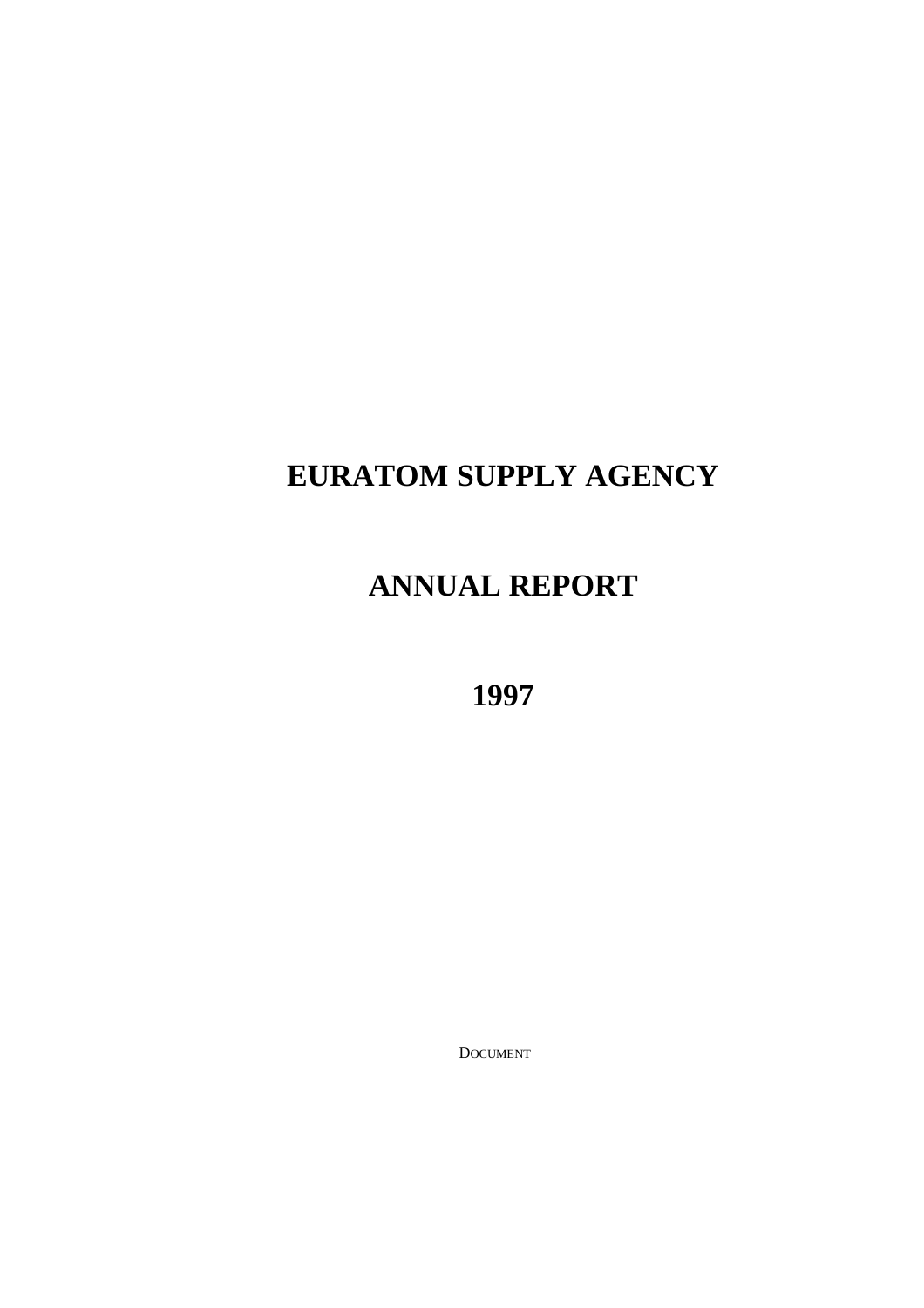# EURATOM SUPPLY AGENCY

# ANNUAL REPORT

# 1997

DOCUMENT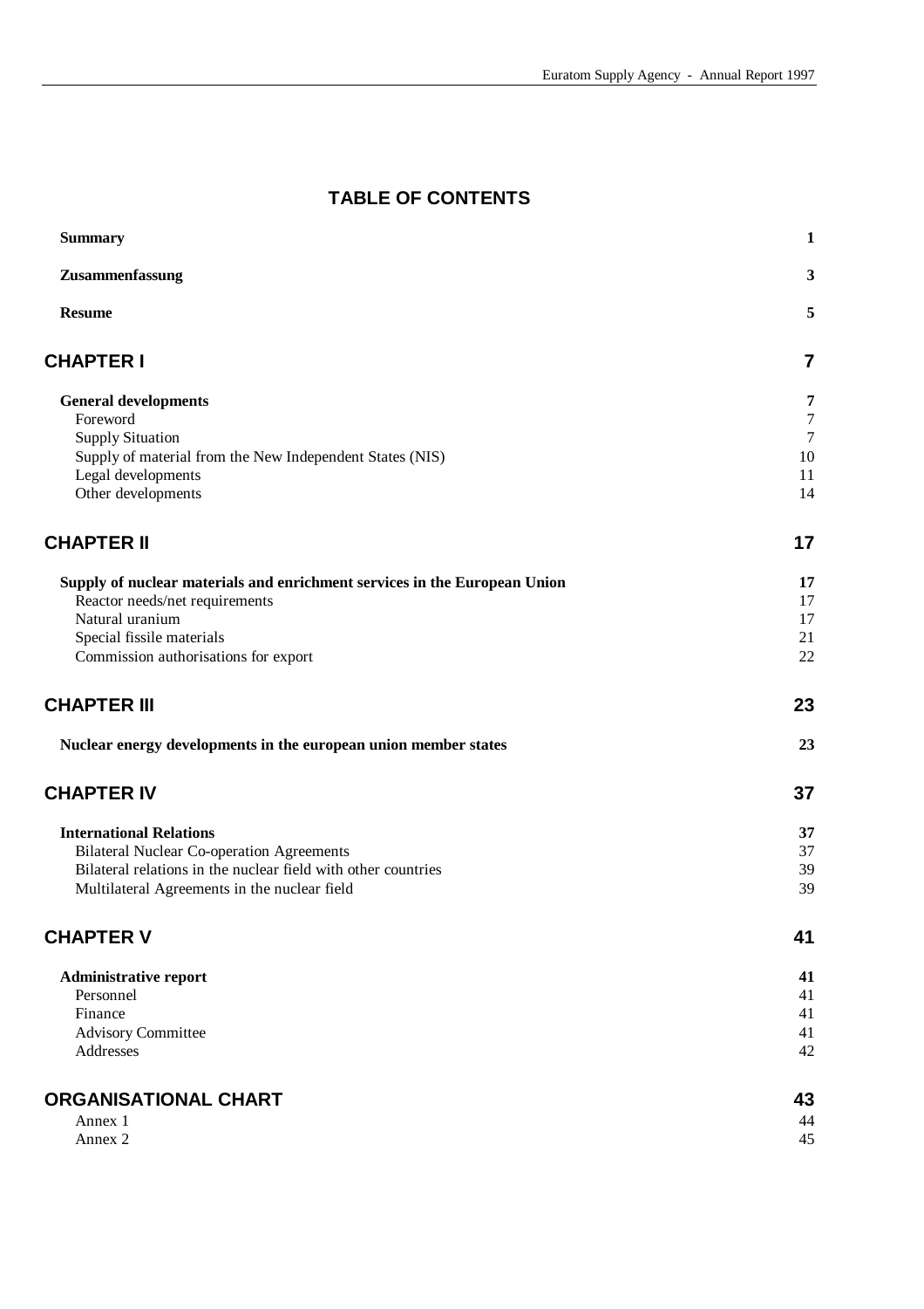# TABLE OF CONTENTS

| | |
|---|---|
| **Summary** | **1** |
| **Zusammenfassung** | **3** |
| **Resume** | **5** |
| **CHAPTER I** | **7** |
| **General developments** | **7** |
| Foreword | 7 |
| Supply Situation | 7 |
| Supply of material from the New Independent States (NIS) | 10 |
| Legal developments | 11 |
| Other developments | 14 |
| **CHAPTER II** | **17** |
| **Supply of nuclear materials and enrichment services in the European Union** | **17** |
| Reactor needs/net requirements | 17 |
| Natural uranium | 17 |
| Special fissile materials | 21 |
| Commission authorisations for export | 22 |
| **CHAPTER III** | **23** |
| **Nuclear energy developments in the european union member states** | **23** |
| **CHAPTER IV** | **37** |
| **International Relations** | **37** |
| Bilateral Nuclear Co-operation Agreements | 37 |
| Bilateral relations in the nuclear field with other countries | 39 |
| Multilateral Agreements in the nuclear field | 39 |
| **CHAPTER V** | **41** |
| **Administrative report** | **41** |
| Personnel | 41 |
| Finance | 41 |
| Advisory Committee | 41 |
| Addresses | 42 |
| **ORGANISATIONAL CHART** | **43** |
| Annex 1 | 44 |
| Annex 2 | 45 |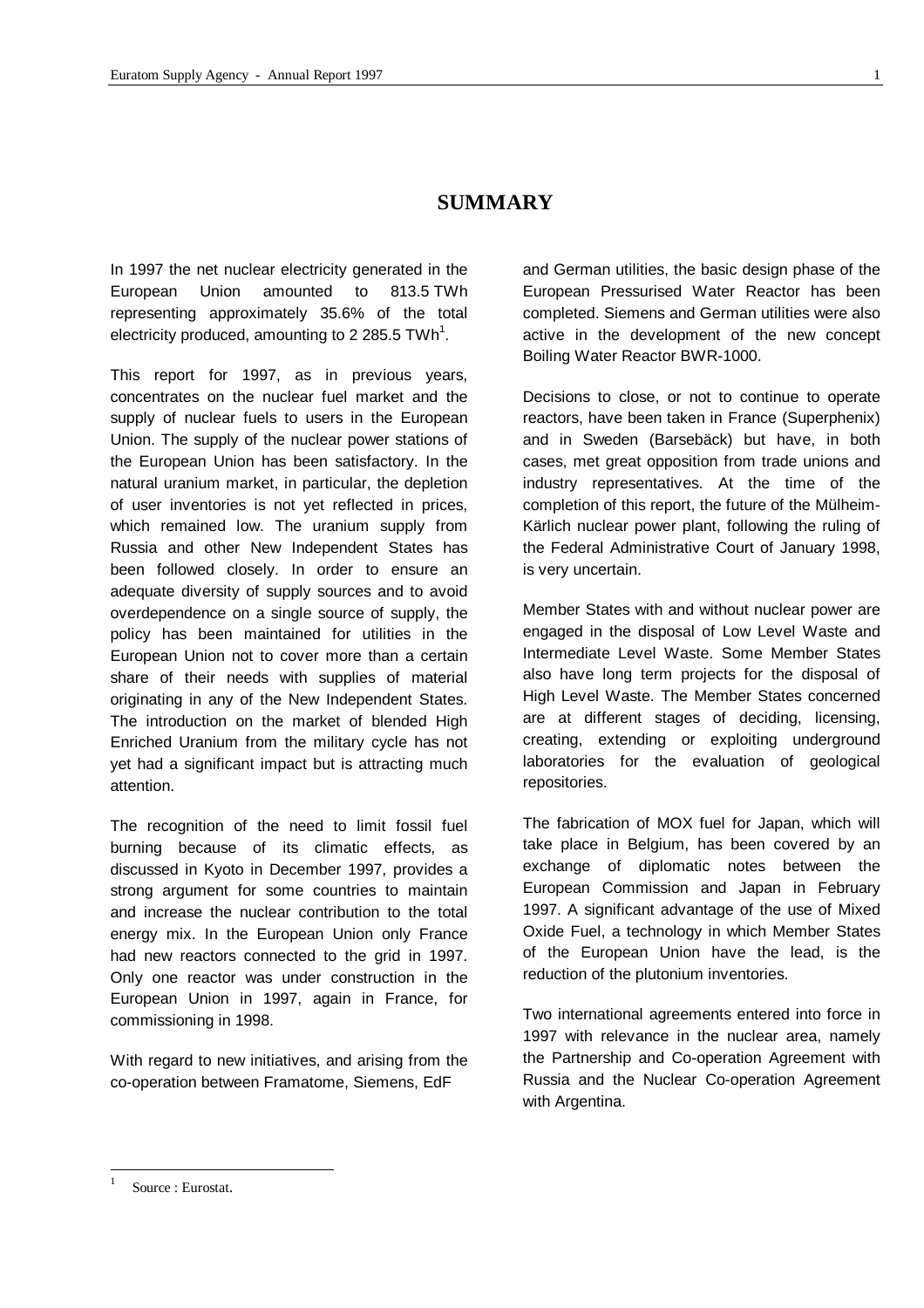# SUMMARY

In 1997 the net nuclear electricity generated in the European Union amounted to 813.5 TWh representing approximately 35.6% of the total electricity produced, amounting to 2 285.5 TWh[1].

This report for 1997, as in previous years, concentrates on the nuclear fuel market and the supply of nuclear fuels to users in the European Union. The supply of the nuclear power stations of the European Union has been satisfactory. In the natural uranium market, in particular, the depletion of user inventories is not yet reflected in prices, which remained low. The uranium supply from Russia and other New Independent States has been followed closely. In order to ensure an adequate diversity of supply sources and to avoid overdependence on a single source of supply, the policy has been maintained for utilities in the European Union not to cover more than a certain share of their needs with supplies of material originating in any of the New Independent States. The introduction on the market of blended High Enriched Uranium from the military cycle has not yet had a significant impact but is attracting much attention.

The recognition of the need to limit fossil fuel burning because of its climatic effects, as discussed in Kyoto in December 1997, provides a strong argument for some countries to maintain and increase the nuclear contribution to the total energy mix. In the European Union only France had new reactors connected to the grid in 1997. Only one reactor was under construction in the European Union in 1997, again in France, for commissioning in 1998.

With regard to new initiatives, and arising from the co-operation between Framatome, Siemens, EdF and German utilities, the basic design phase of the European Pressurised Water Reactor has been completed. Siemens and German utilities were also active in the development of the new concept Boiling Water Reactor BWR-1000.

Decisions to close, or not to continue to operate reactors, have been taken in France (Superphenix) and in Sweden (Barsebäck) but have, in both cases, met great opposition from trade unions and industry representatives. At the time of the completion of this report, the future of the Mülheim-Kärlich nuclear power plant, following the ruling of the Federal Administrative Court of January 1998, is very uncertain.

Member States with and without nuclear power are engaged in the disposal of Low Level Waste and Intermediate Level Waste. Some Member States also have long term projects for the disposal of High Level Waste. The Member States concerned are at different stages of deciding, licensing, creating, extending or exploiting underground laboratories for the evaluation of geological repositories.

The fabrication of MOX fuel for Japan, which will take place in Belgium, has been covered by an exchange of diplomatic notes between the European Commission and Japan in February 1997. A significant advantage of the use of Mixed Oxide Fuel, a technology in which Member States of the European Union have the lead, is the reduction of the plutonium inventories.

Two international agreements entered into force in 1997 with relevance in the nuclear area, namely the Partnership and Co-operation Agreement with Russia and the Nuclear Co-operation Agreement with Argentina.

---

[1] Source : Eurostat.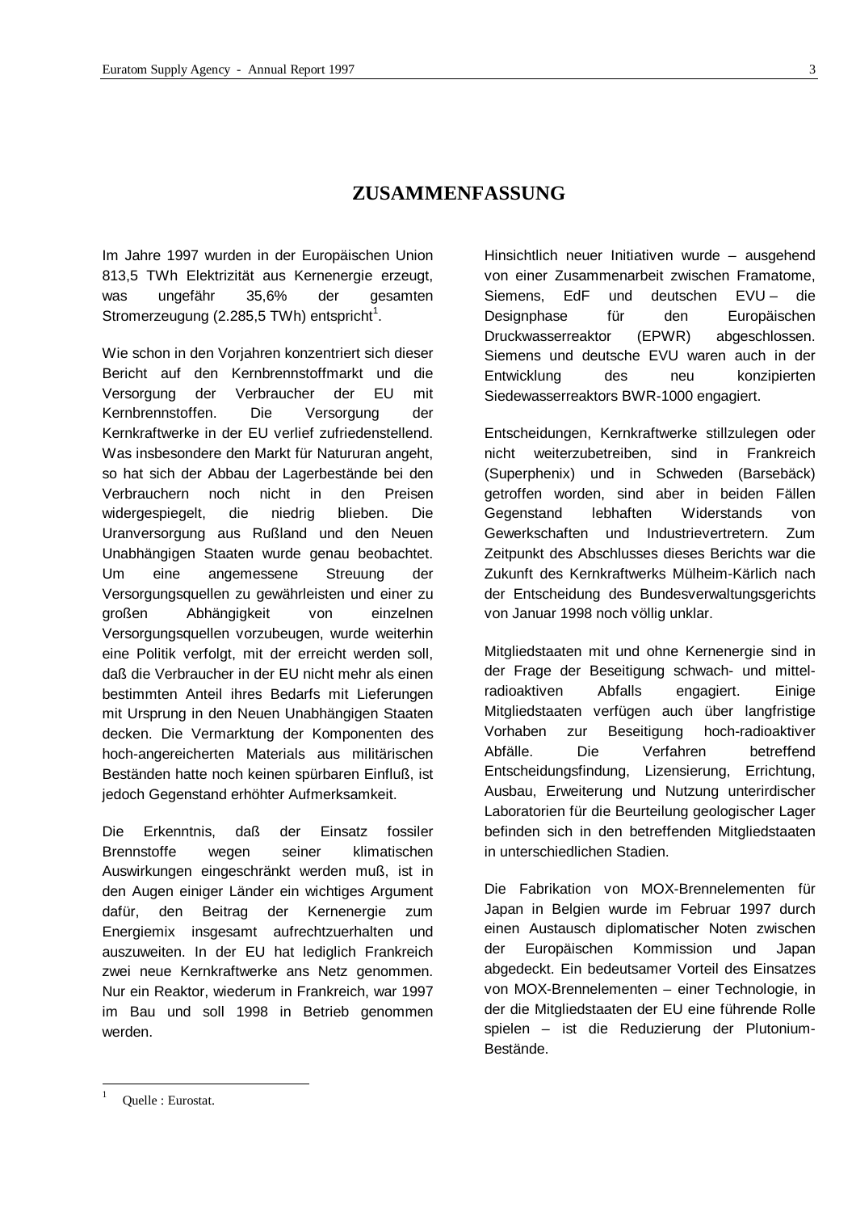# ZUSAMMENFASSUNG

Im Jahre 1997 wurden in der Europäischen Union 813,5 TWh Elektrizität aus Kernenergie erzeugt, was ungefähr 35,6% der gesamten Stromerzeugung (2.285,5 TWh) entspricht[1].

Wie schon in den Vorjahren konzentriert sich dieser Bericht auf den Kernbrennstoffmarkt und die Versorgung der Verbraucher der EU mit Kernbrennstoffen. Die Versorgung der Kernkraftwerke in der EU verlief zufriedenstellend. Was insbesondere den Markt für Natururan angeht, so hat sich der Abbau der Lagerbestände bei den Verbrauchern noch nicht in den Preisen widergespiegelt, die niedrig blieben. Die Uranversorgung aus Rußland und den Neuen Unabhängigen Staaten wurde genau beobachtet. Um eine angemessene Streuung der Versorgungsquellen zu gewährleisten und einer zu großen Abhängigkeit von einzelnen Versorgungsquellen vorzubeugen, wurde weiterhin eine Politik verfolgt, mit der erreicht werden soll, daß die Verbraucher in der EU nicht mehr als einen bestimmten Anteil ihres Bedarfs mit Lieferungen mit Ursprung in den Neuen Unabhängigen Staaten decken. Die Vermarktung der Komponenten des hoch-angereicherten Materials aus militärischen Beständen hatte noch keinen spürbaren Einfluß, ist jedoch Gegenstand erhöhter Aufmerksamkeit.

Die Erkenntnis, daß der Einsatz fossiler Brennstoffe wegen seiner klimatischen Auswirkungen eingeschränkt werden muß, ist in den Augen einiger Länder ein wichtiges Argument dafür, den Beitrag der Kernenergie zum Energiemix insgesamt aufrechtzuerhalten und auszuweiten. In der EU hat lediglich Frankreich zwei neue Kernkraftwerke ans Netz genommen. Nur ein Reaktor, wiederum in Frankreich, war 1997 im Bau und soll 1998 in Betrieb genommen werden.

Hinsichtlich neuer Initiativen wurde – ausgehend von einer Zusammenarbeit zwischen Framatome, Siemens, EdF und deutschen EVU – die Designphase für den Europäischen Druckwasserreaktor (EPWR) abgeschlossen. Siemens und deutsche EVU waren auch in der Entwicklung des neu konzipierten Siedewasserreaktors BWR-1000 engagiert.

Entscheidungen, Kernkraftwerke stillzulegen oder nicht weiterzubetreiben, sind in Frankreich (Superphenix) und in Schweden (Barsebäck) getroffen worden, sind aber in beiden Fällen Gegenstand lebhaften Widerstands von Gewerkschaften und Industrievertretern. Zum Zeitpunkt des Abschlusses dieses Berichts war die Zukunft des Kernkraftwerks Mülheim-Kärlich nach der Entscheidung des Bundesverwaltungsgerichts von Januar 1998 noch völlig unklar.

Mitgliedstaaten mit und ohne Kernenergie sind in der Frage der Beseitigung schwach- und mittel-radioaktiven Abfalls engagiert. Einige Mitgliedstaaten verfügen auch über langfristige Vorhaben zur Beseitigung hoch-radioaktiver Abfälle. Die Verfahren betreffend Entscheidungsfindung, Lizensierung, Errichtung, Ausbau, Erweiterung und Nutzung unterirdischer Laboratorien für die Beurteilung geologischer Lager befinden sich in den betreffenden Mitgliedstaaten in unterschiedlichen Stadien.

Die Fabrikation von MOX-Brennelementen für Japan in Belgien wurde im Februar 1997 durch einen Austausch diplomatischer Noten zwischen der Europäischen Kommission und Japan abgedeckt. Ein bedeutsamer Vorteil des Einsatzes von MOX-Brennelementen – einer Technologie, in der die Mitgliedstaaten der EU eine führende Rolle spielen – ist die Reduzierung der Plutonium-Bestände.

[1] Quelle : Eurostat.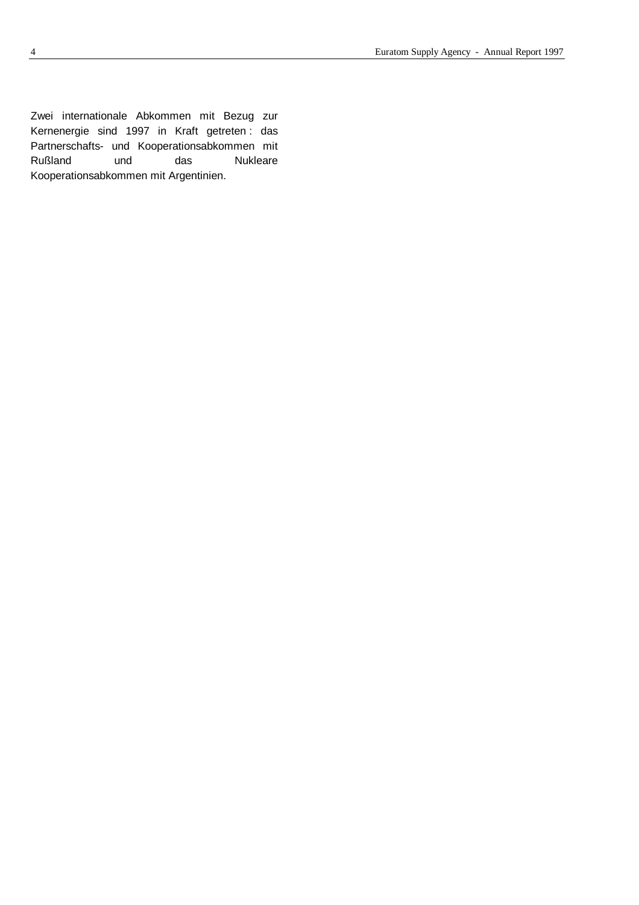Zwei internationale Abkommen mit Bezug zur Kernenergie sind 1997 in Kraft getreten : das Partnerschafts- und Kooperationsabkommen mit Rußland und das Nukleare Kooperationsabkommen mit Argentinien.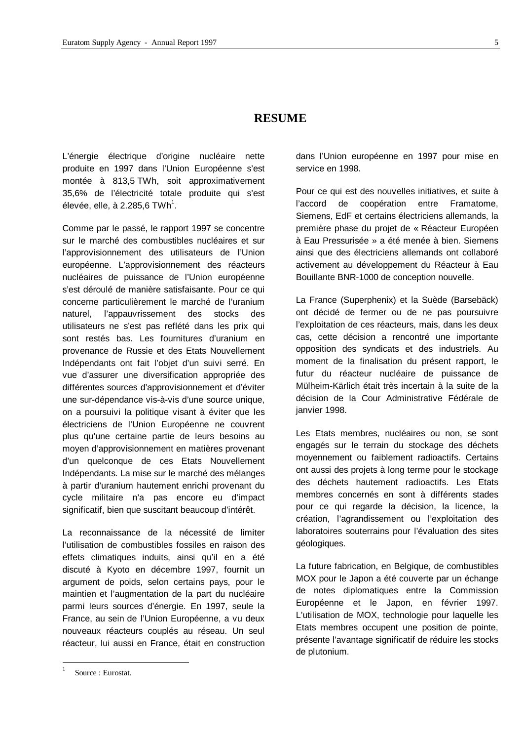# RESUME

L'énergie électrique d'origine nucléaire nette produite en 1997 dans l'Union Européenne s'est montée à 813,5 TWh, soit approximativement 35,6% de l'électricité totale produite qui s'est élevée, elle, à 2.285,6 TWh[1].

Comme par le passé, le rapport 1997 se concentre sur le marché des combustibles nucléaires et sur l'approvisionnement des utilisateurs de l'Union européenne. L'approvisionnement des réacteurs nucléaires de puissance de l'Union européenne s'est déroulé de manière satisfaisante. Pour ce qui concerne particulièrement le marché de l'uranium naturel, l'appauvrissement des stocks des utilisateurs ne s'est pas reflété dans les prix qui sont restés bas. Les fournitures d'uranium en provenance de Russie et des Etats Nouvellement Indépendants ont fait l'objet d'un suivi serré. En vue d'assurer une diversification appropriée des différentes sources d'approvisionnement et d'éviter une sur-dépendance vis-à-vis d'une source unique, on a poursuivi la politique visant à éviter que les électriciens de l'Union Européenne ne couvrent plus qu'une certaine partie de leurs besoins au moyen d'approvisionnement en matières provenant d'un quelconque de ces Etats Nouvellement Indépendants. La mise sur le marché des mélanges à partir d'uranium hautement enrichi provenant du cycle militaire n'a pas encore eu d'impact significatif, bien que suscitant beaucoup d'intérêt.

La reconnaissance de la nécessité de limiter l'utilisation de combustibles fossiles en raison des effets climatiques induits, ainsi qu'il en a été discuté à Kyoto en décembre 1997, fournit un argument de poids, selon certains pays, pour le maintien et l'augmentation de la part du nucléaire parmi leurs sources d'énergie. En 1997, seule la France, au sein de l'Union Européenne, a vu deux nouveaux réacteurs couplés au réseau. Un seul réacteur, lui aussi en France, était en construction dans l'Union européenne en 1997 pour mise en service en 1998.

Pour ce qui est des nouvelles initiatives, et suite à l'accord de coopération entre Framatome, Siemens, EdF et certains électriciens allemands, la première phase du projet de « Réacteur Européen à Eau Pressurisée » a été menée à bien. Siemens ainsi que des électriciens allemands ont collaboré activement au développement du Réacteur à Eau Bouillante BNR-1000 de conception nouvelle.

La France (Superphenix) et la Suède (Barsebäck) ont décidé de fermer ou de ne pas poursuivre l'exploitation de ces réacteurs, mais, dans les deux cas, cette décision a rencontré une importante opposition des syndicats et des industriels. Au moment de la finalisation du présent rapport, le futur du réacteur nucléaire de puissance de Mülheim-Kärlich était très incertain à la suite de la décision de la Cour Administrative Fédérale de janvier 1998.

Les Etats membres, nucléaires ou non, se sont engagés sur le terrain du stockage des déchets moyennement ou faiblement radioactifs. Certains ont aussi des projets à long terme pour le stockage des déchets hautement radioactifs. Les Etats membres concernés en sont à différents stades pour ce qui regarde la décision, la licence, la création, l'agrandissement ou l'exploitation des laboratoires souterrains pour l'évaluation des sites géologiques.

La future fabrication, en Belgique, de combustibles MOX pour le Japon a été couverte par un échange de notes diplomatiques entre la Commission Européenne et le Japon, en février 1997. L'utilisation de MOX, technologie pour laquelle les Etats membres occupent une position de pointe, présente l'avantage significatif de réduire les stocks de plutonium.

[1] Source : Eurostat.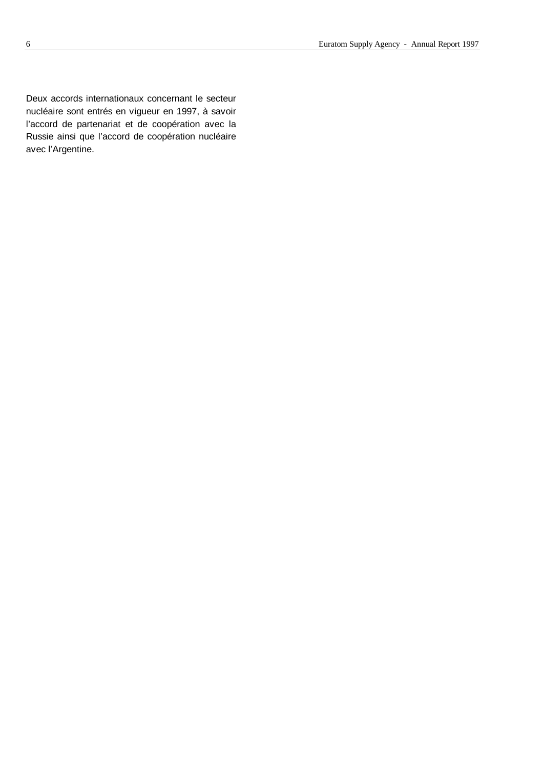Deux accords internationaux concernant le secteur nucléaire sont entrés en vigueur en 1997, à savoir l'accord de partenariat et de coopération avec la Russie ainsi que l'accord de coopération nucléaire avec l'Argentine.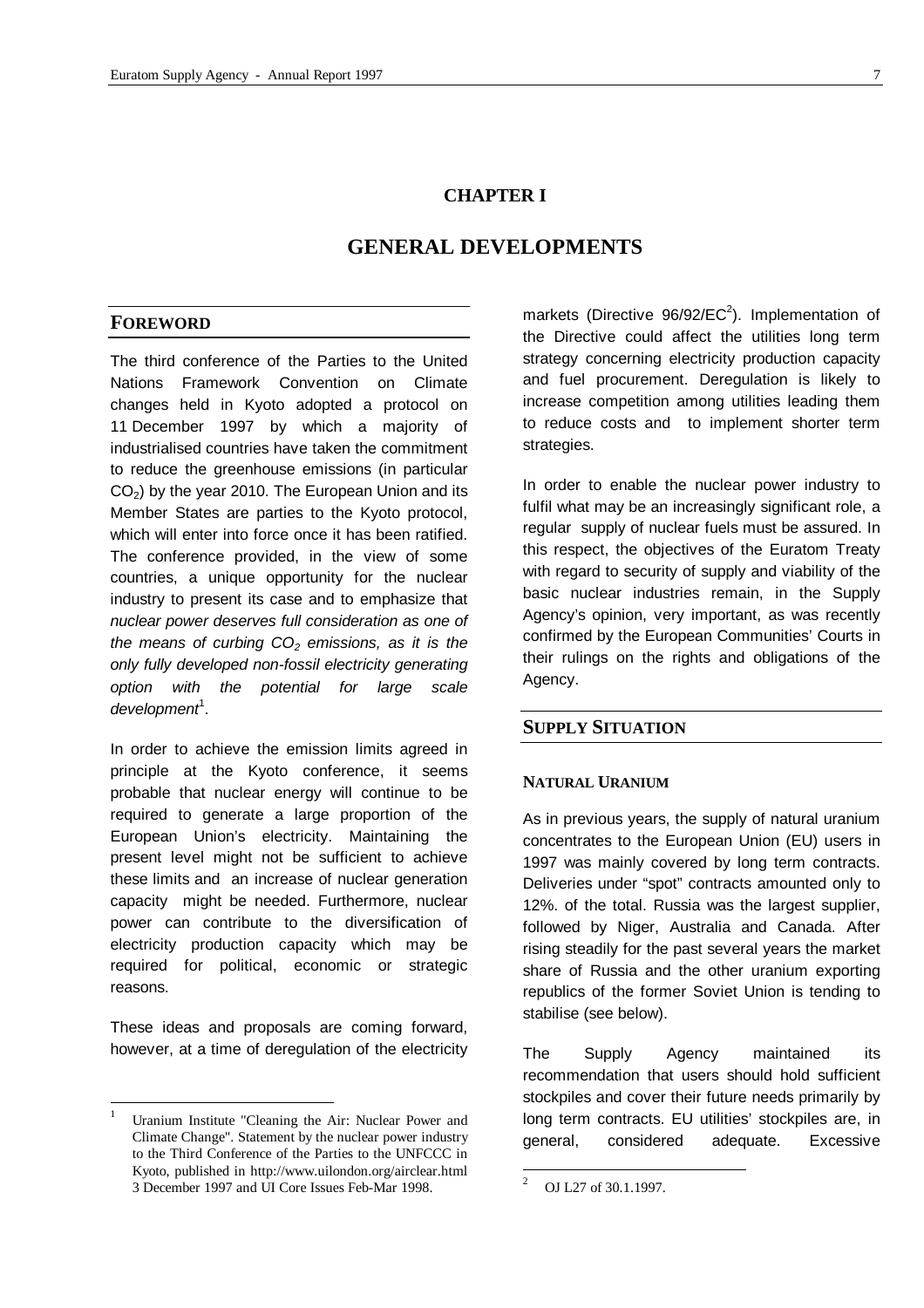# CHAPTER I

# GENERAL DEVELOPMENTS

## FOREWORD

The third conference of the Parties to the United Nations Framework Convention on Climate changes held in Kyoto adopted a protocol on 11 December 1997 by which a majority of industrialised countries have taken the commitment to reduce the greenhouse emissions (in particular $CO_2$) by the year 2010. The European Union and its Member States are parties to the Kyoto protocol, which will enter into force once it has been ratified. The conference provided, in the view of some countries, a unique opportunity for the nuclear industry to present its case and to emphasize that *nuclear power deserves full consideration as one of the means of curbing $CO_2$ emissions, as it is the only fully developed non-fossil electricity generating option with the potential for large scale development*[1].

In order to achieve the emission limits agreed in principle at the Kyoto conference, it seems probable that nuclear energy will continue to be required to generate a large proportion of the European Union's electricity. Maintaining the present level might not be sufficient to achieve these limits and an increase of nuclear generation capacity might be needed. Furthermore, nuclear power can contribute to the diversification of electricity production capacity which may be required for political, economic or strategic reasons.

These ideas and proposals are coming forward, however, at a time of deregulation of the electricity markets (Directive 96/92/EC[2]). Implementation of the Directive could affect the utilities long term strategy concerning electricity production capacity and fuel procurement. Deregulation is likely to increase competition among utilities leading them to reduce costs and to implement shorter term strategies.

In order to enable the nuclear power industry to fulfil what may be an increasingly significant role, a regular supply of nuclear fuels must be assured. In this respect, the objectives of the Euratom Treaty with regard to security of supply and viability of the basic nuclear industries remain, in the Supply Agency's opinion, very important, as was recently confirmed by the European Communities' Courts in their rulings on the rights and obligations of the Agency.

## SUPPLY SITUATION

### NATURAL URANIUM

As in previous years, the supply of natural uranium concentrates to the European Union (EU) users in 1997 was mainly covered by long term contracts. Deliveries under "spot" contracts amounted only to 12%. of the total. Russia was the largest supplier, followed by Niger, Australia and Canada. After rising steadily for the past several years the market share of Russia and the other uranium exporting republics of the former Soviet Union is tending to stabilise (see below).

The Supply Agency maintained its recommendation that users should hold sufficient stockpiles and cover their future needs primarily by long term contracts. EU utilities' stockpiles are, in general, considered adequate. Excessive

---

[1] Uranium Institute "Cleaning the Air: Nuclear Power and Climate Change". Statement by the nuclear power industry to the Third Conference of the Parties to the UNFCCC in Kyoto, published in http://www.uilondon.org/airclear.html 3 December 1997 and UI Core Issues Feb-Mar 1998.

[2] OJ L27 of 30.1.1997.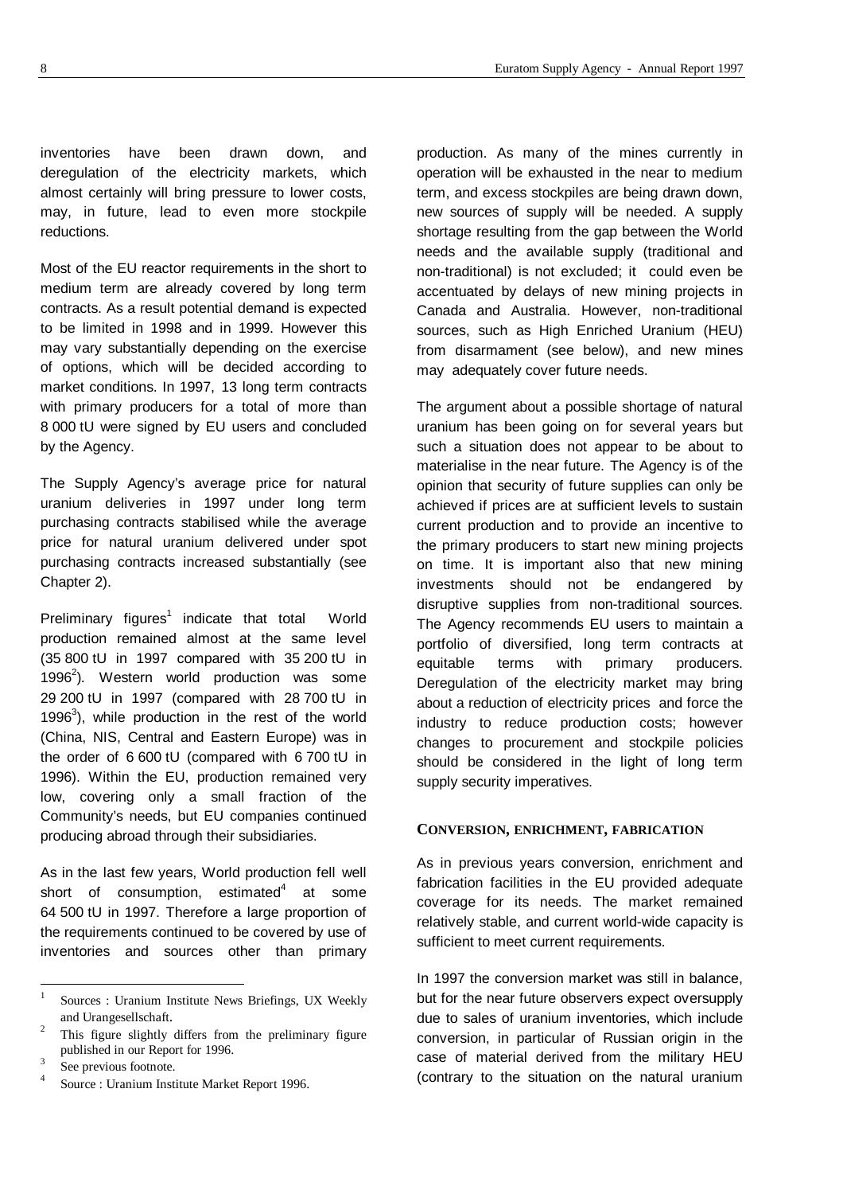inventories have been drawn down, and deregulation of the electricity markets, which almost certainly will bring pressure to lower costs, may, in future, lead to even more stockpile reductions.

Most of the EU reactor requirements in the short to medium term are already covered by long term contracts. As a result potential demand is expected to be limited in 1998 and in 1999. However this may vary substantially depending on the exercise of options, which will be decided according to market conditions. In 1997, 13 long term contracts with primary producers for a total of more than 8 000 tU were signed by EU users and concluded by the Agency.

The Supply Agency's average price for natural uranium deliveries in 1997 under long term purchasing contracts stabilised while the average price for natural uranium delivered under spot purchasing contracts increased substantially (see Chapter 2).

Preliminary figures[1] indicate that total World production remained almost at the same level (35 800 tU in 1997 compared with 35 200 tU in 1996[2]). Western world production was some 29 200 tU in 1997 (compared with 28 700 tU in 1996[3]), while production in the rest of the world (China, NIS, Central and Eastern Europe) was in the order of 6 600 tU (compared with 6 700 tU in 1996). Within the EU, production remained very low, covering only a small fraction of the Community's needs, but EU companies continued producing abroad through their subsidiaries.

As in the last few years, World production fell well short of consumption, estimated[4] at some 64 500 tU in 1997. Therefore a large proportion of the requirements continued to be covered by use of inventories and sources other than primary production. As many of the mines currently in operation will be exhausted in the near to medium term, and excess stockpiles are being drawn down, new sources of supply will be needed. A supply shortage resulting from the gap between the World needs and the available supply (traditional and non-traditional) is not excluded; it could even be accentuated by delays of new mining projects in Canada and Australia. However, non-traditional sources, such as High Enriched Uranium (HEU) from disarmament (see below), and new mines may adequately cover future needs.

The argument about a possible shortage of natural uranium has been going on for several years but such a situation does not appear to be about to materialise in the near future. The Agency is of the opinion that security of future supplies can only be achieved if prices are at sufficient levels to sustain current production and to provide an incentive to the primary producers to start new mining projects on time. It is important also that new mining investments should not be endangered by disruptive supplies from non-traditional sources. The Agency recommends EU users to maintain a portfolio of diversified, long term contracts at equitable terms with primary producers. Deregulation of the electricity market may bring about a reduction of electricity prices and force the industry to reduce production costs; however changes to procurement and stockpile policies should be considered in the light of long term supply security imperatives.

### CONVERSION, ENRICHMENT, FABRICATION

As in previous years conversion, enrichment and fabrication facilities in the EU provided adequate coverage for its needs. The market remained relatively stable, and current world-wide capacity is sufficient to meet current requirements.

In 1997 the conversion market was still in balance, but for the near future observers expect oversupply due to sales of uranium inventories, which include conversion, in particular of Russian origin in the case of material derived from the military HEU (contrary to the situation on the natural uranium

---

[1] Sources : Uranium Institute News Briefings, UX Weekly and Urangesellschaft.

[2] This figure slightly differs from the preliminary figure published in our Report for 1996.

[3] See previous footnote.

[4] Source : Uranium Institute Market Report 1996.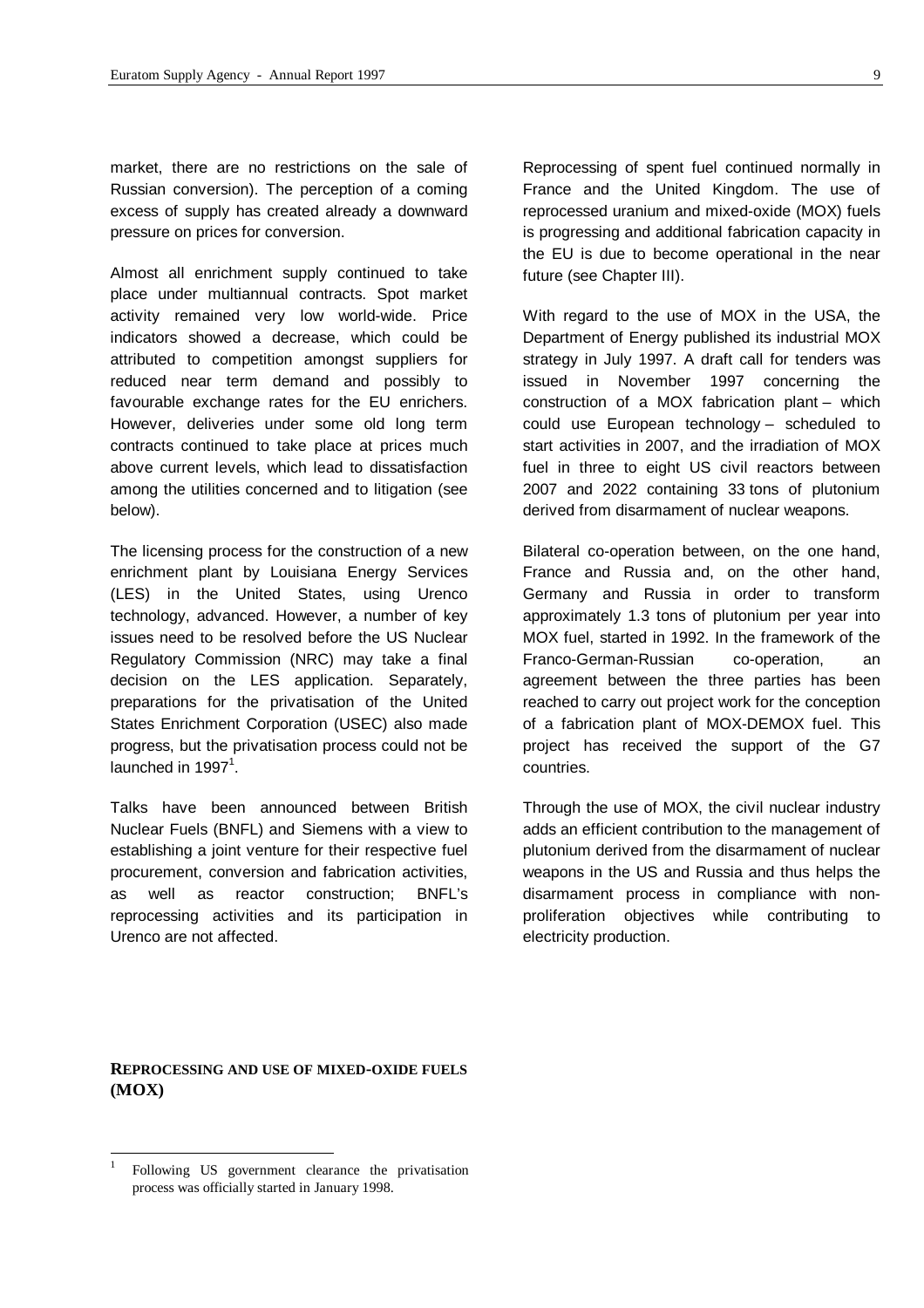market, there are no restrictions on the sale of Russian conversion). The perception of a coming excess of supply has created already a downward pressure on prices for conversion.

Almost all enrichment supply continued to take place under multiannual contracts. Spot market activity remained very low world-wide. Price indicators showed a decrease, which could be attributed to competition amongst suppliers for reduced near term demand and possibly to favourable exchange rates for the EU enrichers. However, deliveries under some old long term contracts continued to take place at prices much above current levels, which lead to dissatisfaction among the utilities concerned and to litigation (see below).

The licensing process for the construction of a new enrichment plant by Louisiana Energy Services (LES) in the United States, using Urenco technology, advanced. However, a number of key issues need to be resolved before the US Nuclear Regulatory Commission (NRC) may take a final decision on the LES application. Separately, preparations for the privatisation of the United States Enrichment Corporation (USEC) also made progress, but the privatisation process could not be launched in 1997[1].

Talks have been announced between British Nuclear Fuels (BNFL) and Siemens with a view to establishing a joint venture for their respective fuel procurement, conversion and fabrication activities, as well as reactor construction; BNFL's reprocessing activities and its participation in Urenco are not affected.

## REPROCESSING AND USE OF MIXED-OXIDE FUELS (MOX)

Reprocessing of spent fuel continued normally in France and the United Kingdom. The use of reprocessed uranium and mixed-oxide (MOX) fuels is progressing and additional fabrication capacity in the EU is due to become operational in the near future (see Chapter III).

With regard to the use of MOX in the USA, the Department of Energy published its industrial MOX strategy in July 1997. A draft call for tenders was issued in November 1997 concerning the construction of a MOX fabrication plant – which could use European technology – scheduled to start activities in 2007, and the irradiation of MOX fuel in three to eight US civil reactors between 2007 and 2022 containing 33 tons of plutonium derived from disarmament of nuclear weapons.

Bilateral co-operation between, on the one hand, France and Russia and, on the other hand, Germany and Russia in order to transform approximately 1.3 tons of plutonium per year into MOX fuel, started in 1992. In the framework of the Franco-German-Russian co-operation, an agreement between the three parties has been reached to carry out project work for the conception of a fabrication plant of MOX-DEMOX fuel. This project has received the support of the G7 countries.

Through the use of MOX, the civil nuclear industry adds an efficient contribution to the management of plutonium derived from the disarmament of nuclear weapons in the US and Russia and thus helps the disarmament process in compliance with non-proliferation objectives while contributing to electricity production.

[1] Following US government clearance the privatisation process was officially started in January 1998.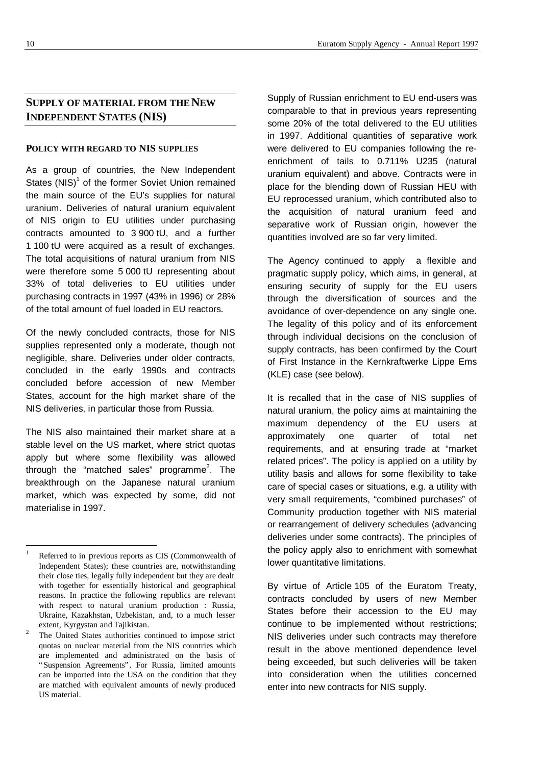## SUPPLY OF MATERIAL FROM THE NEW INDEPENDENT STATES (NIS)

### POLICY WITH REGARD TO NIS SUPPLIES

As a group of countries, the New Independent States (NIS)[1] of the former Soviet Union remained the main source of the EU's supplies for natural uranium. Deliveries of natural uranium equivalent of NIS origin to EU utilities under purchasing contracts amounted to 3 900 tU, and a further 1 100 tU were acquired as a result of exchanges. The total acquisitions of natural uranium from NIS were therefore some 5 000 tU representing about 33% of total deliveries to EU utilities under purchasing contracts in 1997 (43% in 1996) or 28% of the total amount of fuel loaded in EU reactors.

Of the newly concluded contracts, those for NIS supplies represented only a moderate, though not negligible, share. Deliveries under older contracts, concluded in the early 1990s and contracts concluded before accession of new Member States, account for the high market share of the NIS deliveries, in particular those from Russia.

The NIS also maintained their market share at a stable level on the US market, where strict quotas apply but where some flexibility was allowed through the "matched sales" programme[2]. The breakthrough on the Japanese natural uranium market, which was expected by some, did not materialise in 1997.

Supply of Russian enrichment to EU end-users was comparable to that in previous years representing some 20% of the total delivered to the EU utilities in 1997. Additional quantities of separative work were delivered to EU companies following the re-enrichment of tails to 0.711% U235 (natural uranium equivalent) and above. Contracts were in place for the blending down of Russian HEU with EU reprocessed uranium, which contributed also to the acquisition of natural uranium feed and separative work of Russian origin, however the quantities involved are so far very limited.

The Agency continued to apply a flexible and pragmatic supply policy, which aims, in general, at ensuring security of supply for the EU users through the diversification of sources and the avoidance of over-dependence on any single one. The legality of this policy and of its enforcement through individual decisions on the conclusion of supply contracts, has been confirmed by the Court of First Instance in the Kernkraftwerke Lippe Ems (KLE) case (see below).

It is recalled that in the case of NIS supplies of natural uranium, the policy aims at maintaining the maximum dependency of the EU users at approximately one quarter of total net requirements, and at ensuring trade at "market related prices". The policy is applied on a utility by utility basis and allows for some flexibility to take care of special cases or situations, e.g. a utility with very small requirements, "combined purchases" of Community production together with NIS material or rearrangement of delivery schedules (advancing deliveries under some contracts). The principles of the policy apply also to enrichment with somewhat lower quantitative limitations.

By virtue of Article 105 of the Euratom Treaty, contracts concluded by users of new Member States before their accession to the EU may continue to be implemented without restrictions; NIS deliveries under such contracts may therefore result in the above mentioned dependence level being exceeded, but such deliveries will be taken into consideration when the utilities concerned enter into new contracts for NIS supply.

---

[1] Referred to in previous reports as CIS (Commonwealth of Independent States); these countries are, notwithstanding their close ties, legally fully independent but they are dealt with together for essentially historical and geographical reasons. In practice the following republics are relevant with respect to natural uranium production : Russia, Ukraine, Kazakhstan, Uzbekistan, and, to a much lesser extent, Kyrgystan and Tajikistan.

[2] The United States authorities continued to impose strict quotas on nuclear material from the NIS countries which are implemented and administrated on the basis of "Suspension Agreements". For Russia, limited amounts can be imported into the USA on the condition that they are matched with equivalent amounts of newly produced US material.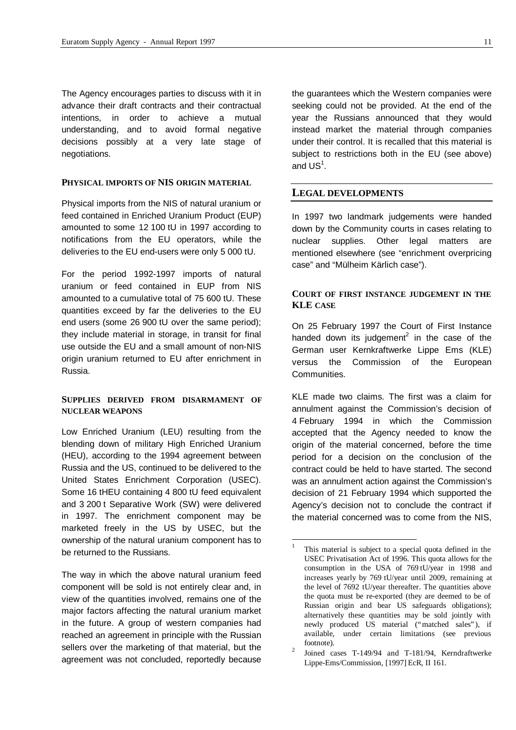The Agency encourages parties to discuss with it in advance their draft contracts and their contractual intentions, in order to achieve a mutual understanding, and to avoid formal negative decisions possibly at a very late stage of negotiations.

### PHYSICAL IMPORTS OF NIS ORIGIN MATERIAL

Physical imports from the NIS of natural uranium or feed contained in Enriched Uranium Product (EUP) amounted to some 12 100 tU in 1997 according to notifications from the EU operators, while the deliveries to the EU end-users were only 5 000 tU.

For the period 1992-1997 imports of natural uranium or feed contained in EUP from NIS amounted to a cumulative total of 75 600 tU. These quantities exceed by far the deliveries to the EU end users (some 26 900 tU over the same period); they include material in storage, in transit for final use outside the EU and a small amount of non-NIS origin uranium returned to EU after enrichment in Russia.

### SUPPLIES DERIVED FROM DISARMAMENT OF NUCLEAR WEAPONS

Low Enriched Uranium (LEU) resulting from the blending down of military High Enriched Uranium (HEU), according to the 1994 agreement between Russia and the US, continued to be delivered to the United States Enrichment Corporation (USEC). Some 16 tHEU containing 4 800 tU feed equivalent and 3 200 t Separative Work (SW) were delivered in 1997. The enrichment component may be marketed freely in the US by USEC, but the ownership of the natural uranium component has to be returned to the Russians.

The way in which the above natural uranium feed component will be sold is not entirely clear and, in view of the quantities involved, remains one of the major factors affecting the natural uranium market in the future. A group of western companies had reached an agreement in principle with the Russian sellers over the marketing of that material, but the agreement was not concluded, reportedly because the guarantees which the Western companies were seeking could not be provided. At the end of the year the Russians announced that they would instead market the material through companies under their control. It is recalled that this material is subject to restrictions both in the EU (see above) and US[1].

## LEGAL DEVELOPMENTS

In 1997 two landmark judgements were handed down by the Community courts in cases relating to nuclear supplies. Other legal matters are mentioned elsewhere (see "enrichment overpricing case" and "Mülheim Kärlich case").

### COURT OF FIRST INSTANCE JUDGEMENT IN THE KLE CASE

On 25 February 1997 the Court of First Instance handed down its judgement[2] in the case of the German user Kernkraftwerke Lippe Ems (KLE) versus the Commission of the European Communities.

KLE made two claims. The first was a claim for annulment against the Commission's decision of 4 February 1994 in which the Commission accepted that the Agency needed to know the origin of the material concerned, before the time period for a decision on the conclusion of the contract could be held to have started. The second was an annulment action against the Commission's decision of 21 February 1994 which supported the Agency's decision not to conclude the contract if the material concerned was to come from the NIS,

---

[1] This material is subject to a special quota defined in the USEC Privatisation Act of 1996. This quota allows for the consumption in the USA of 769 tU/year in 1998 and increases yearly by 769 tU/year until 2009, remaining at the level of 7692 tU/year thereafter. The quantities above the quota must be re-exported (they are deemed to be of Russian origin and bear US safeguards obligations); alternatively these quantities may be sold jointly with newly produced US material ("matched sales"), if available, under certain limitations (see previous footnote).

[2] Joined cases T-149/94 and T-181/94, Kerndraftwerke Lippe-Ems/Commission, [1997] EcR, II 161.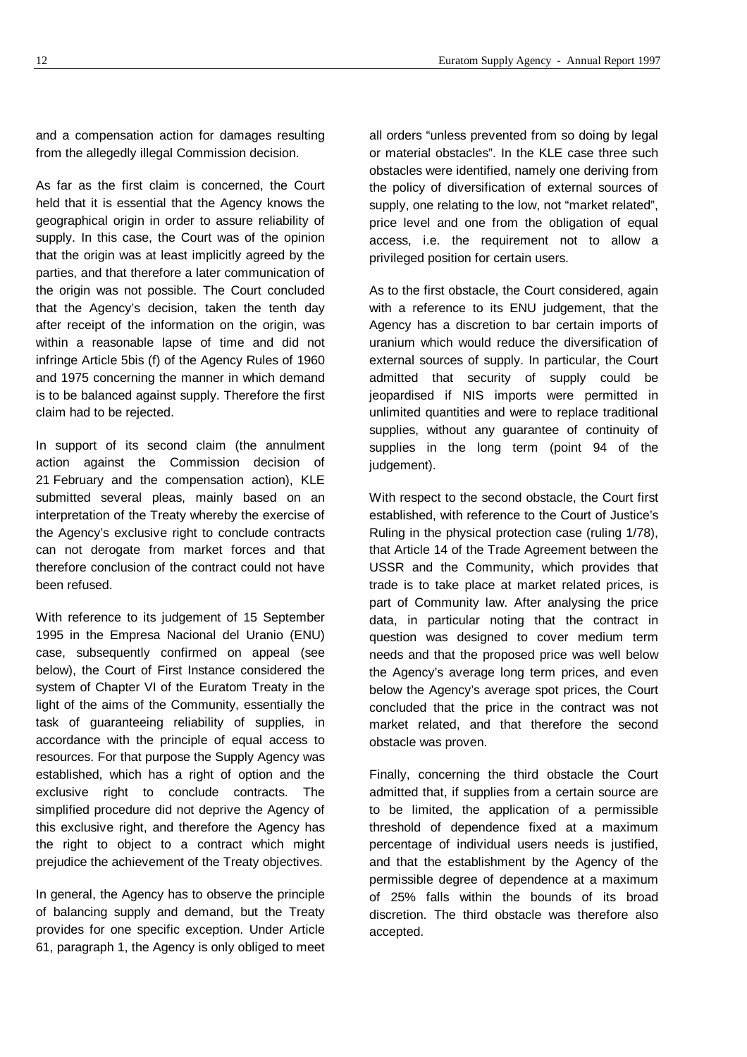and a compensation action for damages resulting from the allegedly illegal Commission decision.

As far as the first claim is concerned, the Court held that it is essential that the Agency knows the geographical origin in order to assure reliability of supply. In this case, the Court was of the opinion that the origin was at least implicitly agreed by the parties, and that therefore a later communication of the origin was not possible. The Court concluded that the Agency's decision, taken the tenth day after receipt of the information on the origin, was within a reasonable lapse of time and did not infringe Article 5bis (f) of the Agency Rules of 1960 and 1975 concerning the manner in which demand is to be balanced against supply. Therefore the first claim had to be rejected.

In support of its second claim (the annulment action against the Commission decision of 21 February and the compensation action), KLE submitted several pleas, mainly based on an interpretation of the Treaty whereby the exercise of the Agency's exclusive right to conclude contracts can not derogate from market forces and that therefore conclusion of the contract could not have been refused.

With reference to its judgement of 15 September 1995 in the Empresa Nacional del Uranio (ENU) case, subsequently confirmed on appeal (see below), the Court of First Instance considered the system of Chapter VI of the Euratom Treaty in the light of the aims of the Community, essentially the task of guaranteeing reliability of supplies, in accordance with the principle of equal access to resources. For that purpose the Supply Agency was established, which has a right of option and the exclusive right to conclude contracts. The simplified procedure did not deprive the Agency of this exclusive right, and therefore the Agency has the right to object to a contract which might prejudice the achievement of the Treaty objectives.

In general, the Agency has to observe the principle of balancing supply and demand, but the Treaty provides for one specific exception. Under Article 61, paragraph 1, the Agency is only obliged to meet all orders "unless prevented from so doing by legal or material obstacles". In the KLE case three such obstacles were identified, namely one deriving from the policy of diversification of external sources of supply, one relating to the low, not "market related", price level and one from the obligation of equal access, i.e. the requirement not to allow a privileged position for certain users.

As to the first obstacle, the Court considered, again with a reference to its ENU judgement, that the Agency has a discretion to bar certain imports of uranium which would reduce the diversification of external sources of supply. In particular, the Court admitted that security of supply could be jeopardised if NIS imports were permitted in unlimited quantities and were to replace traditional supplies, without any guarantee of continuity of supplies in the long term (point 94 of the judgement).

With respect to the second obstacle, the Court first established, with reference to the Court of Justice's Ruling in the physical protection case (ruling 1/78), that Article 14 of the Trade Agreement between the USSR and the Community, which provides that trade is to take place at market related prices, is part of Community law. After analysing the price data, in particular noting that the contract in question was designed to cover medium term needs and that the proposed price was well below the Agency's average long term prices, and even below the Agency's average spot prices, the Court concluded that the price in the contract was not market related, and that therefore the second obstacle was proven.

Finally, concerning the third obstacle the Court admitted that, if supplies from a certain source are to be limited, the application of a permissible threshold of dependence fixed at a maximum percentage of individual users needs is justified, and that the establishment by the Agency of the permissible degree of dependence at a maximum of 25% falls within the bounds of its broad discretion. The third obstacle was therefore also accepted.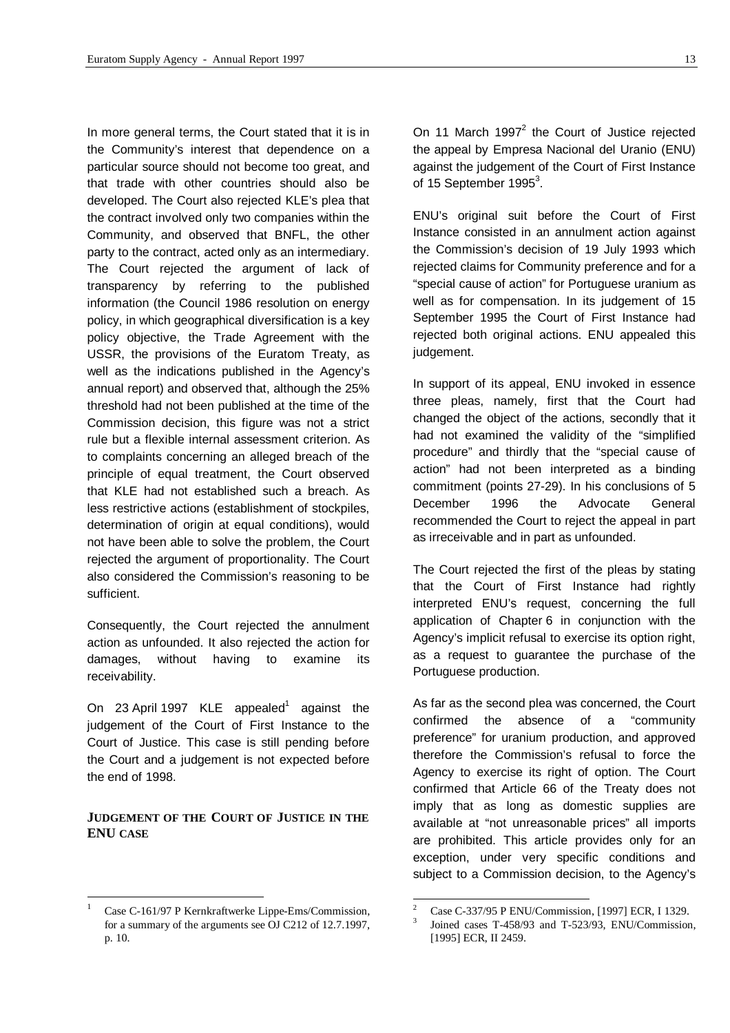In more general terms, the Court stated that it is in the Community's interest that dependence on a particular source should not become too great, and that trade with other countries should also be developed. The Court also rejected KLE's plea that the contract involved only two companies within the Community, and observed that BNFL, the other party to the contract, acted only as an intermediary. The Court rejected the argument of lack of transparency by referring to the published information (the Council 1986 resolution on energy policy, in which geographical diversification is a key policy objective, the Trade Agreement with the USSR, the provisions of the Euratom Treaty, as well as the indications published in the Agency's annual report) and observed that, although the 25% threshold had not been published at the time of the Commission decision, this figure was not a strict rule but a flexible internal assessment criterion. As to complaints concerning an alleged breach of the principle of equal treatment, the Court observed that KLE had not established such a breach. As less restrictive actions (establishment of stockpiles, determination of origin at equal conditions), would not have been able to solve the problem, the Court rejected the argument of proportionality. The Court also considered the Commission's reasoning to be sufficient.

Consequently, the Court rejected the annulment action as unfounded. It also rejected the action for damages, without having to examine its receivability.

On 23 April 1997 KLE appealed[1] against the judgement of the Court of First Instance to the Court of Justice. This case is still pending before the Court and a judgement is not expected before the end of 1998.

## JUDGEMENT OF THE COURT OF JUSTICE IN THE ENU CASE

On 11 March 1997[2] the Court of Justice rejected the appeal by Empresa Nacional del Uranio (ENU) against the judgement of the Court of First Instance of 15 September 1995[3].

ENU's original suit before the Court of First Instance consisted in an annulment action against the Commission's decision of 19 July 1993 which rejected claims for Community preference and for a "special cause of action" for Portuguese uranium as well as for compensation. In its judgement of 15 September 1995 the Court of First Instance had rejected both original actions. ENU appealed this judgement.

In support of its appeal, ENU invoked in essence three pleas, namely, first that the Court had changed the object of the actions, secondly that it had not examined the validity of the "simplified procedure" and thirdly that the "special cause of action" had not been interpreted as a binding commitment (points 27-29). In his conclusions of 5 December 1996 the Advocate General recommended the Court to reject the appeal in part as irreceivable and in part as unfounded.

The Court rejected the first of the pleas by stating that the Court of First Instance had rightly interpreted ENU's request, concerning the full application of Chapter 6 in conjunction with the Agency's implicit refusal to exercise its option right, as a request to guarantee the purchase of the Portuguese production.

As far as the second plea was concerned, the Court confirmed the absence of a "community preference" for uranium production, and approved therefore the Commission's refusal to force the Agency to exercise its right of option. The Court confirmed that Article 66 of the Treaty does not imply that as long as domestic supplies are available at "not unreasonable prices" all imports are prohibited. This article provides only for an exception, under very specific conditions and subject to a Commission decision, to the Agency's

---

[1] Case C-161/97 P Kernkraftwerke Lippe-Ems/Commission, for a summary of the arguments see OJ C212 of 12.7.1997, p. 10.

[2] Case C-337/95 P ENU/Commission, [1997] ECR, I 1329.

[3] Joined cases T-458/93 and T-523/93, ENU/Commission, [1995] ECR, II 2459.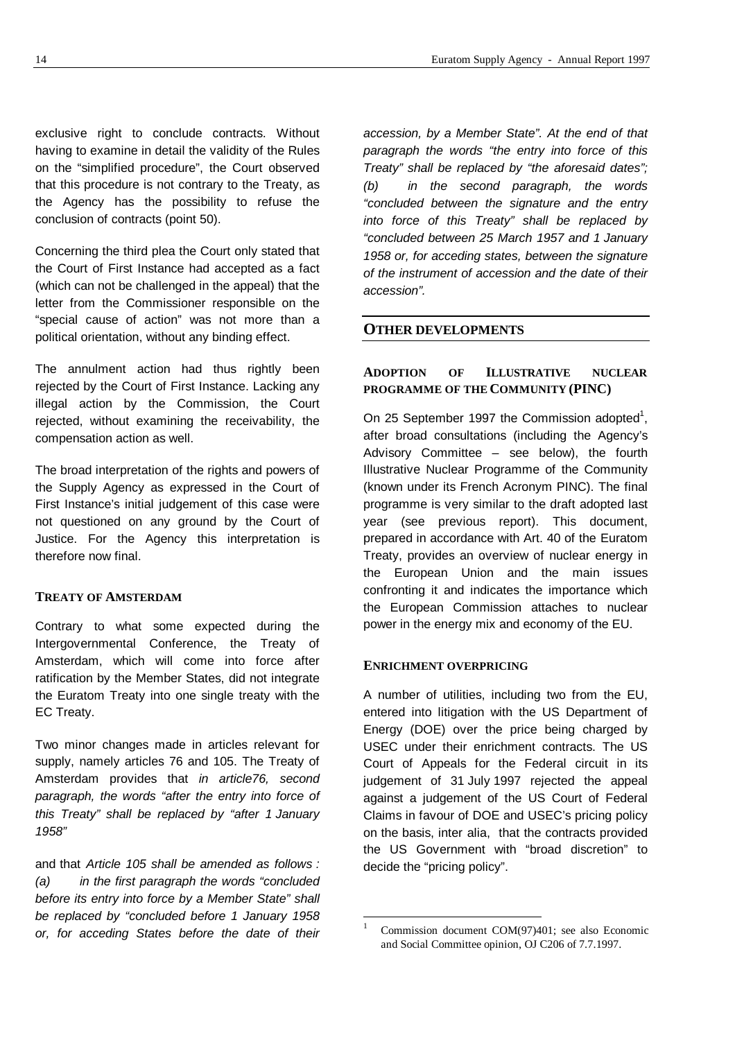exclusive right to conclude contracts. Without having to examine in detail the validity of the Rules on the "simplified procedure", the Court observed that this procedure is not contrary to the Treaty, as the Agency has the possibility to refuse the conclusion of contracts (point 50).

Concerning the third plea the Court only stated that the Court of First Instance had accepted as a fact (which can not be challenged in the appeal) that the letter from the Commissioner responsible on the "special cause of action" was not more than a political orientation, without any binding effect.

The annulment action had thus rightly been rejected by the Court of First Instance. Lacking any illegal action by the Commission, the Court rejected, without examining the receivability, the compensation action as well.

The broad interpretation of the rights and powers of the Supply Agency as expressed in the Court of First Instance's initial judgement of this case were not questioned on any ground by the Court of Justice. For the Agency this interpretation is therefore now final.

### TREATY OF AMSTERDAM

Contrary to what some expected during the Intergovernmental Conference, the Treaty of Amsterdam, which will come into force after ratification by the Member States, did not integrate the Euratom Treaty into one single treaty with the EC Treaty.

Two minor changes made in articles relevant for supply, namely articles 76 and 105. The Treaty of Amsterdam provides that *in article76, second paragraph, the words "after the entry into force of this Treaty" shall be replaced by "after 1 January 1958"*

and that *Article 105 shall be amended as follows : (a) in the first paragraph the words "concluded before its entry into force by a Member State" shall be replaced by "concluded before 1 January 1958 or, for acceding States before the date of their accession, by a Member State". At the end of that paragraph the words "the entry into force of this Treaty" shall be replaced by "the aforesaid dates"; (b) in the second paragraph, the words "concluded between the signature and the entry into force of this Treaty" shall be replaced by "concluded between 25 March 1957 and 1 January 1958 or, for acceding states, between the signature of the instrument of accession and the date of their accession".*

## OTHER DEVELOPMENTS

### ADOPTION OF ILLUSTRATIVE NUCLEAR PROGRAMME OF THE COMMUNITY (PINC)

On 25 September 1997 the Commission adopted[1], after broad consultations (including the Agency's Advisory Committee – see below), the fourth Illustrative Nuclear Programme of the Community (known under its French Acronym PINC). The final programme is very similar to the draft adopted last year (see previous report). This document, prepared in accordance with Art. 40 of the Euratom Treaty, provides an overview of nuclear energy in the European Union and the main issues confronting it and indicates the importance which the European Commission attaches to nuclear power in the energy mix and economy of the EU.

### ENRICHMENT OVERPRICING

A number of utilities, including two from the EU, entered into litigation with the US Department of Energy (DOE) over the price being charged by USEC under their enrichment contracts. The US Court of Appeals for the Federal circuit in its judgement of 31 July 1997 rejected the appeal against a judgement of the US Court of Federal Claims in favour of DOE and USEC's pricing policy on the basis, inter alia, that the contracts provided the US Government with "broad discretion" to decide the "pricing policy".

[1] Commission document COM(97)401; see also Economic and Social Committee opinion, OJ C206 of 7.7.1997.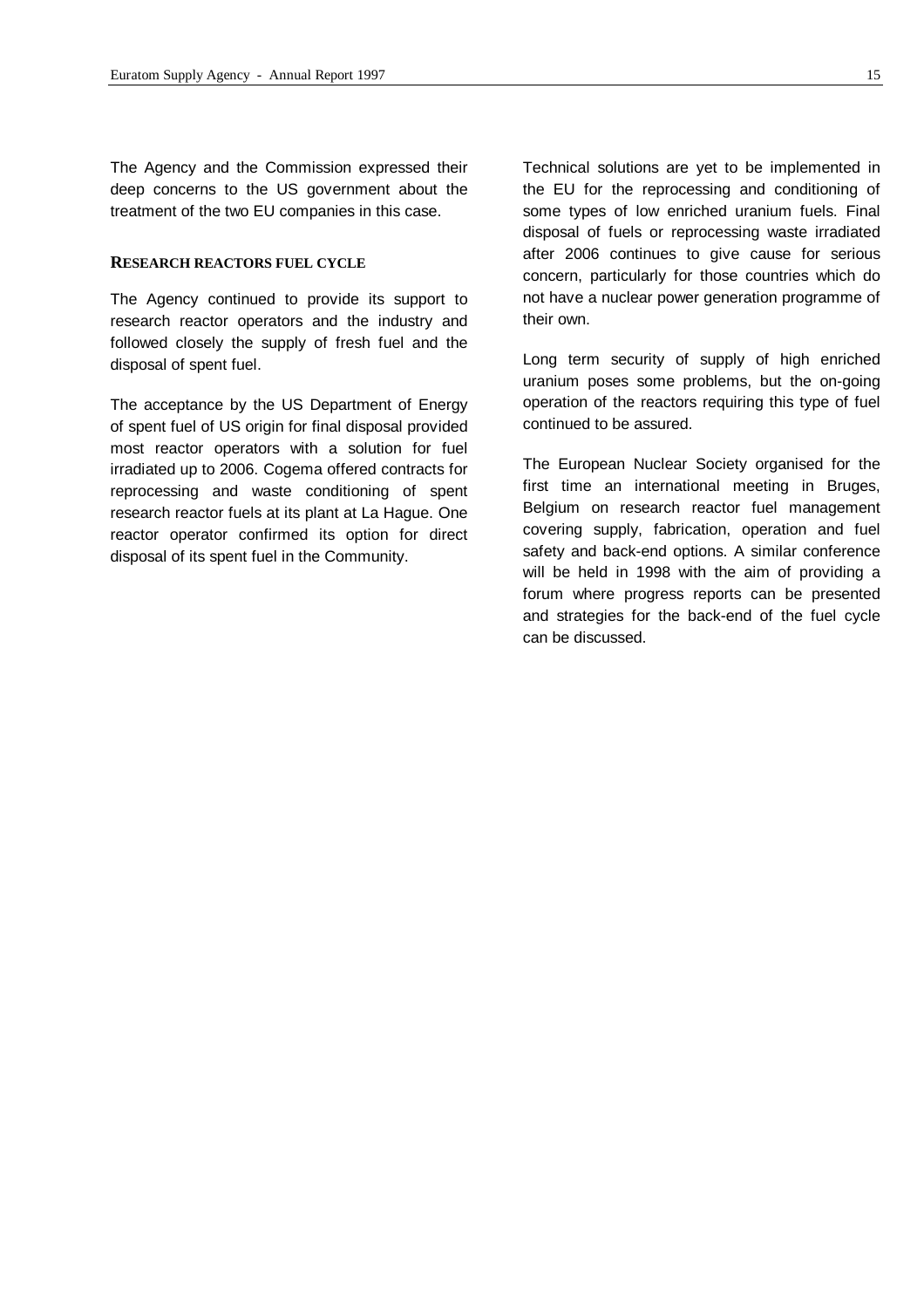The Agency and the Commission expressed their deep concerns to the US government about the treatment of the two EU companies in this case.

### Research reactors fuel cycle

The Agency continued to provide its support to research reactor operators and the industry and followed closely the supply of fresh fuel and the disposal of spent fuel.

The acceptance by the US Department of Energy of spent fuel of US origin for final disposal provided most reactor operators with a solution for fuel irradiated up to 2006. Cogema offered contracts for reprocessing and waste conditioning of spent research reactor fuels at its plant at La Hague. One reactor operator confirmed its option for direct disposal of its spent fuel in the Community.

Technical solutions are yet to be implemented in the EU for the reprocessing and conditioning of some types of low enriched uranium fuels. Final disposal of fuels or reprocessing waste irradiated after 2006 continues to give cause for serious concern, particularly for those countries which do not have a nuclear power generation programme of their own.

Long term security of supply of high enriched uranium poses some problems, but the on-going operation of the reactors requiring this type of fuel continued to be assured.

The European Nuclear Society organised for the first time an international meeting in Bruges, Belgium on research reactor fuel management covering supply, fabrication, operation and fuel safety and back-end options. A similar conference will be held in 1998 with the aim of providing a forum where progress reports can be presented and strategies for the back-end of the fuel cycle can be discussed.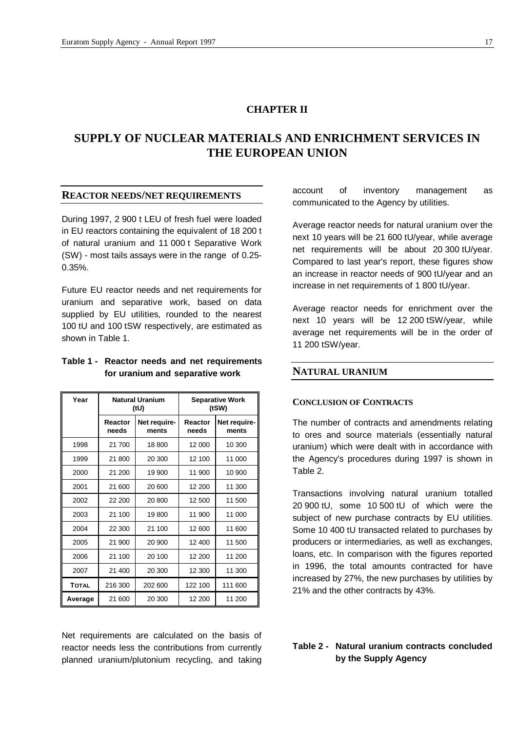## CHAPTER II

# SUPPLY OF NUCLEAR MATERIALS AND ENRICHMENT SERVICES IN THE EUROPEAN UNION

## REACTOR NEEDS/NET REQUIREMENTS

During 1997, 2 900 t LEU of fresh fuel were loaded in EU reactors containing the equivalent of 18 200 t of natural uranium and 11 000 t Separative Work (SW) - most tails assays were in the range of 0.25-0.35%.

Future EU reactor needs and net requirements for uranium and separative work, based on data supplied by EU utilities, rounded to the nearest 100 tU and 100 tSW respectively, are estimated as shown in Table 1.

**Table 1 - Reactor needs and net requirements for uranium and separative work**

| Year | Natural Uranium (tU) | | Separative Work (tSW) | |
|---|---|---|---|---|
| | Reactor needs | Net require-ments | Reactor needs | Net require-ments |
| 1998 | 21 700 | 18 800 | 12 000 | 10 300 |
| 1999 | 21 800 | 20 300 | 12 100 | 11 000 |
| 2000 | 21 200 | 19 900 | 11 900 | 10 900 |
| 2001 | 21 600 | 20 600 | 12 200 | 11 300 |
| 2002 | 22 200 | 20 800 | 12 500 | 11 500 |
| 2003 | 21 100 | 19 800 | 11 900 | 11 000 |
| 2004 | 22 300 | 21 100 | 12 600 | 11 600 |
| 2005 | 21 900 | 20 900 | 12 400 | 11 500 |
| 2006 | 21 100 | 20 100 | 12 200 | 11 200 |
| 2007 | 21 400 | 20 300 | 12 300 | 11 300 |
| **TOTAL** | 216 300 | 202 600 | 122 100 | 111 600 |
| **Average** | 21 600 | 20 300 | 12 200 | 11 200 |

Net requirements are calculated on the basis of reactor needs less the contributions from currently planned uranium/plutonium recycling, and taking account of inventory management as communicated to the Agency by utilities.

Average reactor needs for natural uranium over the next 10 years will be 21 600 tU/year, while average net requirements will be about 20 300 tU/year. Compared to last year's report, these figures show an increase in reactor needs of 900 tU/year and an increase in net requirements of 1 800 tU/year.

Average reactor needs for enrichment over the next 10 years will be 12 200 tSW/year, while average net requirements will be in the order of 11 200 tSW/year.

## NATURAL URANIUM

### CONCLUSION OF CONTRACTS

The number of contracts and amendments relating to ores and source materials (essentially natural uranium) which were dealt with in accordance with the Agency's procedures during 1997 is shown in Table 2.

Transactions involving natural uranium totalled 20 900 tU, some 10 500 tU of which were the subject of new purchase contracts by EU utilities. Some 10 400 tU transacted related to purchases by producers or intermediaries, as well as exchanges, loans, etc. In comparison with the figures reported in 1996, the total amounts contracted for have increased by 27%, the new purchases by utilities by 21% and the other contracts by 43%.

**Table 2 - Natural uranium contracts concluded by the Supply Agency**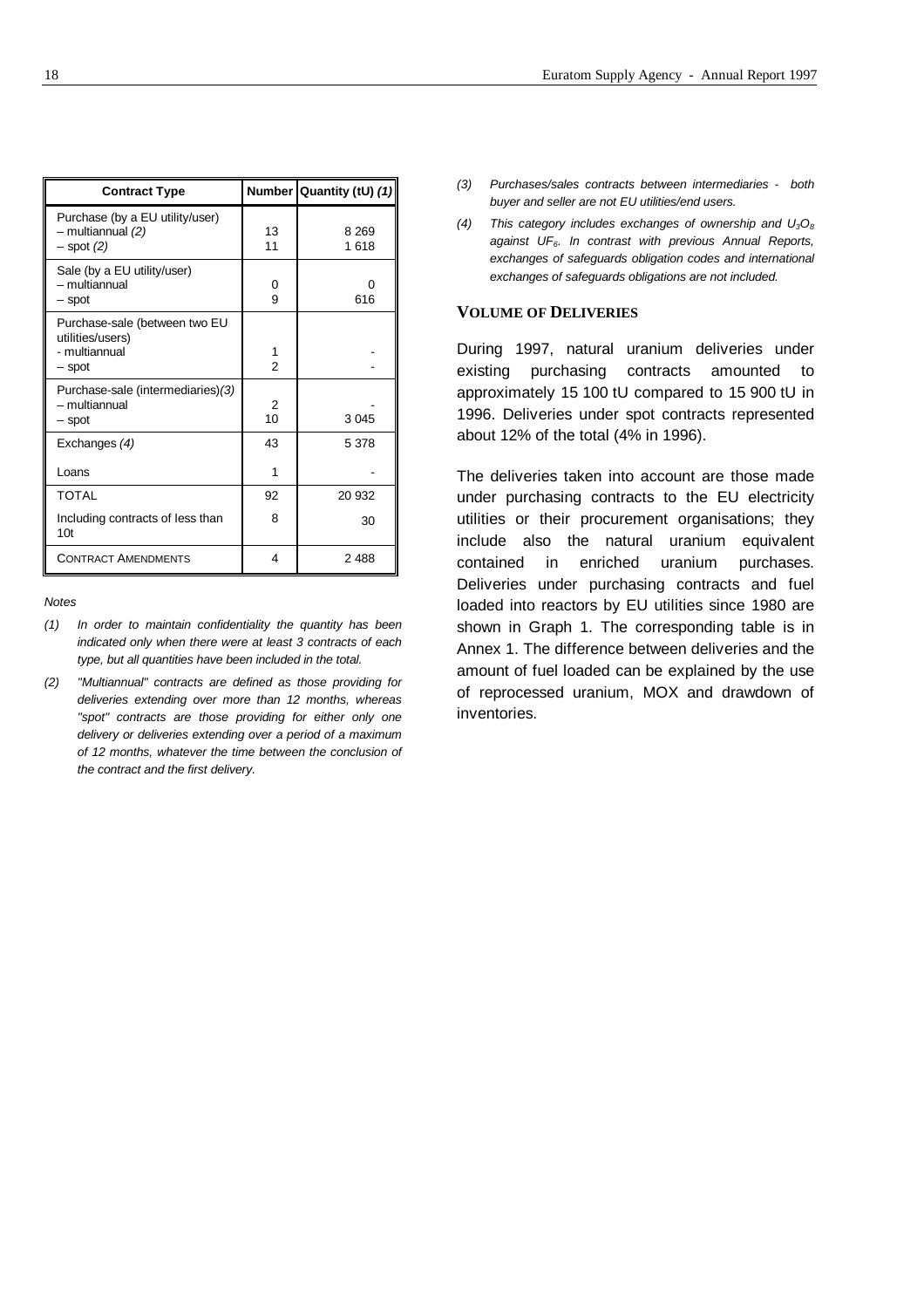| Contract Type | Number | Quantity (tU) *(1)* |
|---|---|---|
| Purchase (by a EU utility/user) | | |
| – multiannual *(2)* | 13 | 8 269 |
| – spot *(2)* | 11 | 1 618 |
| Sale (by a EU utility/user) | | |
| – multiannual | 0 | 0 |
| – spot | 9 | 616 |
| Purchase-sale (between two EU utilities/users) | | |
| - multiannual | 1 | - |
| – spot | 2 | - |
| Purchase-sale (intermediaries)*(3)* | | |
| – multiannual | 2 | - |
| – spot | 10 | 3 045 |
| Exchanges *(4)* | 43 | 5 378 |
| Loans | 1 | - |
| TOTAL | 92 | 20 932 |
| Including contracts of less than 10t | 8 | 30 |
| CONTRACT AMENDMENTS | 4 | 2 488 |

*Notes*

*(1) In order to maintain confidentiality the quantity has been indicated only when there were at least 3 contracts of each type, but all quantities have been included in the total.*

*(2) "Multiannual" contracts are defined as those providing for deliveries extending over more than 12 months, whereas "spot" contracts are those providing for either only one delivery or deliveries extending over a period of a maximum of 12 months, whatever the time between the conclusion of the contract and the first delivery.*

*(3) Purchases/sales contracts between intermediaries - both buyer and seller are not EU utilities/end users.*

*(4) This category includes exchanges of ownership and $U_3O_8$ against $UF_6$. In contrast with previous Annual Reports, exchanges of safeguards obligation codes and international exchanges of safeguards obligations are not included.*

## VOLUME OF DELIVERIES

During 1997, natural uranium deliveries under existing purchasing contracts amounted to approximately 15 100 tU compared to 15 900 tU in 1996. Deliveries under spot contracts represented about 12% of the total (4% in 1996).

The deliveries taken into account are those made under purchasing contracts to the EU electricity utilities or their procurement organisations; they include also the natural uranium equivalent contained in enriched uranium purchases. Deliveries under purchasing contracts and fuel loaded into reactors by EU utilities since 1980 are shown in Graph 1. The corresponding table is in Annex 1. The difference between deliveries and the amount of fuel loaded can be explained by the use of reprocessed uranium, MOX and drawdown of inventories.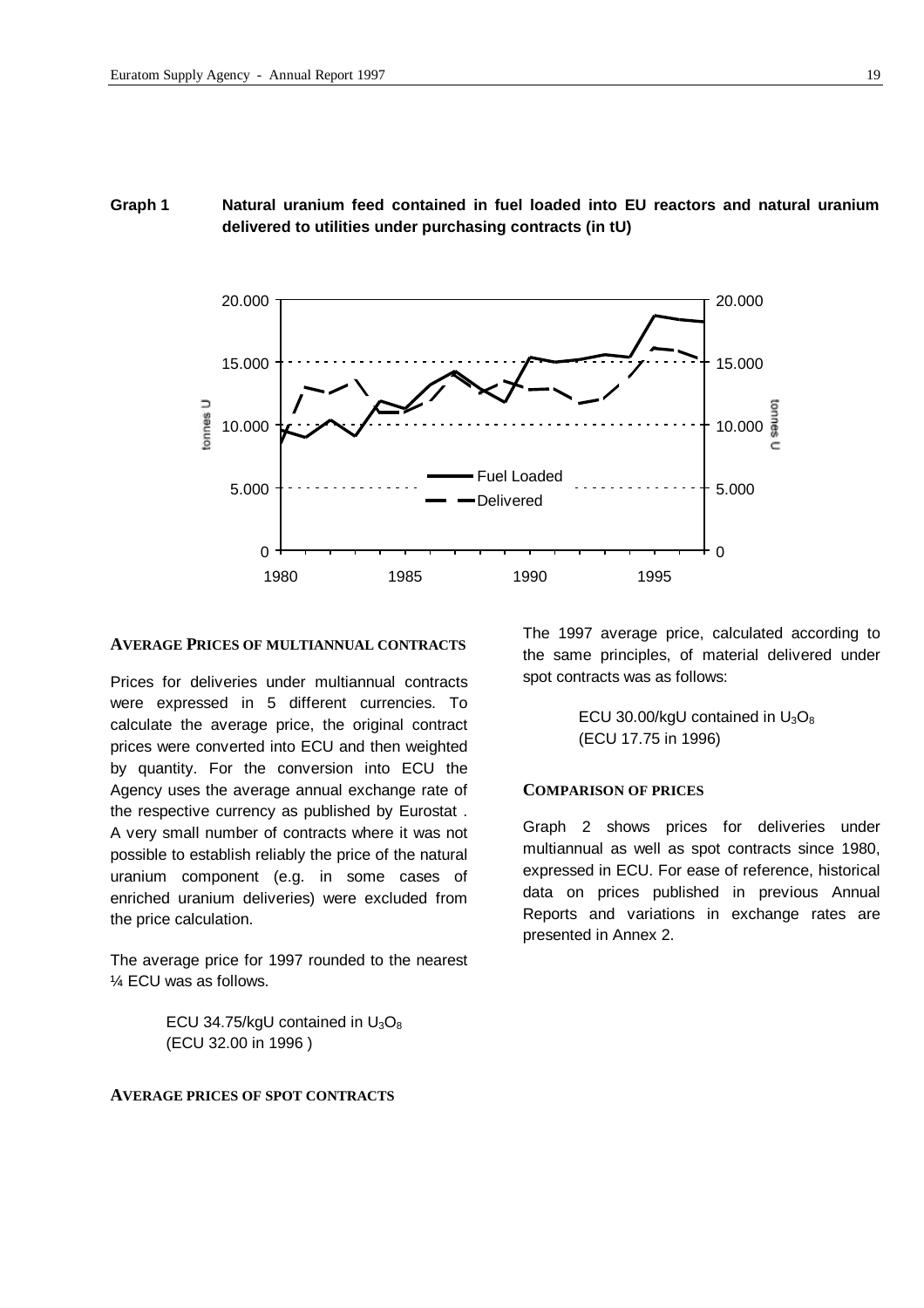**Graph 1** **Natural uranium feed contained in fuel loaded into EU reactors and natural uranium delivered to utilities under purchasing contracts (in tU)**

### AVERAGE PRICES OF MULTIANNUAL CONTRACTS

Prices for deliveries under multiannual contracts were expressed in 5 different currencies. To calculate the average price, the original contract prices were converted into ECU and then weighted by quantity. For the conversion into ECU the Agency uses the average annual exchange rate of the respective currency as published by Eurostat . A very small number of contracts where it was not possible to establish reliably the price of the natural uranium component (e.g. in some cases of enriched uranium deliveries) were excluded from the price calculation.

The average price for 1997 rounded to the nearest ¼ ECU was as follows.

> ECU 34.75/kgU contained in $U_3O_8$
> (ECU 32.00 in 1996 )

### AVERAGE PRICES OF SPOT CONTRACTS

The 1997 average price, calculated according to the same principles, of material delivered under spot contracts was as follows:

> ECU 30.00/kgU contained in $U_3O_8$
> (ECU 17.75 in 1996)

### COMPARISON OF PRICES

Graph 2 shows prices for deliveries under multiannual as well as spot contracts since 1980, expressed in ECU. For ease of reference, historical data on prices published in previous Annual Reports and variations in exchange rates are presented in Annex 2.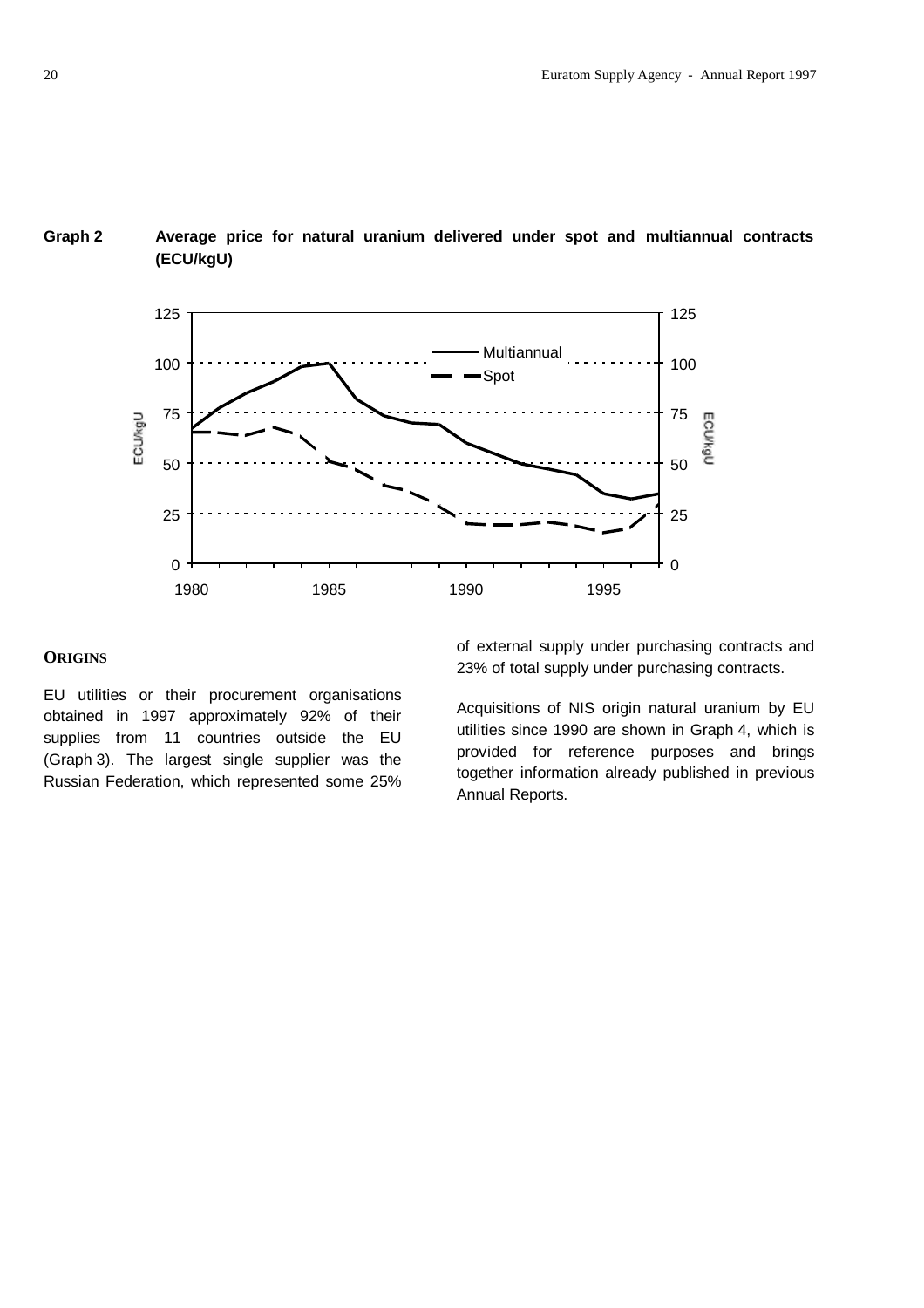**Graph 2 Average price for natural uranium delivered under spot and multiannual contracts (ECU/kgU)**

### ORIGINS

EU utilities or their procurement organisations obtained in 1997 approximately 92% of their supplies from 11 countries outside the EU (Graph 3). The largest single supplier was the Russian Federation, which represented some 25% of external supply under purchasing contracts and 23% of total supply under purchasing contracts.

Acquisitions of NIS origin natural uranium by EU utilities since 1990 are shown in Graph 4, which is provided for reference purposes and brings together information already published in previous Annual Reports.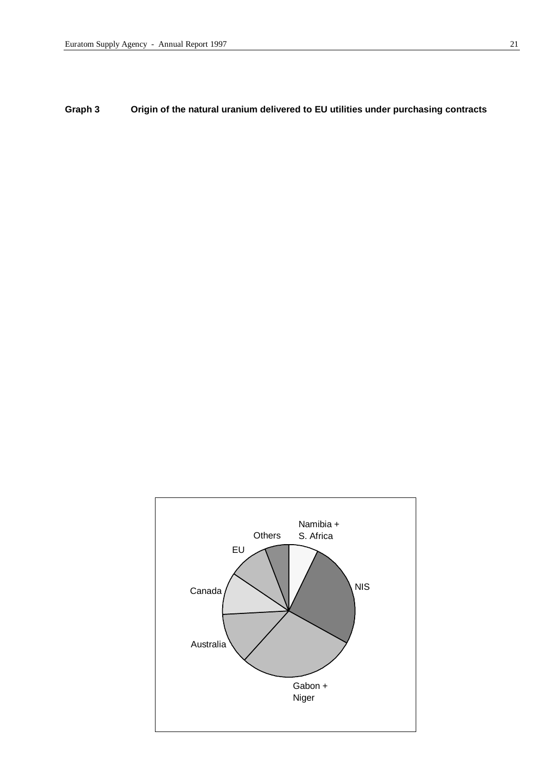**Graph 3 Origin of the natural uranium delivered to EU utilities under purchasing contracts**

Namibia + S. Africa

NIS

Gabon + Niger

Australia

Canada

EU

Others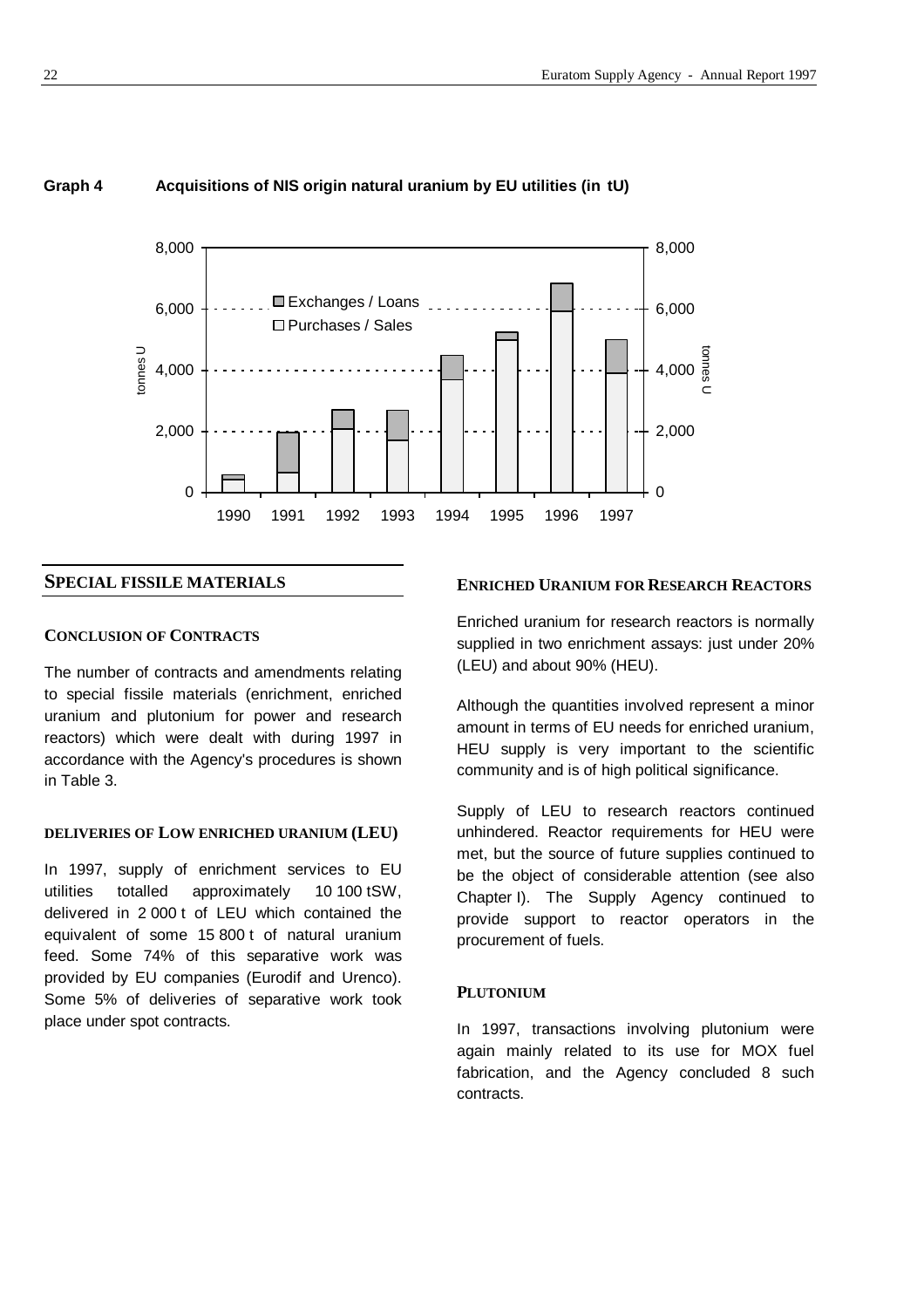**Graph 4 Acquisitions of NIS origin natural uranium by EU utilities (in tU)**

## SPECIAL FISSILE MATERIALS

### CONCLUSION OF CONTRACTS

The number of contracts and amendments relating to special fissile materials (enrichment, enriched uranium and plutonium for power and research reactors) which were dealt with during 1997 in accordance with the Agency's procedures is shown in Table 3.

### DELIVERIES OF LOW ENRICHED URANIUM (LEU)

In 1997, supply of enrichment services to EU utilities totalled approximately 10 100 tSW, delivered in 2 000 t of LEU which contained the equivalent of some 15 800 t of natural uranium feed. Some 74% of this separative work was provided by EU companies (Eurodif and Urenco). Some 5% of deliveries of separative work took place under spot contracts.

### ENRICHED URANIUM FOR RESEARCH REACTORS

Enriched uranium for research reactors is normally supplied in two enrichment assays: just under 20% (LEU) and about 90% (HEU).

Although the quantities involved represent a minor amount in terms of EU needs for enriched uranium, HEU supply is very important to the scientific community and is of high political significance.

Supply of LEU to research reactors continued unhindered. Reactor requirements for HEU were met, but the source of future supplies continued to be the object of considerable attention (see also Chapter I). The Supply Agency continued to provide support to reactor operators in the procurement of fuels.

### PLUTONIUM

In 1997, transactions involving plutonium were again mainly related to its use for MOX fuel fabrication, and the Agency concluded 8 such contracts.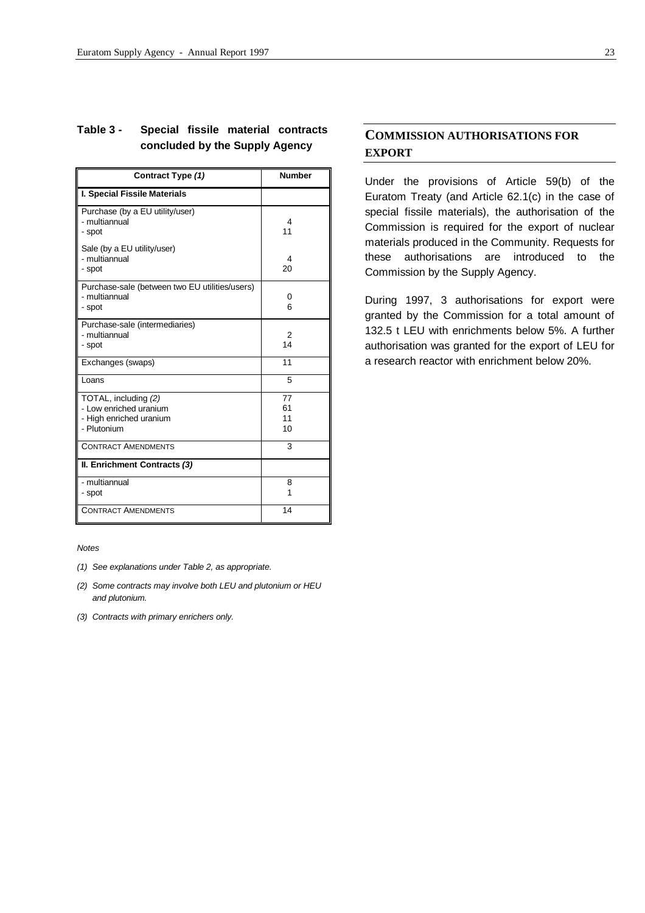## Table 3 - Special fissile material contracts concluded by the Supply Agency

| Contract Type *(1)* | Number |
|---|---|
| **I. Special Fissile Materials** | |
| Purchase (by a EU utility/user) | |
| - multiannual | 4 |
| - spot | 11 |
| Sale (by a EU utility/user) | |
| - multiannual | 4 |
| - spot | 20 |
| Purchase-sale (between two EU utilities/users) | |
| - multiannual | 0 |
| - spot | 6 |
| Purchase-sale (intermediaries) | |
| - multiannual | 2 |
| - spot | 14 |
| Exchanges (swaps) | 11 |
| Loans | 5 |
| TOTAL, including *(2)* | 77 |
| - Low enriched uranium | 61 |
| - High enriched uranium | 11 |
| - Plutonium | 10 |
| CONTRACT AMENDMENTS | 3 |
| **II. Enrichment Contracts *(3)*** | |
| - multiannual | 8 |
| - spot | 1 |
| CONTRACT AMENDMENTS | 14 |

*Notes*

*(1) See explanations under Table 2, as appropriate.*

*(2) Some contracts may involve both LEU and plutonium or HEU and plutonium.*

*(3) Contracts with primary enrichers only.*

## COMMISSION AUTHORISATIONS FOR EXPORT

Under the provisions of Article 59(b) of the Euratom Treaty (and Article 62.1(c) in the case of special fissile materials), the authorisation of the Commission is required for the export of nuclear materials produced in the Community. Requests for these authorisations are introduced to the Commission by the Supply Agency.

During 1997, 3 authorisations for export were granted by the Commission for a total amount of 132.5 t LEU with enrichments below 5%. A further authorisation was granted for the export of LEU for a research reactor with enrichment below 20%.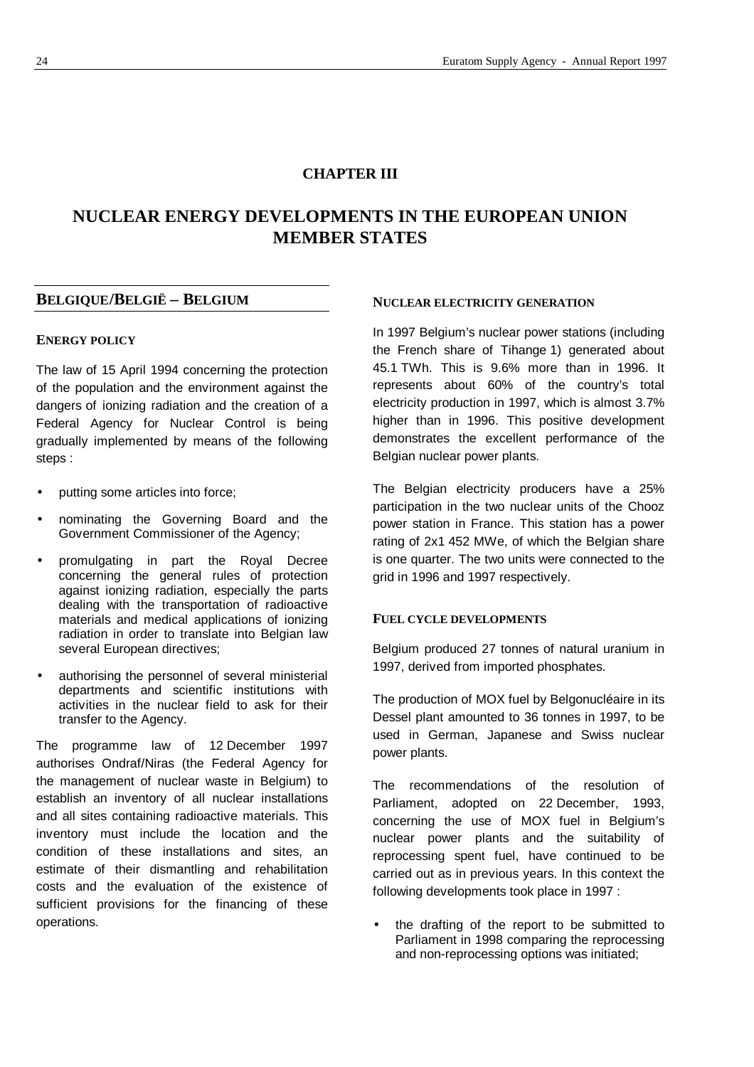# CHAPTER III

# NUCLEAR ENERGY DEVELOPMENTS IN THE EUROPEAN UNION MEMBER STATES

## BELGIQUE/BELGIË – BELGIUM

### ENERGY POLICY

The law of 15 April 1994 concerning the protection of the population and the environment against the dangers of ionizing radiation and the creation of a Federal Agency for Nuclear Control is being gradually implemented by means of the following steps :

- putting some articles into force;
- nominating the Governing Board and the Government Commissioner of the Agency;
- promulgating in part the Royal Decree concerning the general rules of protection against ionizing radiation, especially the parts dealing with the transportation of radioactive materials and medical applications of ionizing radiation in order to translate into Belgian law several European directives;
- authorising the personnel of several ministerial departments and scientific institutions with activities in the nuclear field to ask for their transfer to the Agency.

The programme law of 12 December 1997 authorises Ondraf/Niras (the Federal Agency for the management of nuclear waste in Belgium) to establish an inventory of all nuclear installations and all sites containing radioactive materials. This inventory must include the location and the condition of these installations and sites, an estimate of their dismantling and rehabilitation costs and the evaluation of the existence of sufficient provisions for the financing of these operations.

### NUCLEAR ELECTRICITY GENERATION

In 1997 Belgium's nuclear power stations (including the French share of Tihange 1) generated about 45.1 TWh. This is 9.6% more than in 1996. It represents about 60% of the country's total electricity production in 1997, which is almost 3.7% higher than in 1996. This positive development demonstrates the excellent performance of the Belgian nuclear power plants.

The Belgian electricity producers have a 25% participation in the two nuclear units of the Chooz power station in France. This station has a power rating of 2x1 452 MWe, of which the Belgian share is one quarter. The two units were connected to the grid in 1996 and 1997 respectively.

### FUEL CYCLE DEVELOPMENTS

Belgium produced 27 tonnes of natural uranium in 1997, derived from imported phosphates.

The production of MOX fuel by Belgonucléaire in its Dessel plant amounted to 36 tonnes in 1997, to be used in German, Japanese and Swiss nuclear power plants.

The recommendations of the resolution of Parliament, adopted on 22 December, 1993, concerning the use of MOX fuel in Belgium's nuclear power plants and the suitability of reprocessing spent fuel, have continued to be carried out as in previous years. In this context the following developments took place in 1997 :

- the drafting of the report to be submitted to Parliament in 1998 comparing the reprocessing and non-reprocessing options was initiated;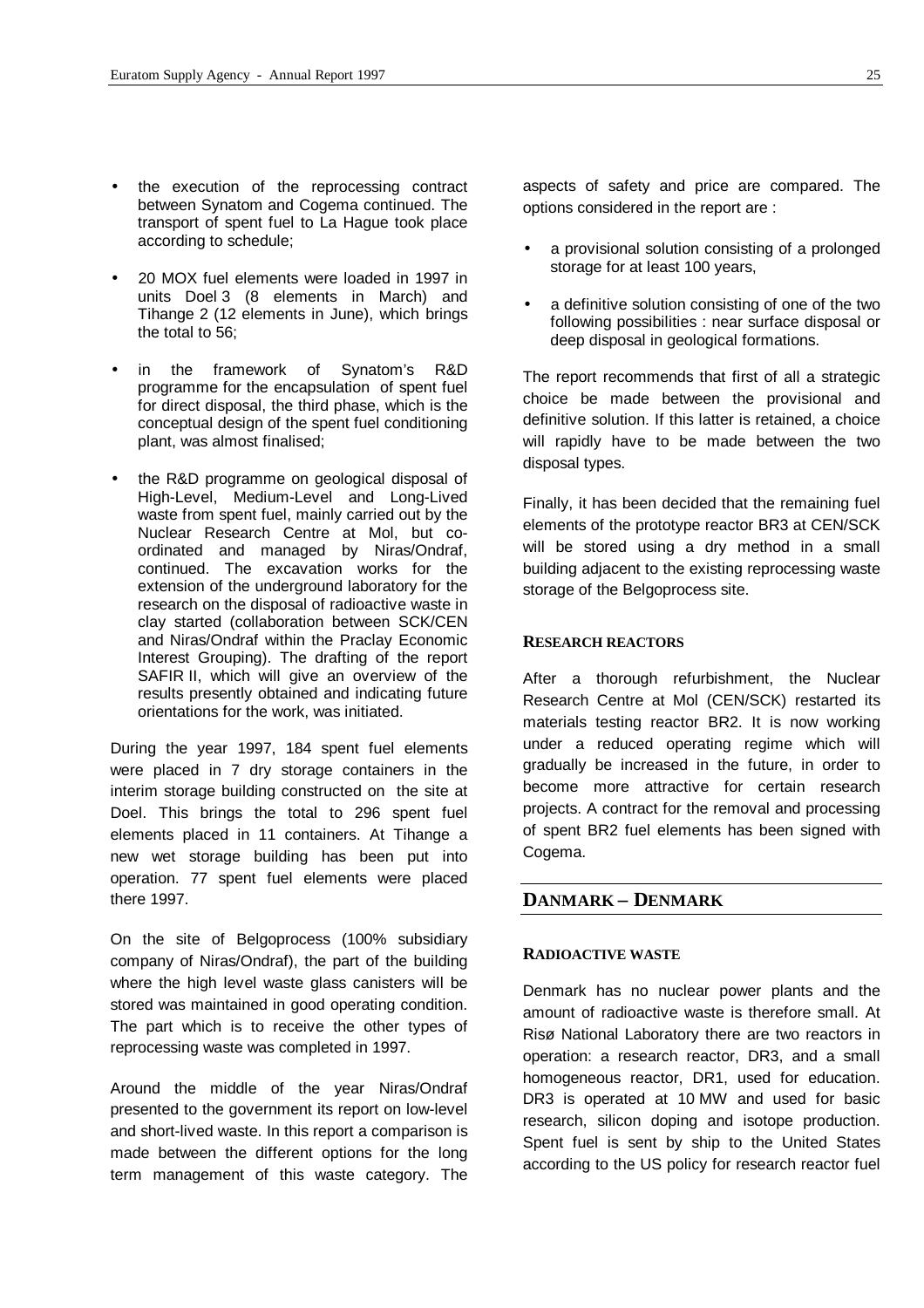- the execution of the reprocessing contract between Synatom and Cogema continued. The transport of spent fuel to La Hague took place according to schedule;
- 20 MOX fuel elements were loaded in 1997 in units Doel 3 (8 elements in March) and Tihange 2 (12 elements in June), which brings the total to 56;
- in the framework of Synatom's R&D programme for the encapsulation of spent fuel for direct disposal, the third phase, which is the conceptual design of the spent fuel conditioning plant, was almost finalised;
- the R&D programme on geological disposal of High-Level, Medium-Level and Long-Lived waste from spent fuel, mainly carried out by the Nuclear Research Centre at Mol, but co-ordinated and managed by Niras/Ondraf, continued. The excavation works for the extension of the underground laboratory for the research on the disposal of radioactive waste in clay started (collaboration between SCK/CEN and Niras/Ondraf within the Praclay Economic Interest Grouping). The drafting of the report SAFIR II, which will give an overview of the results presently obtained and indicating future orientations for the work, was initiated.

During the year 1997, 184 spent fuel elements were placed in 7 dry storage containers in the interim storage building constructed on the site at Doel. This brings the total to 296 spent fuel elements placed in 11 containers. At Tihange a new wet storage building has been put into operation. 77 spent fuel elements were placed there 1997.

On the site of Belgoprocess (100% subsidiary company of Niras/Ondraf), the part of the building where the high level waste glass canisters will be stored was maintained in good operating condition. The part which is to receive the other types of reprocessing waste was completed in 1997.

Around the middle of the year Niras/Ondraf presented to the government its report on low-level and short-lived waste. In this report a comparison is made between the different options for the long term management of this waste category. The aspects of safety and price are compared. The options considered in the report are :

- a provisional solution consisting of a prolonged storage for at least 100 years,
- a definitive solution consisting of one of the two following possibilities : near surface disposal or deep disposal in geological formations.

The report recommends that first of all a strategic choice be made between the provisional and definitive solution. If this latter is retained, a choice will rapidly have to be made between the two disposal types.

Finally, it has been decided that the remaining fuel elements of the prototype reactor BR3 at CEN/SCK will be stored using a dry method in a small building adjacent to the existing reprocessing waste storage of the Belgoprocess site.

#### RESEARCH REACTORS

After a thorough refurbishment, the Nuclear Research Centre at Mol (CEN/SCK) restarted its materials testing reactor BR2. It is now working under a reduced operating regime which will gradually be increased in the future, in order to become more attractive for certain research projects. A contract for the removal and processing of spent BR2 fuel elements has been signed with Cogema.

### DANMARK – DENMARK

#### RADIOACTIVE WASTE

Denmark has no nuclear power plants and the amount of radioactive waste is therefore small. At Risø National Laboratory there are two reactors in operation: a research reactor, DR3, and a small homogeneous reactor, DR1, used for education. DR3 is operated at 10 MW and used for basic research, silicon doping and isotope production. Spent fuel is sent by ship to the United States according to the US policy for research reactor fuel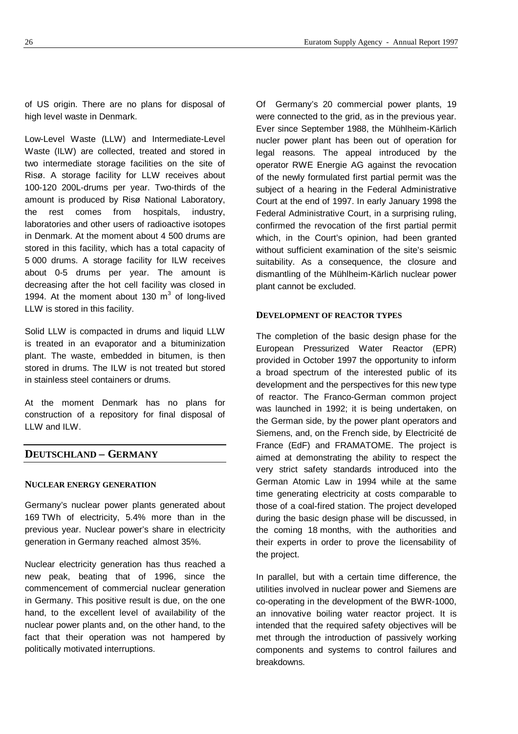of US origin. There are no plans for disposal of high level waste in Denmark.

Low-Level Waste (LLW) and Intermediate-Level Waste (ILW) are collected, treated and stored in two intermediate storage facilities on the site of Risø. A storage facility for LLW receives about 100-120 200L-drums per year. Two-thirds of the amount is produced by Risø National Laboratory, the rest comes from hospitals, industry, laboratories and other users of radioactive isotopes in Denmark. At the moment about 4 500 drums are stored in this facility, which has a total capacity of 5 000 drums. A storage facility for ILW receives about 0-5 drums per year. The amount is decreasing after the hot cell facility was closed in 1994. At the moment about 130 $m^3$ of long-lived LLW is stored in this facility.

Solid LLW is compacted in drums and liquid LLW is treated in an evaporator and a bituminization plant. The waste, embedded in bitumen, is then stored in drums. The ILW is not treated but stored in stainless steel containers or drums.

At the moment Denmark has no plans for construction of a repository for final disposal of LLW and ILW.

## DEUTSCHLAND – GERMANY

### NUCLEAR ENERGY GENERATION

Germany's nuclear power plants generated about 169 TWh of electricity, 5.4% more than in the previous year. Nuclear power's share in electricity generation in Germany reached almost 35%.

Nuclear electricity generation has thus reached a new peak, beating that of 1996, since the commencement of commercial nuclear generation in Germany. This positive result is due, on the one hand, to the excellent level of availability of the nuclear power plants and, on the other hand, to the fact that their operation was not hampered by politically motivated interruptions.

Of Germany's 20 commercial power plants, 19 were connected to the grid, as in the previous year. Ever since September 1988, the Mühlheim-Kärlich nucler power plant has been out of operation for legal reasons. The appeal introduced by the operator RWE Energie AG against the revocation of the newly formulated first partial permit was the subject of a hearing in the Federal Administrative Court at the end of 1997. In early January 1998 the Federal Administrative Court, in a surprising ruling, confirmed the revocation of the first partial permit which, in the Court's opinion, had been granted without sufficient examination of the site's seismic suitability. As a consequence, the closure and dismantling of the Mühlheim-Kärlich nuclear power plant cannot be excluded.

### DEVELOPMENT OF REACTOR TYPES

The completion of the basic design phase for the European Pressurized Water Reactor (EPR) provided in October 1997 the opportunity to inform a broad spectrum of the interested public of its development and the perspectives for this new type of reactor. The Franco-German common project was launched in 1992; it is being undertaken, on the German side, by the power plant operators and Siemens, and, on the French side, by Electricité de France (EdF) and FRAMATOME. The project is aimed at demonstrating the ability to respect the very strict safety standards introduced into the German Atomic Law in 1994 while at the same time generating electricity at costs comparable to those of a coal-fired station. The project developed during the basic design phase will be discussed, in the coming 18 months, with the authorities and their experts in order to prove the licensability of the project.

In parallel, but with a certain time difference, the utilities involved in nuclear power and Siemens are co-operating in the development of the BWR-1000, an innovative boiling water reactor project. It is intended that the required safety objectives will be met through the introduction of passively working components and systems to control failures and breakdowns.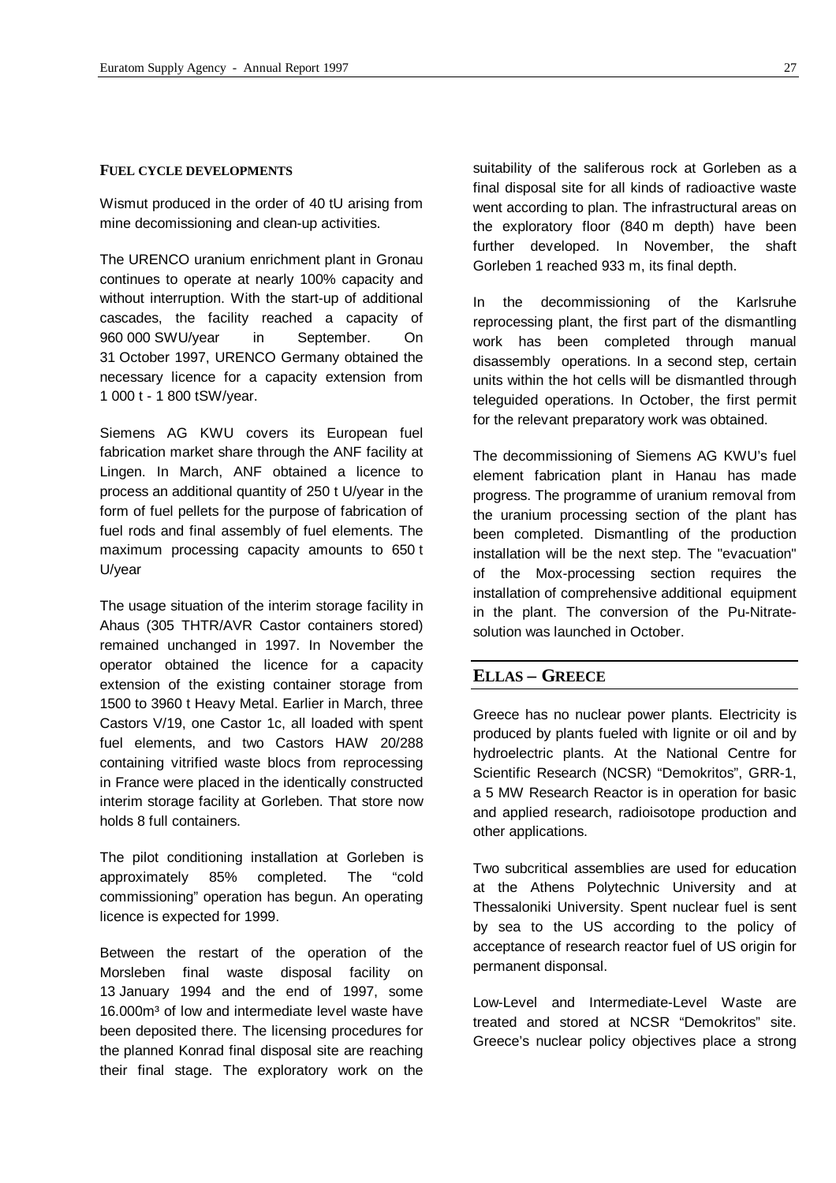#### FUEL CYCLE DEVELOPMENTS

Wismut produced in the order of 40 tU arising from mine decomissioning and clean-up activities.

The URENCO uranium enrichment plant in Gronau continues to operate at nearly 100% capacity and without interruption. With the start-up of additional cascades, the facility reached a capacity of 960 000 SWU/year in September. On 31 October 1997, URENCO Germany obtained the necessary licence for a capacity extension from 1 000 t - 1 800 tSW/year.

Siemens AG KWU covers its European fuel fabrication market share through the ANF facility at Lingen. In March, ANF obtained a licence to process an additional quantity of 250 t U/year in the form of fuel pellets for the purpose of fabrication of fuel rods and final assembly of fuel elements. The maximum processing capacity amounts to 650 t U/year

The usage situation of the interim storage facility in Ahaus (305 THTR/AVR Castor containers stored) remained unchanged in 1997. In November the operator obtained the licence for a capacity extension of the existing container storage from 1500 to 3960 t Heavy Metal. Earlier in March, three Castors V/19, one Castor 1c, all loaded with spent fuel elements, and two Castors HAW 20/288 containing vitrified waste blocs from reprocessing in France were placed in the identically constructed interim storage facility at Gorleben. That store now holds 8 full containers.

The pilot conditioning installation at Gorleben is approximately 85% completed. The "cold commissioning" operation has begun. An operating licence is expected for 1999.

Between the restart of the operation of the Morsleben final waste disposal facility on 13 January 1994 and the end of 1997, some 16.000m³ of low and intermediate level waste have been deposited there. The licensing procedures for the planned Konrad final disposal site are reaching their final stage. The exploratory work on the suitability of the saliferous rock at Gorleben as a final disposal site for all kinds of radioactive waste went according to plan. The infrastructural areas on the exploratory floor (840 m depth) have been further developed. In November, the shaft Gorleben 1 reached 933 m, its final depth.

In the decommissioning of the Karlsruhe reprocessing plant, the first part of the dismantling work has been completed through manual disassembly operations. In a second step, certain units within the hot cells will be dismantled through teleguided operations. In October, the first permit for the relevant preparatory work was obtained.

The decommissioning of Siemens AG KWU's fuel element fabrication plant in Hanau has made progress. The programme of uranium removal from the uranium processing section of the plant has been completed. Dismantling of the production installation will be the next step. The "evacuation" of the Mox-processing section requires the installation of comprehensive additional equipment in the plant. The conversion of the Pu-Nitrate-solution was launched in October.

## ELLAS – GREECE

Greece has no nuclear power plants. Electricity is produced by plants fueled with lignite or oil and by hydroelectric plants. At the National Centre for Scientific Research (NCSR) "Demokritos", GRR-1, a 5 MW Research Reactor is in operation for basic and applied research, radioisotope production and other applications.

Two subcritical assemblies are used for education at the Athens Polytechnic University and at Thessaloniki University. Spent nuclear fuel is sent by sea to the US according to the policy of acceptance of research reactor fuel of US origin for permanent disponsal.

Low-Level and Intermediate-Level Waste are treated and stored at NCSR "Demokritos" site. Greece's nuclear policy objectives place a strong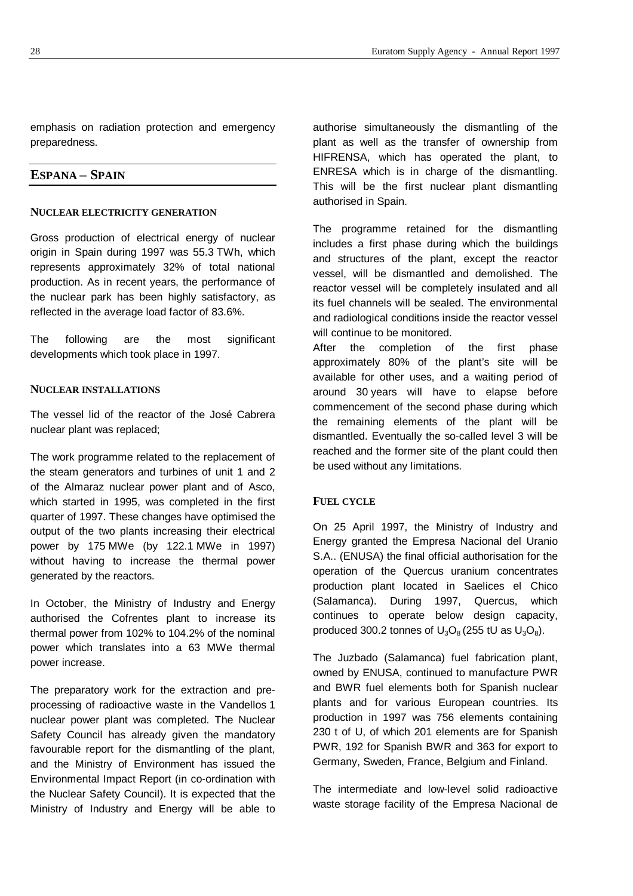emphasis on radiation protection and emergency preparedness.

## ESPANA – SPAIN

### NUCLEAR ELECTRICITY GENERATION

Gross production of electrical energy of nuclear origin in Spain during 1997 was 55.3 TWh, which represents approximately 32% of total national production. As in recent years, the performance of the nuclear park has been highly satisfactory, as reflected in the average load factor of 83.6%.

The following are the most significant developments which took place in 1997.

### NUCLEAR INSTALLATIONS

The vessel lid of the reactor of the José Cabrera nuclear plant was replaced;

The work programme related to the replacement of the steam generators and turbines of unit 1 and 2 of the Almaraz nuclear power plant and of Asco, which started in 1995, was completed in the first quarter of 1997. These changes have optimised the output of the two plants increasing their electrical power by 175 MWe (by 122.1 MWe in 1997) without having to increase the thermal power generated by the reactors.

In October, the Ministry of Industry and Energy authorised the Cofrentes plant to increase its thermal power from 102% to 104.2% of the nominal power which translates into a 63 MWe thermal power increase.

The preparatory work for the extraction and pre-processing of radioactive waste in the Vandellos 1 nuclear power plant was completed. The Nuclear Safety Council has already given the mandatory favourable report for the dismantling of the plant, and the Ministry of Environment has issued the Environmental Impact Report (in co-ordination with the Nuclear Safety Council). It is expected that the Ministry of Industry and Energy will be able to authorise simultaneously the dismantling of the plant as well as the transfer of ownership from HIFRENSA, which has operated the plant, to ENRESA which is in charge of the dismantling. This will be the first nuclear plant dismantling authorised in Spain.

The programme retained for the dismantling includes a first phase during which the buildings and structures of the plant, except the reactor vessel, will be dismantled and demolished. The reactor vessel will be completely insulated and all its fuel channels will be sealed. The environmental and radiological conditions inside the reactor vessel will continue to be monitored.

After the completion of the first phase approximately 80% of the plant's site will be available for other uses, and a waiting period of around 30 years will have to elapse before commencement of the second phase during which the remaining elements of the plant will be dismantled. Eventually the so-called level 3 will be reached and the former site of the plant could then be used without any limitations.

### FUEL CYCLE

On 25 April 1997, the Ministry of Industry and Energy granted the Empresa Nacional del Uranio S.A.. (ENUSA) the final official authorisation for the operation of the Quercus uranium concentrates production plant located in Saelices el Chico (Salamanca). During 1997, Quercus, which continues to operate below design capacity, produced 300.2 tonnes of $U_3O_8$ (255 tU as $U_3O_8$).

The Juzbado (Salamanca) fuel fabrication plant, owned by ENUSA, continued to manufacture PWR and BWR fuel elements both for Spanish nuclear plants and for various European countries. Its production in 1997 was 756 elements containing 230 t of U, of which 201 elements are for Spanish PWR, 192 for Spanish BWR and 363 for export to Germany, Sweden, France, Belgium and Finland.

The intermediate and low-level solid radioactive waste storage facility of the Empresa Nacional de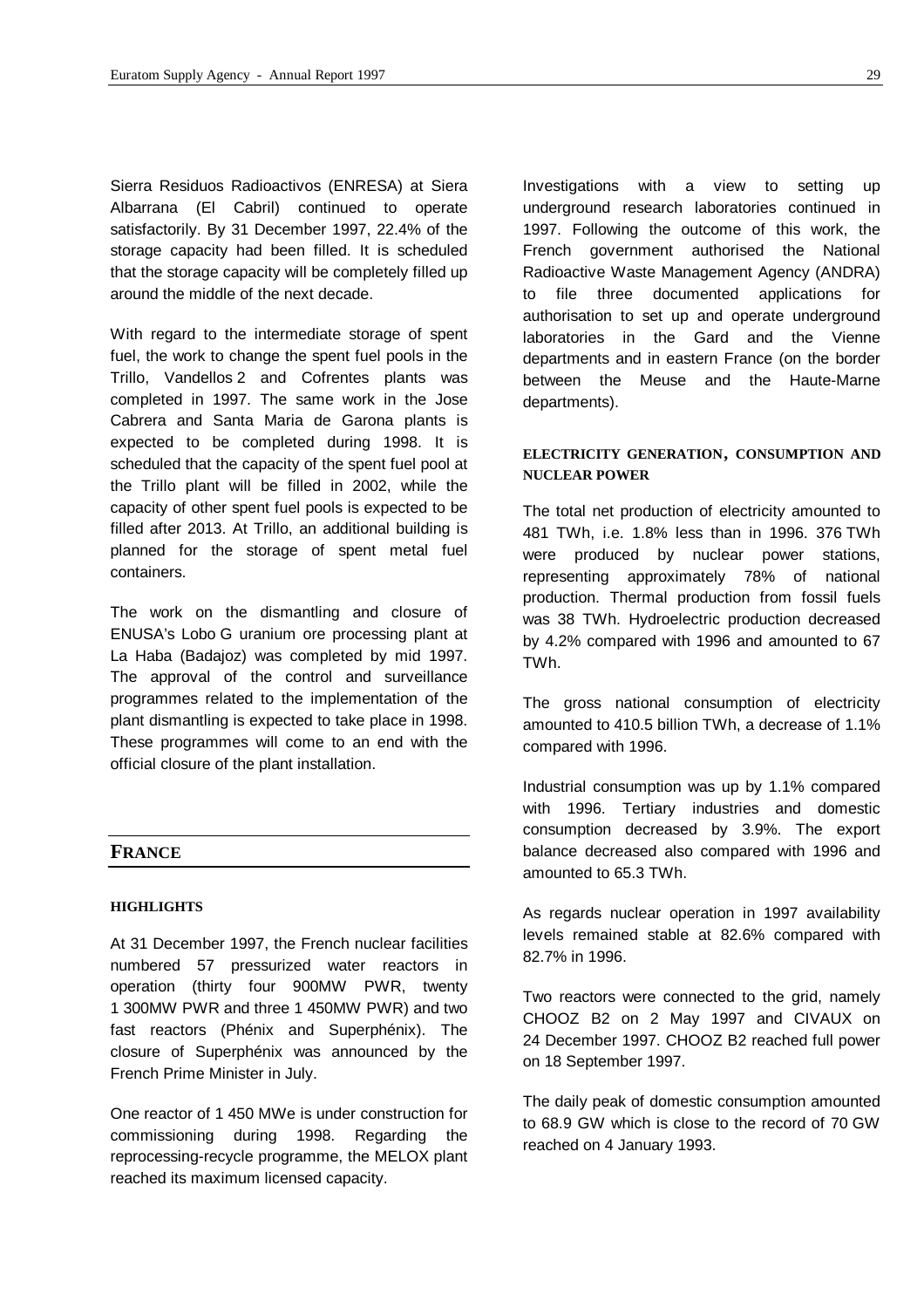Sierra Residuos Radioactivos (ENRESA) at Siera Albarrana (El Cabril) continued to operate satisfactorily. By 31 December 1997, 22.4% of the storage capacity had been filled. It is scheduled that the storage capacity will be completely filled up around the middle of the next decade.

With regard to the intermediate storage of spent fuel, the work to change the spent fuel pools in the Trillo, Vandellos 2 and Cofrentes plants was completed in 1997. The same work in the Jose Cabrera and Santa Maria de Garona plants is expected to be completed during 1998. It is scheduled that the capacity of the spent fuel pool at the Trillo plant will be filled in 2002, while the capacity of other spent fuel pools is expected to be filled after 2013. At Trillo, an additional building is planned for the storage of spent metal fuel containers.

The work on the dismantling and closure of ENUSA's Lobo G uranium ore processing plant at La Haba (Badajoz) was completed by mid 1997. The approval of the control and surveillance programmes related to the implementation of the plant dismantling is expected to take place in 1998. These programmes will come to an end with the official closure of the plant installation.

## FRANCE

### HIGHLIGHTS

At 31 December 1997, the French nuclear facilities numbered 57 pressurized water reactors in operation (thirty four 900MW PWR, twenty 1 300MW PWR and three 1 450MW PWR) and two fast reactors (Phénix and Superphénix). The closure of Superphénix was announced by the French Prime Minister in July.

One reactor of 1 450 MWe is under construction for commissioning during 1998. Regarding the reprocessing-recycle programme, the MELOX plant reached its maximum licensed capacity.

Investigations with a view to setting up underground research laboratories continued in 1997. Following the outcome of this work, the French government authorised the National Radioactive Waste Management Agency (ANDRA) to file three documented applications for authorisation to set up and operate underground laboratories in the Gard and the Vienne departments and in eastern France (on the border between the Meuse and the Haute-Marne departments).

### ELECTRICITY GENERATION, CONSUMPTION AND NUCLEAR POWER

The total net production of electricity amounted to 481 TWh, i.e. 1.8% less than in 1996. 376 TWh were produced by nuclear power stations, representing approximately 78% of national production. Thermal production from fossil fuels was 38 TWh. Hydroelectric production decreased by 4.2% compared with 1996 and amounted to 67 TWh.

The gross national consumption of electricity amounted to 410.5 billion TWh, a decrease of 1.1% compared with 1996.

Industrial consumption was up by 1.1% compared with 1996. Tertiary industries and domestic consumption decreased by 3.9%. The export balance decreased also compared with 1996 and amounted to 65.3 TWh.

As regards nuclear operation in 1997 availability levels remained stable at 82.6% compared with 82.7% in 1996.

Two reactors were connected to the grid, namely CHOOZ B2 on 2 May 1997 and CIVAUX on 24 December 1997. CHOOZ B2 reached full power on 18 September 1997.

The daily peak of domestic consumption amounted to 68.9 GW which is close to the record of 70 GW reached on 4 January 1993.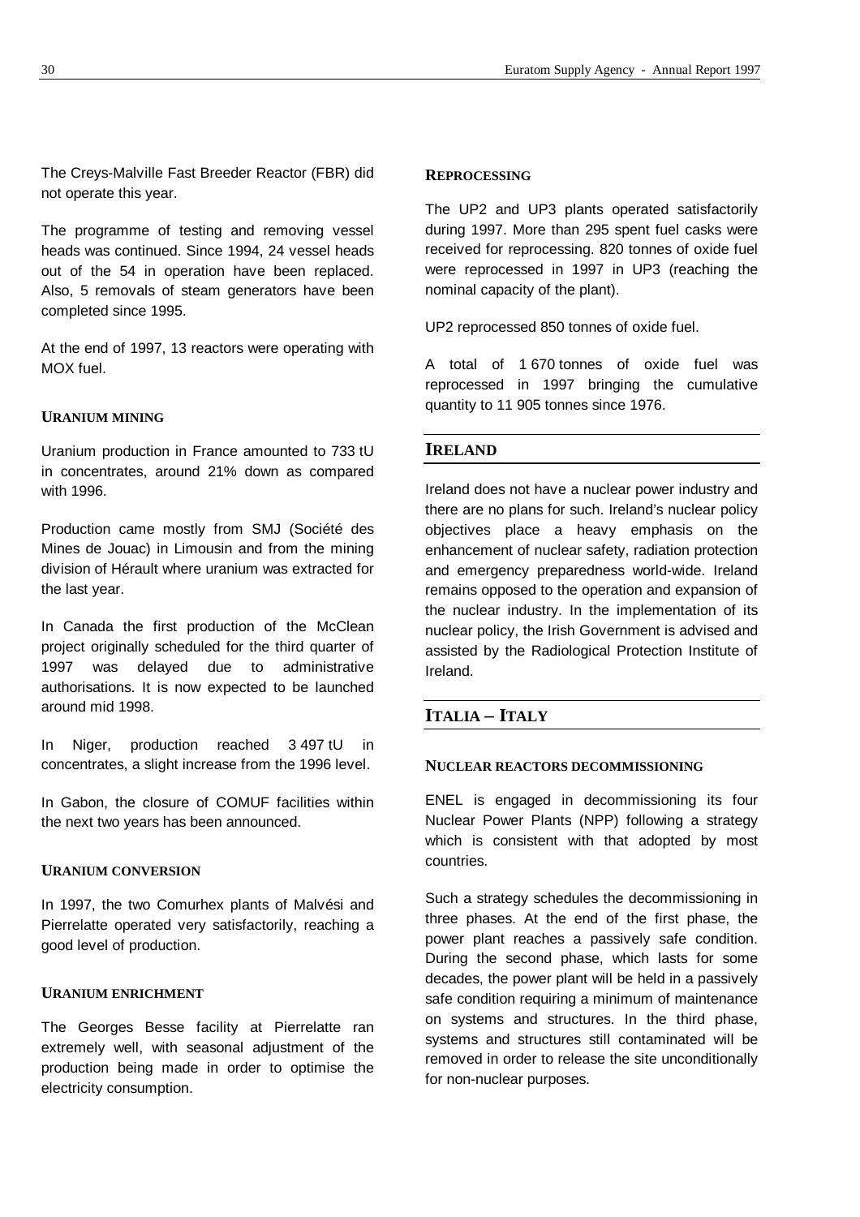The Creys-Malville Fast Breeder Reactor (FBR) did not operate this year.

The programme of testing and removing vessel heads was continued. Since 1994, 24 vessel heads out of the 54 in operation have been replaced. Also, 5 removals of steam generators have been completed since 1995.

At the end of 1997, 13 reactors were operating with MOX fuel.

#### URANIUM MINING

Uranium production in France amounted to 733 tU in concentrates, around 21% down as compared with 1996.

Production came mostly from SMJ (Société des Mines de Jouac) in Limousin and from the mining division of Hérault where uranium was extracted for the last year.

In Canada the first production of the McClean project originally scheduled for the third quarter of 1997 was delayed due to administrative authorisations. It is now expected to be launched around mid 1998.

In Niger, production reached 3 497 tU in concentrates, a slight increase from the 1996 level.

In Gabon, the closure of COMUF facilities within the next two years has been announced.

#### URANIUM CONVERSION

In 1997, the two Comurhex plants of Malvési and Pierrelatte operated very satisfactorily, reaching a good level of production.

#### URANIUM ENRICHMENT

The Georges Besse facility at Pierrelatte ran extremely well, with seasonal adjustment of the production being made in order to optimise the electricity consumption.

#### REPROCESSING

The UP2 and UP3 plants operated satisfactorily during 1997. More than 295 spent fuel casks were received for reprocessing. 820 tonnes of oxide fuel were reprocessed in 1997 in UP3 (reaching the nominal capacity of the plant).

UP2 reprocessed 850 tonnes of oxide fuel.

A total of 1 670 tonnes of oxide fuel was reprocessed in 1997 bringing the cumulative quantity to 11 905 tonnes since 1976.

## IRELAND

Ireland does not have a nuclear power industry and there are no plans for such. Ireland's nuclear policy objectives place a heavy emphasis on the enhancement of nuclear safety, radiation protection and emergency preparedness world-wide. Ireland remains opposed to the operation and expansion of the nuclear industry. In the implementation of its nuclear policy, the Irish Government is advised and assisted by the Radiological Protection Institute of Ireland.

## ITALIA – ITALY

#### NUCLEAR REACTORS DECOMMISSIONING

ENEL is engaged in decommissioning its four Nuclear Power Plants (NPP) following a strategy which is consistent with that adopted by most countries.

Such a strategy schedules the decommissioning in three phases. At the end of the first phase, the power plant reaches a passively safe condition. During the second phase, which lasts for some decades, the power plant will be held in a passively safe condition requiring a minimum of maintenance on systems and structures. In the third phase, systems and structures still contaminated will be removed in order to release the site unconditionally for non-nuclear purposes.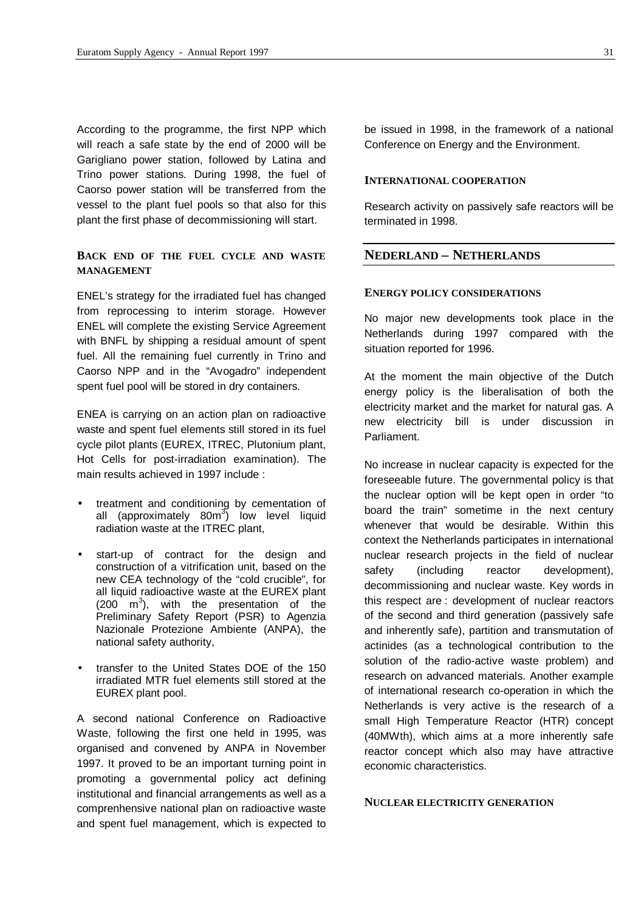According to the programme, the first NPP which will reach a safe state by the end of 2000 will be Garigliano power station, followed by Latina and Trino power stations. During 1998, the fuel of Caorso power station will be transferred from the vessel to the plant fuel pools so that also for this plant the first phase of decommissioning will start.

### BACK END OF THE FUEL CYCLE AND WASTE MANAGEMENT

ENEL's strategy for the irradiated fuel has changed from reprocessing to interim storage. However ENEL will complete the existing Service Agreement with BNFL by shipping a residual amount of spent fuel. All the remaining fuel currently in Trino and Caorso NPP and in the "Avogadro" independent spent fuel pool will be stored in dry containers.

ENEA is carrying on an action plan on radioactive waste and spent fuel elements still stored in its fuel cycle pilot plants (EUREX, ITREC, Plutonium plant, Hot Cells for post-irradiation examination). The main results achieved in 1997 include :

- treatment and conditioning by cementation of all (approximately $80m^3$) low level liquid radiation waste at the ITREC plant,
- start-up of contract for the design and construction of a vitrification unit, based on the new CEA technology of the "cold crucible", for all liquid radioactive waste at the EUREX plant ($200\ m^3$), with the presentation of the Preliminary Safety Report (PSR) to Agenzia Nazionale Protezione Ambiente (ANPA), the national safety authority,
- transfer to the United States DOE of the 150 irradiated MTR fuel elements still stored at the EUREX plant pool.

A second national Conference on Radioactive Waste, following the first one held in 1995, was organised and convened by ANPA in November 1997. It proved to be an important turning point in promoting a governmental policy act defining institutional and financial arrangements as well as a comprenhensive national plan on radioactive waste and spent fuel management, which is expected to be issued in 1998, in the framework of a national Conference on Energy and the Environment.

### INTERNATIONAL COOPERATION

Research activity on passively safe reactors will be terminated in 1998.

## NEDERLAND – NETHERLANDS

### ENERGY POLICY CONSIDERATIONS

No major new developments took place in the Netherlands during 1997 compared with the situation reported for 1996.

At the moment the main objective of the Dutch energy policy is the liberalisation of both the electricity market and the market for natural gas. A new electricity bill is under discussion in Parliament.

No increase in nuclear capacity is expected for the foreseeable future. The governmental policy is that the nuclear option will be kept open in order "to board the train" sometime in the next century whenever that would be desirable. Within this context the Netherlands participates in international nuclear research projects in the field of nuclear safety (including reactor development), decommissioning and nuclear waste. Key words in this respect are : development of nuclear reactors of the second and third generation (passively safe and inherently safe), partition and transmutation of actinides (as a technological contribution to the solution of the radio-active waste problem) and research on advanced materials. Another example of international research co-operation in which the Netherlands is very active is the research of a small High Temperature Reactor (HTR) concept (40MWth), which aims at a more inherently safe reactor concept which also may have attractive economic characteristics.

### NUCLEAR ELECTRICITY GENERATION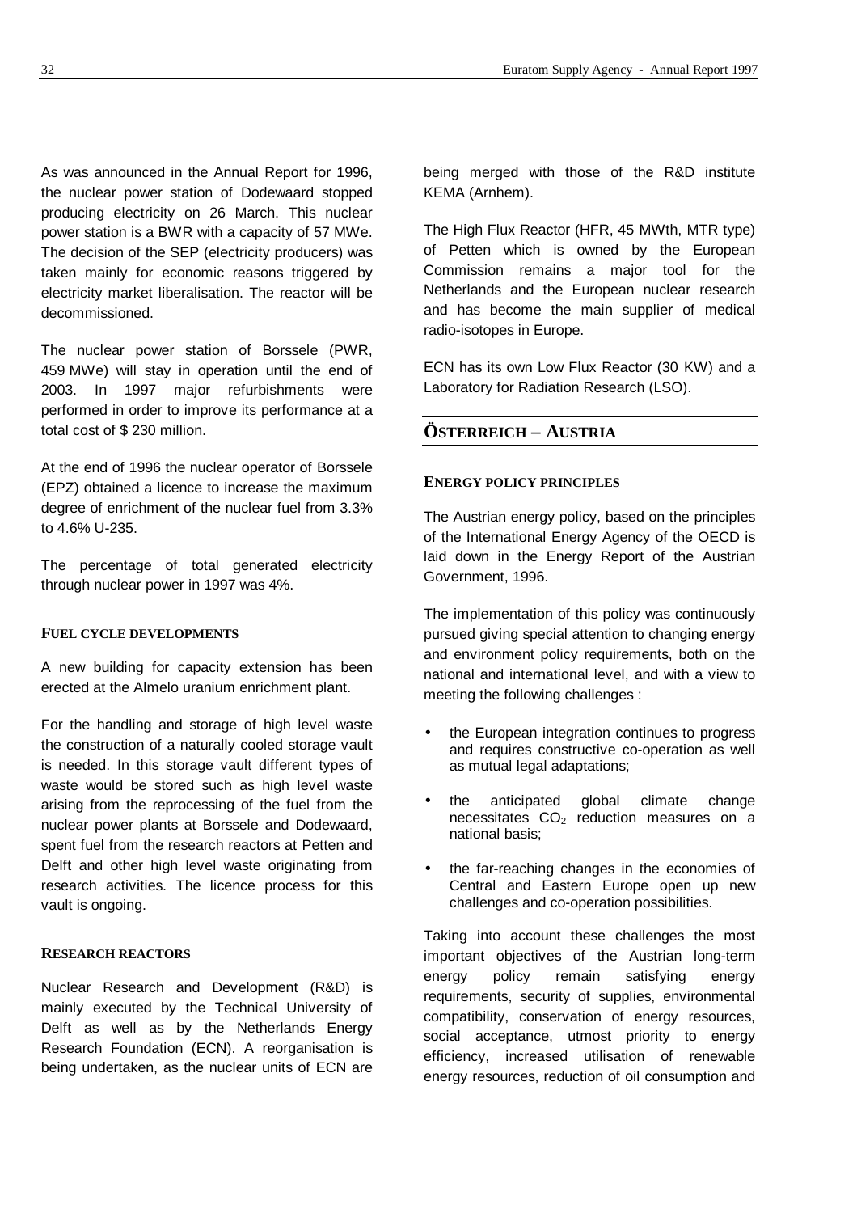As was announced in the Annual Report for 1996, the nuclear power station of Dodewaard stopped producing electricity on 26 March. This nuclear power station is a BWR with a capacity of 57 MWe. The decision of the SEP (electricity producers) was taken mainly for economic reasons triggered by electricity market liberalisation. The reactor will be decommissioned.

The nuclear power station of Borssele (PWR, 459 MWe) will stay in operation until the end of 2003. In 1997 major refurbishments were performed in order to improve its performance at a total cost of $ 230 million.

At the end of 1996 the nuclear operator of Borssele (EPZ) obtained a licence to increase the maximum degree of enrichment of the nuclear fuel from 3.3% to 4.6% U-235.

The percentage of total generated electricity through nuclear power in 1997 was 4%.

#### FUEL CYCLE DEVELOPMENTS

A new building for capacity extension has been erected at the Almelo uranium enrichment plant.

For the handling and storage of high level waste the construction of a naturally cooled storage vault is needed. In this storage vault different types of waste would be stored such as high level waste arising from the reprocessing of the fuel from the nuclear power plants at Borssele and Dodewaard, spent fuel from the research reactors at Petten and Delft and other high level waste originating from research activities. The licence process for this vault is ongoing.

#### RESEARCH REACTORS

Nuclear Research and Development (R&D) is mainly executed by the Technical University of Delft as well as by the Netherlands Energy Research Foundation (ECN). A reorganisation is being undertaken, as the nuclear units of ECN are being merged with those of the R&D institute KEMA (Arnhem).

The High Flux Reactor (HFR, 45 MWth, MTR type) of Petten which is owned by the European Commission remains a major tool for the Netherlands and the European nuclear research and has become the main supplier of medical radio-isotopes in Europe.

ECN has its own Low Flux Reactor (30 KW) and a Laboratory for Radiation Research (LSO).

## ÖSTERREICH – AUSTRIA

#### ENERGY POLICY PRINCIPLES

The Austrian energy policy, based on the principles of the International Energy Agency of the OECD is laid down in the Energy Report of the Austrian Government, 1996.

The implementation of this policy was continuously pursued giving special attention to changing energy and environment policy requirements, both on the national and international level, and with a view to meeting the following challenges :

- the European integration continues to progress and requires constructive co-operation as well as mutual legal adaptations;
- the anticipated global climate change necessitates $CO_2$ reduction measures on a national basis;
- the far-reaching changes in the economies of Central and Eastern Europe open up new challenges and co-operation possibilities.

Taking into account these challenges the most important objectives of the Austrian long-term energy policy remain satisfying energy requirements, security of supplies, environmental compatibility, conservation of energy resources, social acceptance, utmost priority to energy efficiency, increased utilisation of renewable energy resources, reduction of oil consumption and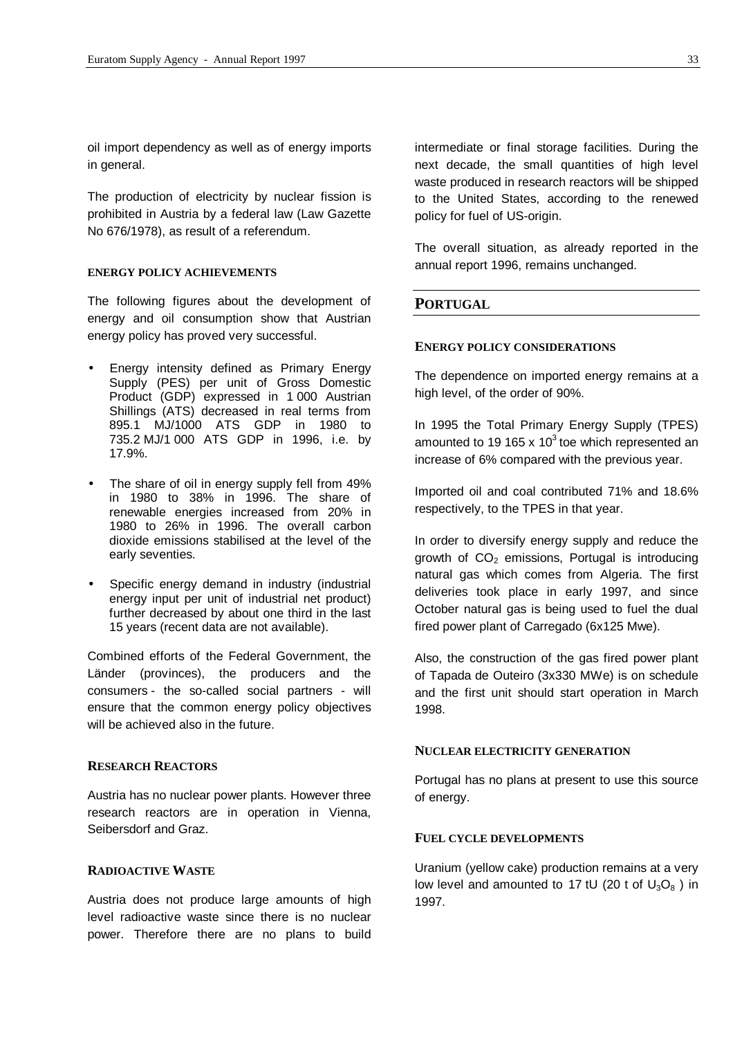oil import dependency as well as of energy imports in general.

The production of electricity by nuclear fission is prohibited in Austria by a federal law (Law Gazette No 676/1978), as result of a referendum.

#### ENERGY POLICY ACHIEVEMENTS

The following figures about the development of energy and oil consumption show that Austrian energy policy has proved very successful.

- Energy intensity defined as Primary Energy Supply (PES) per unit of Gross Domestic Product (GDP) expressed in 1 000 Austrian Shillings (ATS) decreased in real terms from 895.1 MJ/1000 ATS GDP in 1980 to 735.2 MJ/1 000 ATS GDP in 1996, i.e. by 17.9%.
- The share of oil in energy supply fell from 49% in 1980 to 38% in 1996. The share of renewable energies increased from 20% in 1980 to 26% in 1996. The overall carbon dioxide emissions stabilised at the level of the early seventies.
- Specific energy demand in industry (industrial energy input per unit of industrial net product) further decreased by about one third in the last 15 years (recent data are not available).

Combined efforts of the Federal Government, the Länder (provinces), the producers and the consumers - the so-called social partners - will ensure that the common energy policy objectives will be achieved also in the future.

### RESEARCH REACTORS

Austria has no nuclear power plants. However three research reactors are in operation in Vienna, Seibersdorf and Graz.

### RADIOACTIVE WASTE

Austria does not produce large amounts of high level radioactive waste since there is no nuclear power. Therefore there are no plans to build intermediate or final storage facilities. During the next decade, the small quantities of high level waste produced in research reactors will be shipped to the United States, according to the renewed policy for fuel of US-origin.

The overall situation, as already reported in the annual report 1996, remains unchanged.

## PORTUGAL

#### ENERGY POLICY CONSIDERATIONS

The dependence on imported energy remains at a high level, of the order of 90%.

In 1995 the Total Primary Energy Supply (TPES) amounted to 19 165 x $10^3$ toe which represented an increase of 6% compared with the previous year.

Imported oil and coal contributed 71% and 18.6% respectively, to the TPES in that year.

In order to diversify energy supply and reduce the growth of $CO_2$ emissions, Portugal is introducing natural gas which comes from Algeria. The first deliveries took place in early 1997, and since October natural gas is being used to fuel the dual fired power plant of Carregado (6x125 Mwe).

Also, the construction of the gas fired power plant of Tapada de Outeiro (3x330 MWe) is on schedule and the first unit should start operation in March 1998.

#### NUCLEAR ELECTRICITY GENERATION

Portugal has no plans at present to use this source of energy.

#### FUEL CYCLE DEVELOPMENTS

Uranium (yellow cake) production remains at a very low level and amounted to 17 tU (20 t of $U_3O_8$ ) in 1997.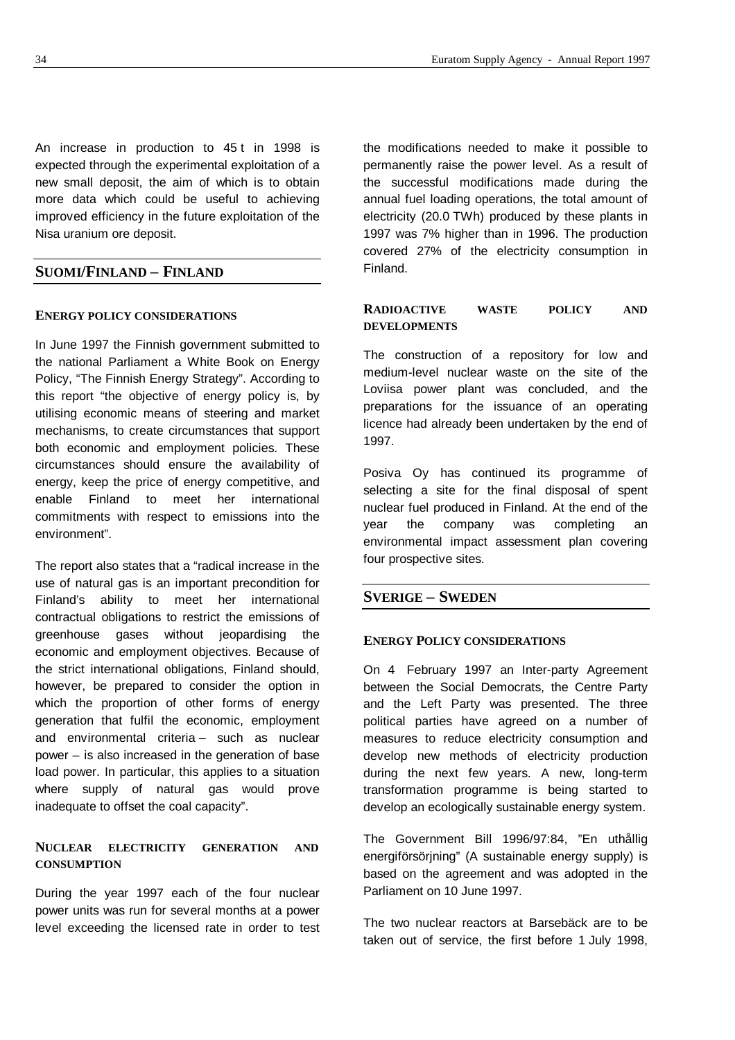An increase in production to 45 t in 1998 is expected through the experimental exploitation of a new small deposit, the aim of which is to obtain more data which could be useful to achieving improved efficiency in the future exploitation of the Nisa uranium ore deposit.

## SUOMI/FINLAND – FINLAND

### ENERGY POLICY CONSIDERATIONS

In June 1997 the Finnish government submitted to the national Parliament a White Book on Energy Policy, "The Finnish Energy Strategy". According to this report "the objective of energy policy is, by utilising economic means of steering and market mechanisms, to create circumstances that support both economic and employment policies. These circumstances should ensure the availability of energy, keep the price of energy competitive, and enable Finland to meet her international commitments with respect to emissions into the environment".

The report also states that a "radical increase in the use of natural gas is an important precondition for Finland's ability to meet her international contractual obligations to restrict the emissions of greenhouse gases without jeopardising the economic and employment objectives. Because of the strict international obligations, Finland should, however, be prepared to consider the option in which the proportion of other forms of energy generation that fulfil the economic, employment and environmental criteria – such as nuclear power – is also increased in the generation of base load power. In particular, this applies to a situation where supply of natural gas would prove inadequate to offset the coal capacity".

### NUCLEAR ELECTRICITY GENERATION AND CONSUMPTION

During the year 1997 each of the four nuclear power units was run for several months at a power level exceeding the licensed rate in order to test the modifications needed to make it possible to permanently raise the power level. As a result of the successful modifications made during the annual fuel loading operations, the total amount of electricity (20.0 TWh) produced by these plants in 1997 was 7% higher than in 1996. The production covered 27% of the electricity consumption in Finland.

### RADIOACTIVE WASTE POLICY AND DEVELOPMENTS

The construction of a repository for low and medium-level nuclear waste on the site of the Loviisa power plant was concluded, and the preparations for the issuance of an operating licence had already been undertaken by the end of 1997.

Posiva Oy has continued its programme of selecting a site for the final disposal of spent nuclear fuel produced in Finland. At the end of the year the company was completing an environmental impact assessment plan covering four prospective sites.

## SVERIGE – SWEDEN

### ENERGY POLICY CONSIDERATIONS

On 4 February 1997 an Inter-party Agreement between the Social Democrats, the Centre Party and the Left Party was presented. The three political parties have agreed on a number of measures to reduce electricity consumption and develop new methods of electricity production during the next few years. A new, long-term transformation programme is being started to develop an ecologically sustainable energy system.

The Government Bill 1996/97:84, "En uthållig energiförsörjning" (A sustainable energy supply) is based on the agreement and was adopted in the Parliament on 10 June 1997.

The two nuclear reactors at Barsebäck are to be taken out of service, the first before 1 July 1998,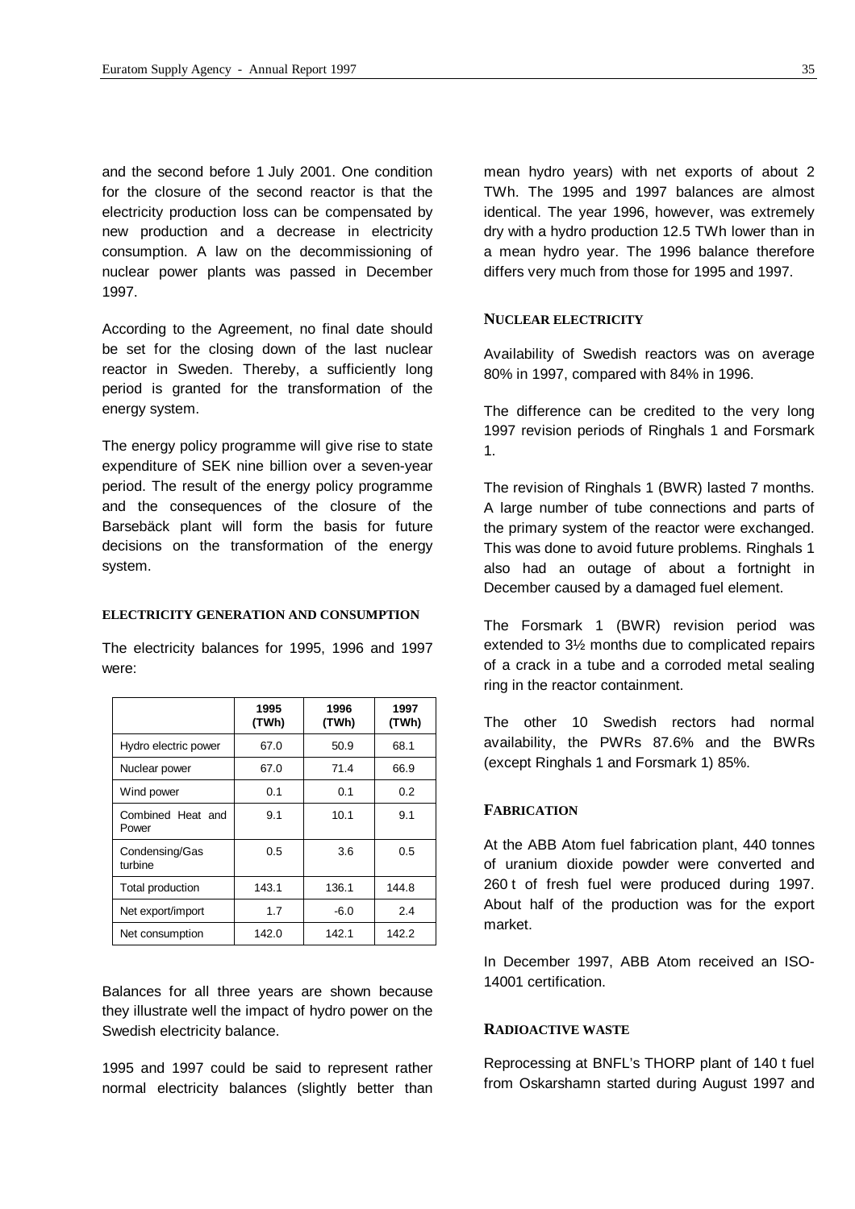and the second before 1 July 2001. One condition for the closure of the second reactor is that the electricity production loss can be compensated by new production and a decrease in electricity consumption. A law on the decommissioning of nuclear power plants was passed in December 1997.

According to the Agreement, no final date should be set for the closing down of the last nuclear reactor in Sweden. Thereby, a sufficiently long period is granted for the transformation of the energy system.

The energy policy programme will give rise to state expenditure of SEK nine billion over a seven-year period. The result of the energy policy programme and the consequences of the closure of the Barsebäck plant will form the basis for future decisions on the transformation of the energy system.

#### ELECTRICITY GENERATION AND CONSUMPTION

The electricity balances for 1995, 1996 and 1997 were:

| | 1995 (TWh) | 1996 (TWh) | 1997 (TWh) |
|---|---|---|---|
| Hydro electric power | 67.0 | 50.9 | 68.1 |
| Nuclear power | 67.0 | 71.4 | 66.9 |
| Wind power | 0.1 | 0.1 | 0.2 |
| Combined Heat and Power | 9.1 | 10.1 | 9.1 |
| Condensing/Gas turbine | 0.5 | 3.6 | 0.5 |
| Total production | 143.1 | 136.1 | 144.8 |
| Net export/import | 1.7 | -6.0 | 2.4 |
| Net consumption | 142.0 | 142.1 | 142.2 |

Balances for all three years are shown because they illustrate well the impact of hydro power on the Swedish electricity balance.

1995 and 1997 could be said to represent rather normal electricity balances (slightly better than mean hydro years) with net exports of about 2 TWh. The 1995 and 1997 balances are almost identical. The year 1996, however, was extremely dry with a hydro production 12.5 TWh lower than in a mean hydro year. The 1996 balance therefore differs very much from those for 1995 and 1997.

#### NUCLEAR ELECTRICITY

Availability of Swedish reactors was on average 80% in 1997, compared with 84% in 1996.

The difference can be credited to the very long 1997 revision periods of Ringhals 1 and Forsmark 1.

The revision of Ringhals 1 (BWR) lasted 7 months. A large number of tube connections and parts of the primary system of the reactor were exchanged. This was done to avoid future problems. Ringhals 1 also had an outage of about a fortnight in December caused by a damaged fuel element.

The Forsmark 1 (BWR) revision period was extended to 3½ months due to complicated repairs of a crack in a tube and a corroded metal sealing ring in the reactor containment.

The other 10 Swedish rectors had normal availability, the PWRs 87.6% and the BWRs (except Ringhals 1 and Forsmark 1) 85%.

#### FABRICATION

At the ABB Atom fuel fabrication plant, 440 tonnes of uranium dioxide powder were converted and 260 t of fresh fuel were produced during 1997. About half of the production was for the export market.

In December 1997, ABB Atom received an ISO-14001 certification.

#### RADIOACTIVE WASTE

Reprocessing at BNFL's THORP plant of 140 t fuel from Oskarshamn started during August 1997 and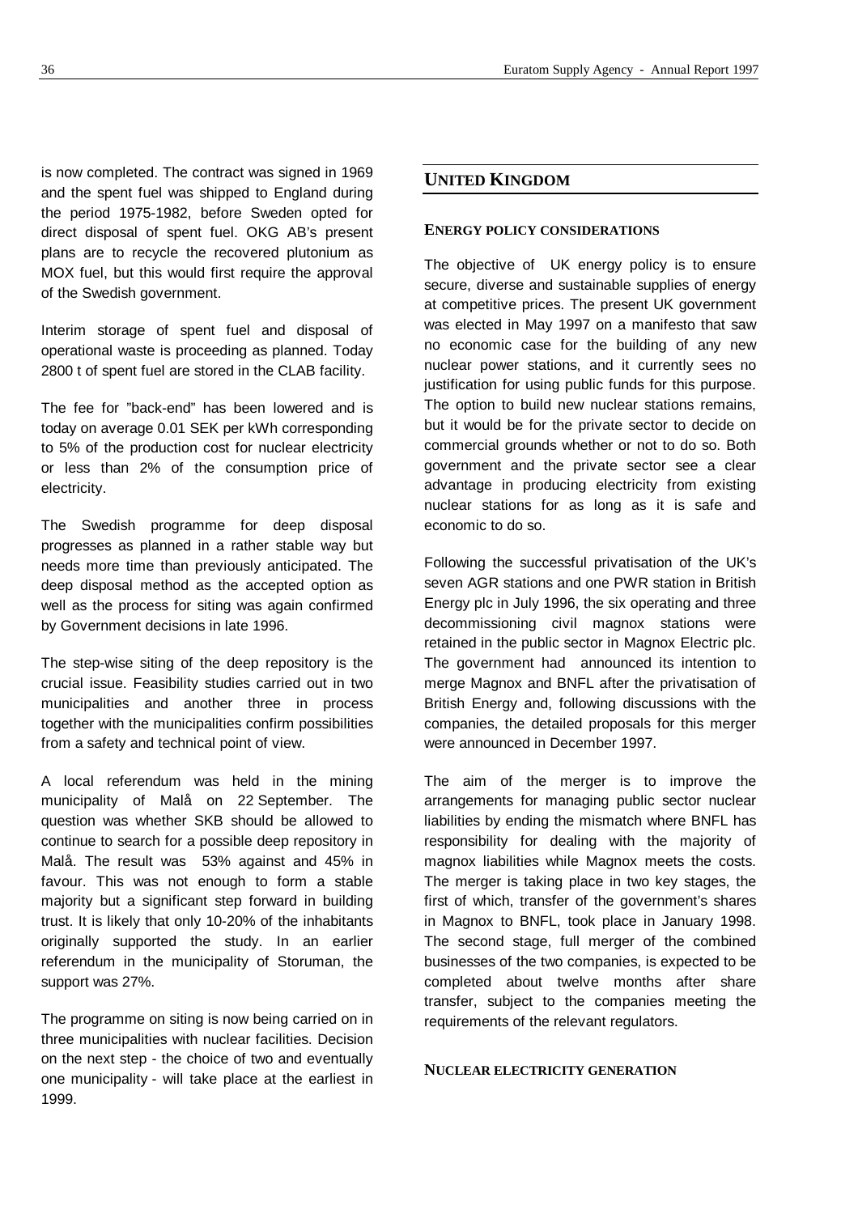is now completed. The contract was signed in 1969 and the spent fuel was shipped to England during the period 1975-1982, before Sweden opted for direct disposal of spent fuel. OKG AB's present plans are to recycle the recovered plutonium as MOX fuel, but this would first require the approval of the Swedish government.

Interim storage of spent fuel and disposal of operational waste is proceeding as planned. Today 2800 t of spent fuel are stored in the CLAB facility.

The fee for "back-end" has been lowered and is today on average 0.01 SEK per kWh corresponding to 5% of the production cost for nuclear electricity or less than 2% of the consumption price of electricity.

The Swedish programme for deep disposal progresses as planned in a rather stable way but needs more time than previously anticipated. The deep disposal method as the accepted option as well as the process for siting was again confirmed by Government decisions in late 1996.

The step-wise siting of the deep repository is the crucial issue. Feasibility studies carried out in two municipalities and another three in process together with the municipalities confirm possibilities from a safety and technical point of view.

A local referendum was held in the mining municipality of Malå on 22 September. The question was whether SKB should be allowed to continue to search for a possible deep repository in Malå. The result was 53% against and 45% in favour. This was not enough to form a stable majority but a significant step forward in building trust. It is likely that only 10-20% of the inhabitants originally supported the study. In an earlier referendum in the municipality of Storuman, the support was 27%.

The programme on siting is now being carried on in three municipalities with nuclear facilities. Decision on the next step - the choice of two and eventually one municipality - will take place at the earliest in 1999.

## UNITED KINGDOM

### ENERGY POLICY CONSIDERATIONS

The objective of UK energy policy is to ensure secure, diverse and sustainable supplies of energy at competitive prices. The present UK government was elected in May 1997 on a manifesto that saw no economic case for the building of any new nuclear power stations, and it currently sees no justification for using public funds for this purpose. The option to build new nuclear stations remains, but it would be for the private sector to decide on commercial grounds whether or not to do so. Both government and the private sector see a clear advantage in producing electricity from existing nuclear stations for as long as it is safe and economic to do so.

Following the successful privatisation of the UK's seven AGR stations and one PWR station in British Energy plc in July 1996, the six operating and three decommissioning civil magnox stations were retained in the public sector in Magnox Electric plc. The government had announced its intention to merge Magnox and BNFL after the privatisation of British Energy and, following discussions with the companies, the detailed proposals for this merger were announced in December 1997.

The aim of the merger is to improve the arrangements for managing public sector nuclear liabilities by ending the mismatch where BNFL has responsibility for dealing with the majority of magnox liabilities while Magnox meets the costs. The merger is taking place in two key stages, the first of which, transfer of the government's shares in Magnox to BNFL, took place in January 1998. The second stage, full merger of the combined businesses of the two companies, is expected to be completed about twelve months after share transfer, subject to the companies meeting the requirements of the relevant regulators.

### NUCLEAR ELECTRICITY GENERATION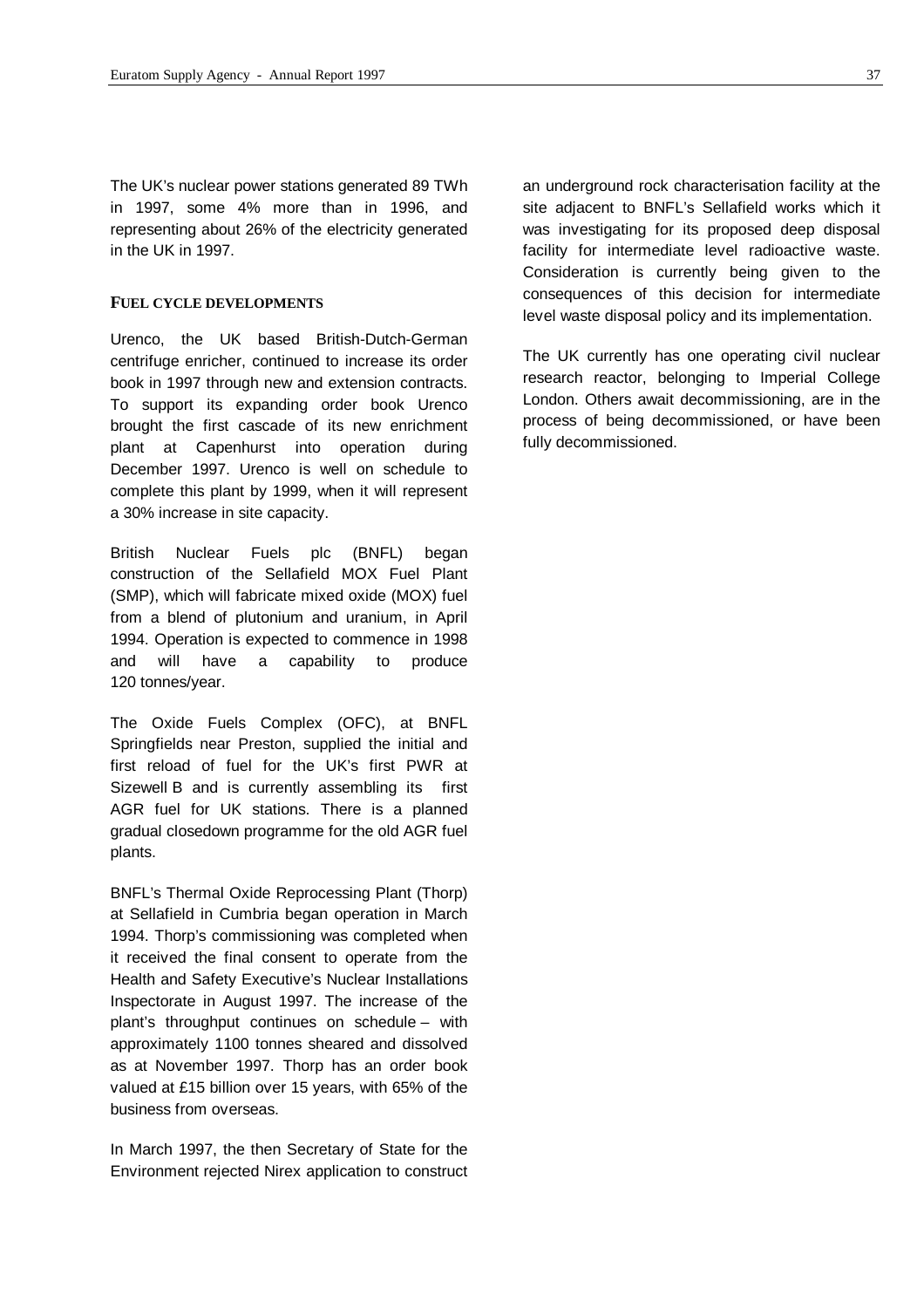The UK's nuclear power stations generated 89 TWh in 1997, some 4% more than in 1996, and representing about 26% of the electricity generated in the UK in 1997.

**FUEL CYCLE DEVELOPMENTS**

Urenco, the UK based British-Dutch-German centrifuge enricher, continued to increase its order book in 1997 through new and extension contracts. To support its expanding order book Urenco brought the first cascade of its new enrichment plant at Capenhurst into operation during December 1997. Urenco is well on schedule to complete this plant by 1999, when it will represent a 30% increase in site capacity.

British Nuclear Fuels plc (BNFL) began construction of the Sellafield MOX Fuel Plant (SMP), which will fabricate mixed oxide (MOX) fuel from a blend of plutonium and uranium, in April 1994. Operation is expected to commence in 1998 and will have a capability to produce 120 tonnes/year.

The Oxide Fuels Complex (OFC), at BNFL Springfields near Preston, supplied the initial and first reload of fuel for the UK's first PWR at Sizewell B and is currently assembling its first AGR fuel for UK stations. There is a planned gradual closedown programme for the old AGR fuel plants.

BNFL's Thermal Oxide Reprocessing Plant (Thorp) at Sellafield in Cumbria began operation in March 1994. Thorp's commissioning was completed when it received the final consent to operate from the Health and Safety Executive's Nuclear Installations Inspectorate in August 1997. The increase of the plant's throughput continues on schedule – with approximately 1100 tonnes sheared and dissolved as at November 1997. Thorp has an order book valued at £15 billion over 15 years, with 65% of the business from overseas.

In March 1997, the then Secretary of State for the Environment rejected Nirex application to construct an underground rock characterisation facility at the site adjacent to BNFL's Sellafield works which it was investigating for its proposed deep disposal facility for intermediate level radioactive waste. Consideration is currently being given to the consequences of this decision for intermediate level waste disposal policy and its implementation.

The UK currently has one operating civil nuclear research reactor, belonging to Imperial College London. Others await decommissioning, are in the process of being decommissioned, or have been fully decommissioned.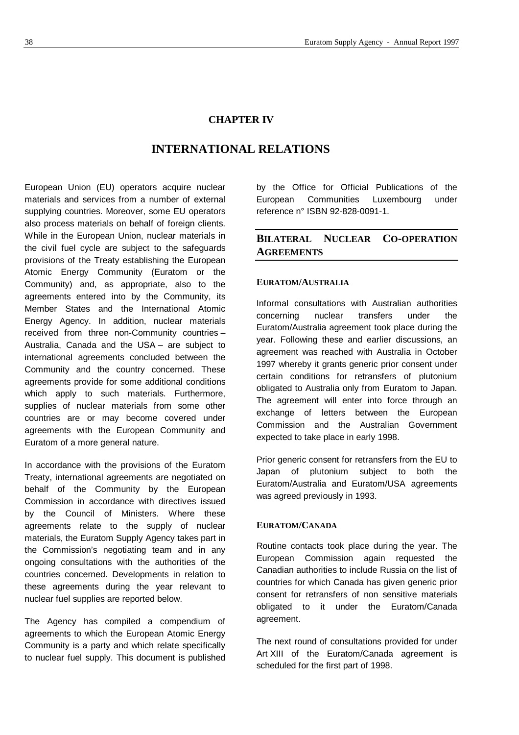## CHAPTER IV

# INTERNATIONAL RELATIONS

European Union (EU) operators acquire nuclear materials and services from a number of external supplying countries. Moreover, some EU operators also process materials on behalf of foreign clients. While in the European Union, nuclear materials in the civil fuel cycle are subject to the safeguards provisions of the Treaty establishing the European Atomic Energy Community (Euratom or the Community) and, as appropriate, also to the agreements entered into by the Community, its Member States and the International Atomic Energy Agency. In addition, nuclear materials received from three non-Community countries – Australia, Canada and the USA – are subject to international agreements concluded between the Community and the country concerned. These agreements provide for some additional conditions which apply to such materials. Furthermore, supplies of nuclear materials from some other countries are or may become covered under agreements with the European Community and Euratom of a more general nature.

In accordance with the provisions of the Euratom Treaty, international agreements are negotiated on behalf of the Community by the European Commission in accordance with directives issued by the Council of Ministers. Where these agreements relate to the supply of nuclear materials, the Euratom Supply Agency takes part in the Commission's negotiating team and in any ongoing consultations with the authorities of the countries concerned. Developments in relation to these agreements during the year relevant to nuclear fuel supplies are reported below.

The Agency has compiled a compendium of agreements to which the European Atomic Energy Community is a party and which relate specifically to nuclear fuel supply. This document is published by the Office for Official Publications of the European Communities Luxembourg under reference n° ISBN 92-828-0091-1.

## BILATERAL NUCLEAR CO-OPERATION AGREEMENTS

### EURATOM/AUSTRALIA

Informal consultations with Australian authorities concerning nuclear transfers under the Euratom/Australia agreement took place during the year. Following these and earlier discussions, an agreement was reached with Australia in October 1997 whereby it grants generic prior consent under certain conditions for retransfers of plutonium obligated to Australia only from Euratom to Japan. The agreement will enter into force through an exchange of letters between the European Commission and the Australian Government expected to take place in early 1998.

Prior generic consent for retransfers from the EU to Japan of plutonium subject to both the Euratom/Australia and Euratom/USA agreements was agreed previously in 1993.

### EURATOM/CANADA

Routine contacts took place during the year. The European Commission again requested the Canadian authorities to include Russia on the list of countries for which Canada has given generic prior consent for retransfers of non sensitive materials obligated to it under the Euratom/Canada agreement.

The next round of consultations provided for under Art XIII of the Euratom/Canada agreement is scheduled for the first part of 1998.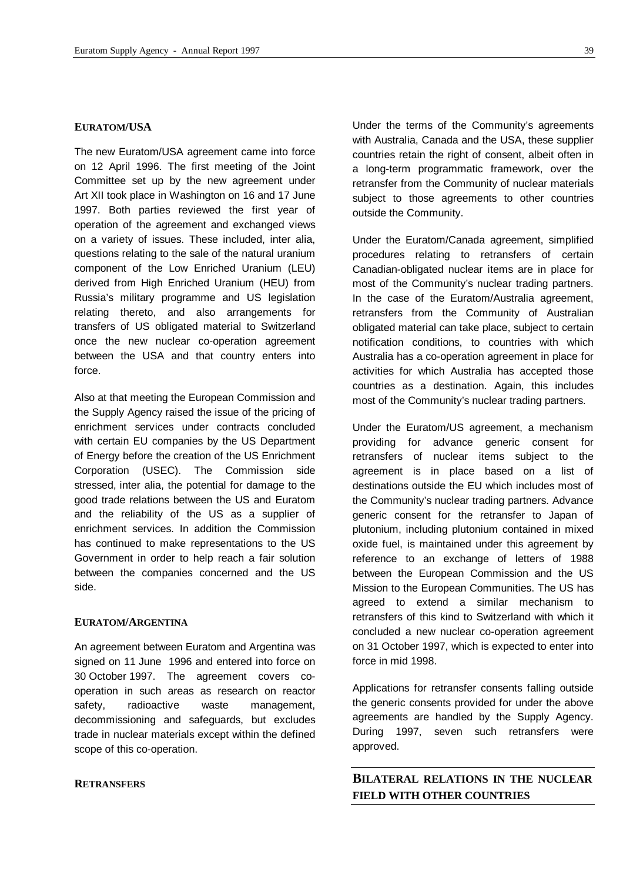## EURATOM/USA

The new Euratom/USA agreement came into force on 12 April 1996. The first meeting of the Joint Committee set up by the new agreement under Art XII took place in Washington on 16 and 17 June 1997. Both parties reviewed the first year of operation of the agreement and exchanged views on a variety of issues. These included, inter alia, questions relating to the sale of the natural uranium component of the Low Enriched Uranium (LEU) derived from High Enriched Uranium (HEU) from Russia's military programme and US legislation relating thereto, and also arrangements for transfers of US obligated material to Switzerland once the new nuclear co-operation agreement between the USA and that country enters into force.

Also at that meeting the European Commission and the Supply Agency raised the issue of the pricing of enrichment services under contracts concluded with certain EU companies by the US Department of Energy before the creation of the US Enrichment Corporation (USEC). The Commission side stressed, inter alia, the potential for damage to the good trade relations between the US and Euratom and the reliability of the US as a supplier of enrichment services. In addition the Commission has continued to make representations to the US Government in order to help reach a fair solution between the companies concerned and the US side.

## EURATOM/ARGENTINA

An agreement between Euratom and Argentina was signed on 11 June 1996 and entered into force on 30 October 1997. The agreement covers co-operation in such areas as research on reactor safety, radioactive waste management, decommissioning and safeguards, but excludes trade in nuclear materials except within the defined scope of this co-operation.

## RETRANSFERS

Under the terms of the Community's agreements with Australia, Canada and the USA, these supplier countries retain the right of consent, albeit often in a long-term programmatic framework, over the retransfer from the Community of nuclear materials subject to those agreements to other countries outside the Community.

Under the Euratom/Canada agreement, simplified procedures relating to retransfers of certain Canadian-obligated nuclear items are in place for most of the Community's nuclear trading partners. In the case of the Euratom/Australia agreement, retransfers from the Community of Australian obligated material can take place, subject to certain notification conditions, to countries with which Australia has a co-operation agreement in place for activities for which Australia has accepted those countries as a destination. Again, this includes most of the Community's nuclear trading partners.

Under the Euratom/US agreement, a mechanism providing for advance generic consent for retransfers of nuclear items subject to the agreement is in place based on a list of destinations outside the EU which includes most of the Community's nuclear trading partners. Advance generic consent for the retransfer to Japan of plutonium, including plutonium contained in mixed oxide fuel, is maintained under this agreement by reference to an exchange of letters of 1988 between the European Commission and the US Mission to the European Communities. The US has agreed to extend a similar mechanism to retransfers of this kind to Switzerland with which it concluded a new nuclear co-operation agreement on 31 October 1997, which is expected to enter into force in mid 1998.

Applications for retransfer consents falling outside the generic consents provided for under the above agreements are handled by the Supply Agency. During 1997, seven such retransfers were approved.

# BILATERAL RELATIONS IN THE NUCLEAR FIELD WITH OTHER COUNTRIES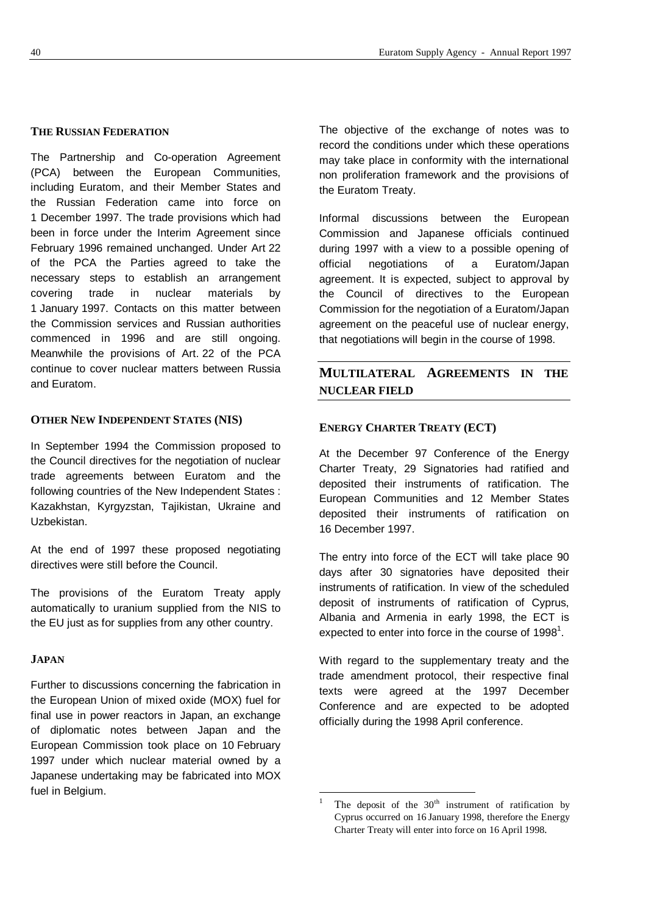### THE RUSSIAN FEDERATION

The Partnership and Co-operation Agreement (PCA) between the European Communities, including Euratom, and their Member States and the Russian Federation came into force on 1 December 1997. The trade provisions which had been in force under the Interim Agreement since February 1996 remained unchanged. Under Art 22 of the PCA the Parties agreed to take the necessary steps to establish an arrangement covering trade in nuclear materials by 1 January 1997. Contacts on this matter between the Commission services and Russian authorities commenced in 1996 and are still ongoing. Meanwhile the provisions of Art. 22 of the PCA continue to cover nuclear matters between Russia and Euratom.

### OTHER NEW INDEPENDENT STATES (NIS)

In September 1994 the Commission proposed to the Council directives for the negotiation of nuclear trade agreements between Euratom and the following countries of the New Independent States : Kazakhstan, Kyrgyzstan, Tajikistan, Ukraine and Uzbekistan.

At the end of 1997 these proposed negotiating directives were still before the Council.

The provisions of the Euratom Treaty apply automatically to uranium supplied from the NIS to the EU just as for supplies from any other country.

### JAPAN

Further to discussions concerning the fabrication in the European Union of mixed oxide (MOX) fuel for final use in power reactors in Japan, an exchange of diplomatic notes between Japan and the European Commission took place on 10 February 1997 under which nuclear material owned by a Japanese undertaking may be fabricated into MOX fuel in Belgium.

The objective of the exchange of notes was to record the conditions under which these operations may take place in conformity with the international non proliferation framework and the provisions of the Euratom Treaty.

Informal discussions between the European Commission and Japanese officials continued during 1997 with a view to a possible opening of official negotiations of a Euratom/Japan agreement. It is expected, subject to approval by the Council of directives to the European Commission for the negotiation of a Euratom/Japan agreement on the peaceful use of nuclear energy, that negotiations will begin in the course of 1998.

## MULTILATERAL AGREEMENTS IN THE NUCLEAR FIELD

### ENERGY CHARTER TREATY (ECT)

At the December 97 Conference of the Energy Charter Treaty, 29 Signatories had ratified and deposited their instruments of ratification. The European Communities and 12 Member States deposited their instruments of ratification on 16 December 1997.

The entry into force of the ECT will take place 90 days after 30 signatories have deposited their instruments of ratification. In view of the scheduled deposit of instruments of ratification of Cyprus, Albania and Armenia in early 1998, the ECT is expected to enter into force in the course of 1998[1].

With regard to the supplementary treaty and the trade amendment protocol, their respective final texts were agreed at the 1997 December Conference and are expected to be adopted officially during the 1998 April conference.

[1] The deposit of the 30th instrument of ratification by Cyprus occurred on 16 January 1998, therefore the Energy Charter Treaty will enter into force on 16 April 1998.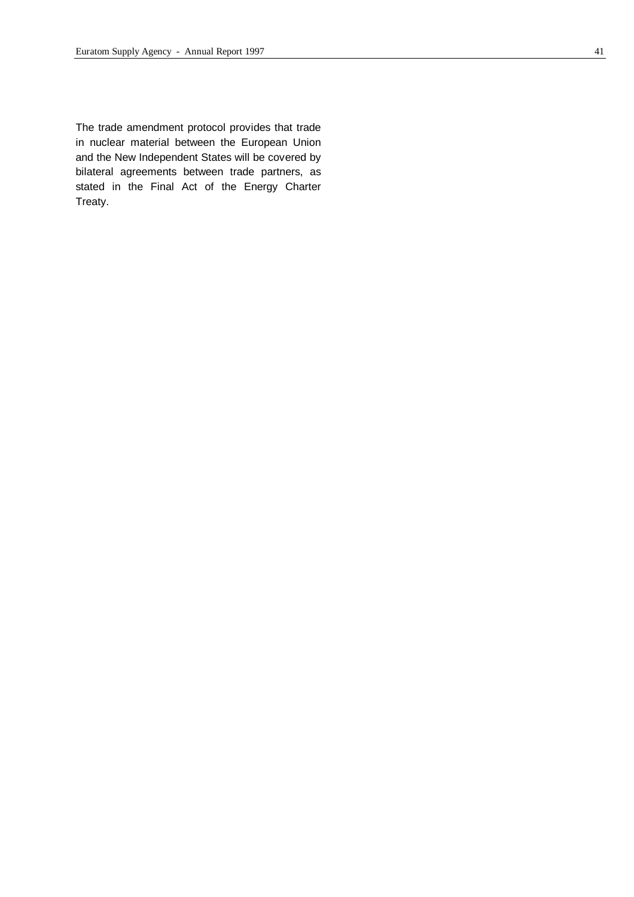The trade amendment protocol provides that trade in nuclear material between the European Union and the New Independent States will be covered by bilateral agreements between trade partners, as stated in the Final Act of the Energy Charter Treaty.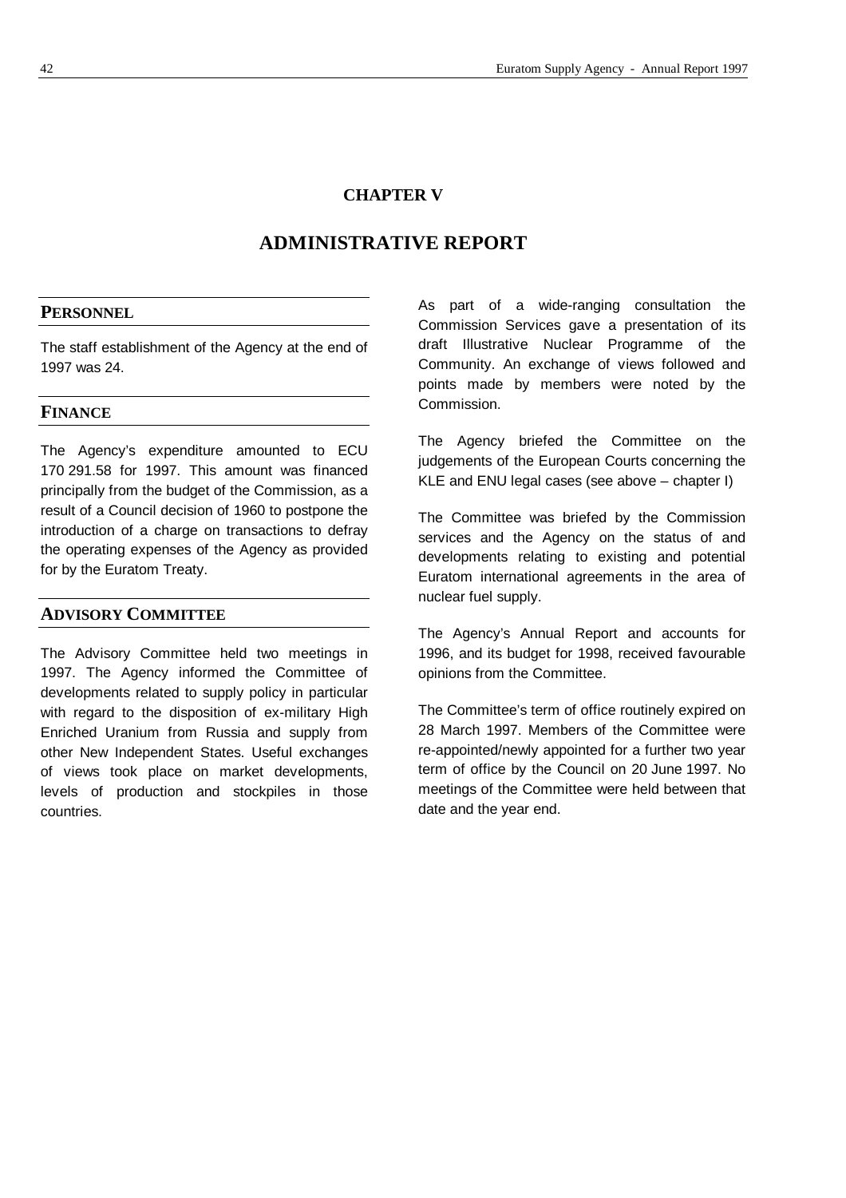# CHAPTER V

# ADMINISTRATIVE REPORT

## PERSONNEL

The staff establishment of the Agency at the end of 1997 was 24.

## FINANCE

The Agency's expenditure amounted to ECU 170 291.58 for 1997. This amount was financed principally from the budget of the Commission, as a result of a Council decision of 1960 to postpone the introduction of a charge on transactions to defray the operating expenses of the Agency as provided for by the Euratom Treaty.

## ADVISORY COMMITTEE

The Advisory Committee held two meetings in 1997. The Agency informed the Committee of developments related to supply policy in particular with regard to the disposition of ex-military High Enriched Uranium from Russia and supply from other New Independent States. Useful exchanges of views took place on market developments, levels of production and stockpiles in those countries.

As part of a wide-ranging consultation the Commission Services gave a presentation of its draft Illustrative Nuclear Programme of the Community. An exchange of views followed and points made by members were noted by the Commission.

The Agency briefed the Committee on the judgements of the European Courts concerning the KLE and ENU legal cases (see above – chapter I)

The Committee was briefed by the Commission services and the Agency on the status of and developments relating to existing and potential Euratom international agreements in the area of nuclear fuel supply.

The Agency's Annual Report and accounts for 1996, and its budget for 1998, received favourable opinions from the Committee.

The Committee's term of office routinely expired on 28 March 1997. Members of the Committee were re-appointed/newly appointed for a further two year term of office by the Council on 20 June 1997. No meetings of the Committee were held between that date and the year end.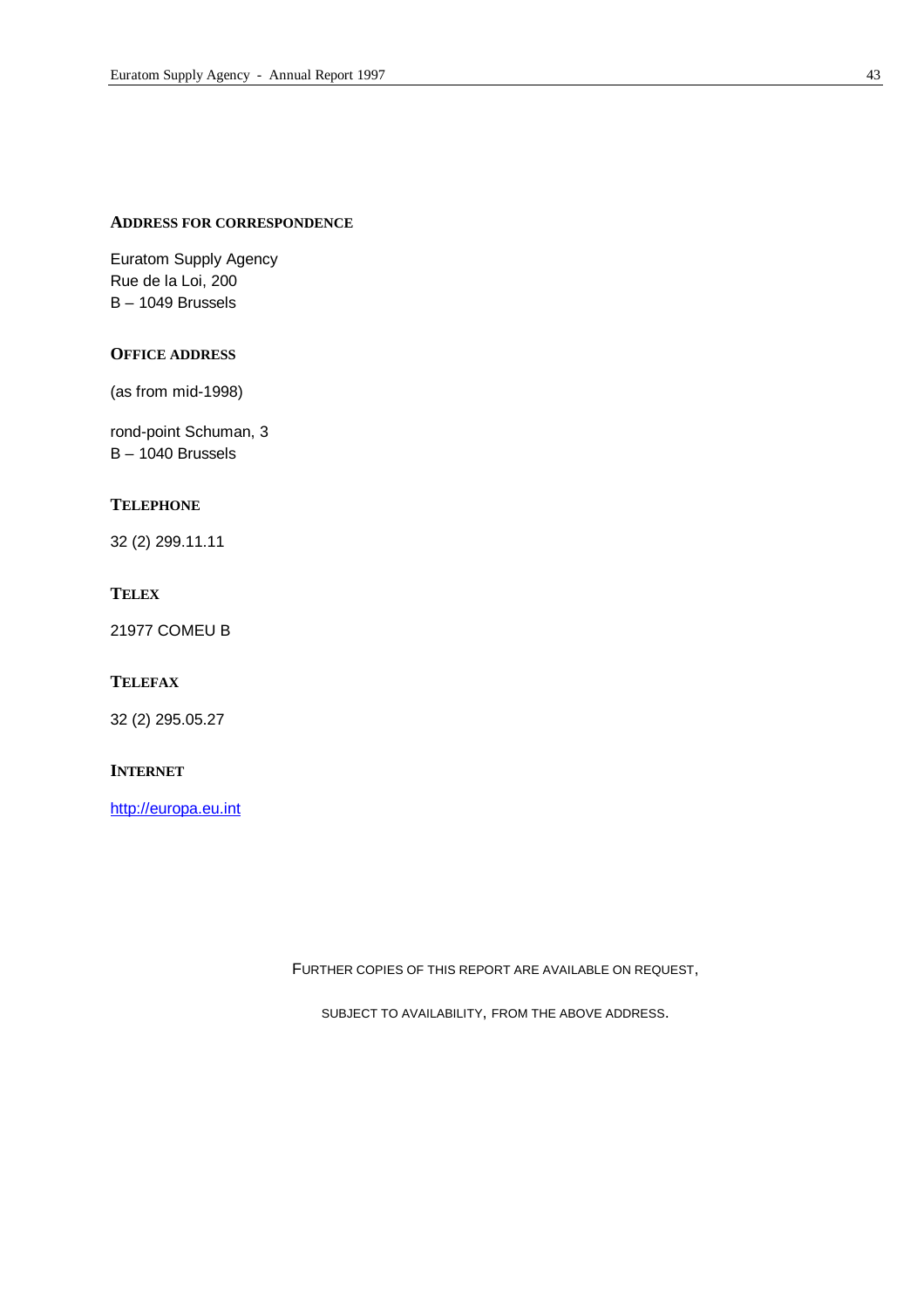**ADDRESS FOR CORRESPONDENCE**

Euratom Supply Agency
Rue de la Loi, 200
B – 1049 Brussels

**OFFICE ADDRESS**

(as from mid-1998)

rond-point Schuman, 3
B – 1040 Brussels

**TELEPHONE**

32 (2) 299.11.11

**TELEX**

21977 COMEU B

**TELEFAX**

32 (2) 295.05.27

**INTERNET**

[http://europa.eu.int](http://europa.eu.int)

FURTHER COPIES OF THIS REPORT ARE AVAILABLE ON REQUEST,

SUBJECT TO AVAILABILITY, FROM THE ABOVE ADDRESS.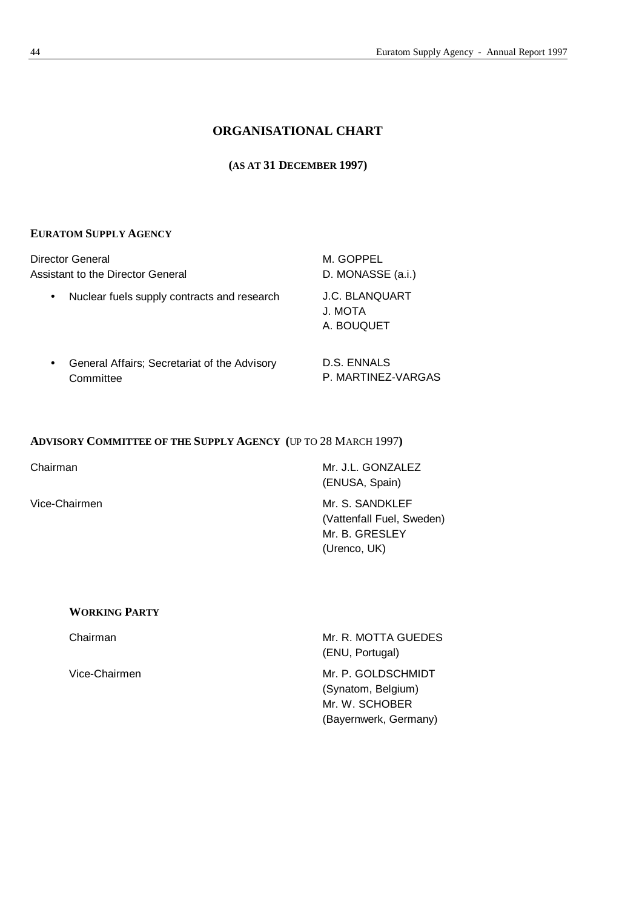# ORGANISATIONAL CHART

**(AS AT 31 DECEMBER 1997)**

## EURATOM SUPPLY AGENCY

| | |
|---|---|
| Director General | M. GOPPEL |
| Assistant to the Director General | D. MONASSE (a.i.) |
| • Nuclear fuels supply contracts and research | J.C. BLANQUART<br>J. MOTA<br>A. BOUQUET |
| • General Affairs; Secretariat of the Advisory Committee | D.S. ENNALS<br>P. MARTINEZ-VARGAS |

## ADVISORY COMMITTEE OF THE SUPPLY AGENCY (UP TO 28 MARCH 1997)

| | |
|---|---|
| Chairman | Mr. J.L. GONZALEZ<br>(ENUSA, Spain) |
| Vice-Chairmen | Mr. S. SANDKLEF<br>(Vattenfall Fuel, Sweden)<br>Mr. B. GRESLEY<br>(Urenco, UK) |

### WORKING PARTY

| | |
|---|---|
| Chairman | Mr. R. MOTTA GUEDES<br>(ENU, Portugal) |
| Vice-Chairmen | Mr. P. GOLDSCHMIDT<br>(Synatom, Belgium)<br>Mr. W. SCHOBER<br>(Bayernwerk, Germany) |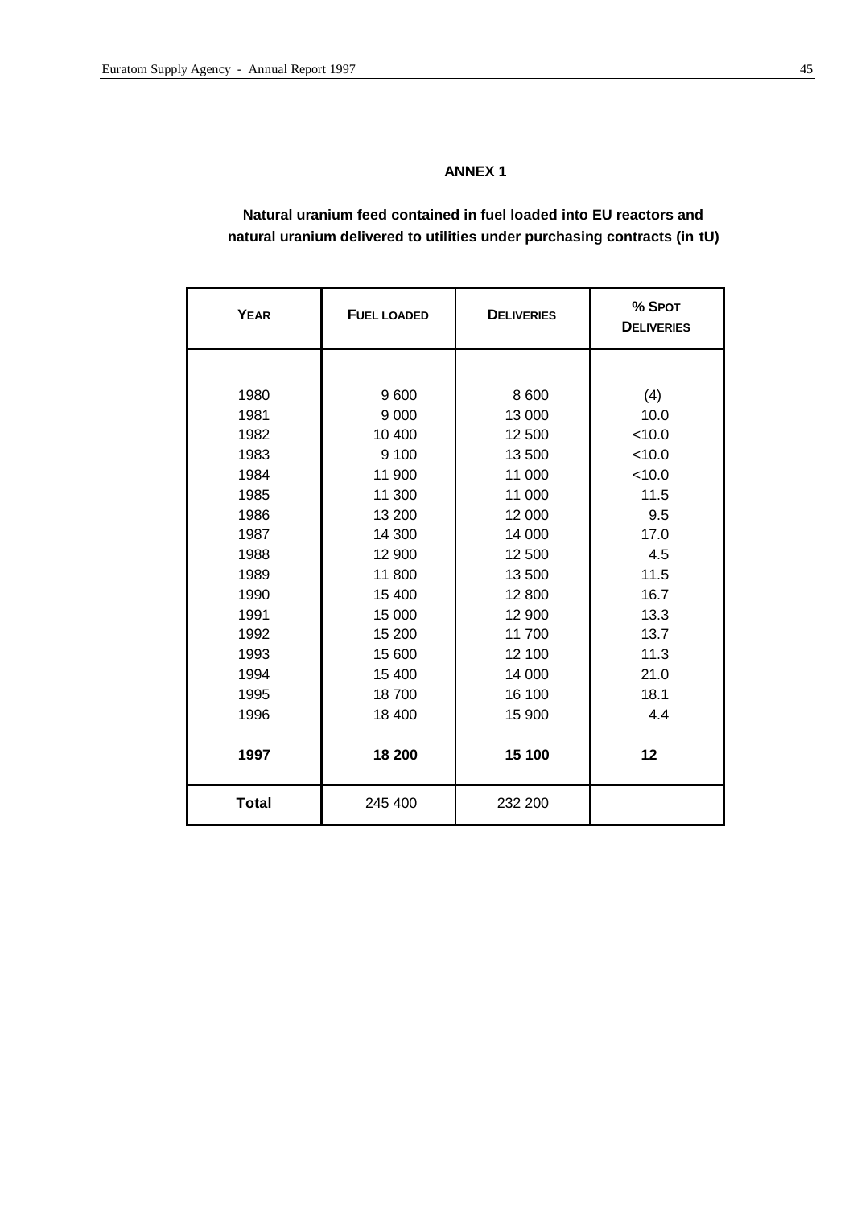# ANNEX 1

**Natural uranium feed contained in fuel loaded into EU reactors and natural uranium delivered to utilities under purchasing contracts (in tU)**

| YEAR | FUEL LOADED | DELIVERIES | % SPOT DELIVERIES |
|---|---|---|---|
| 1980 | 9 600 | 8 600 | (4) |
| 1981 | 9 000 | 13 000 | 10.0 |
| 1982 | 10 400 | 12 500 | <10.0 |
| 1983 | 9 100 | 13 500 | <10.0 |
| 1984 | 11 900 | 11 000 | <10.0 |
| 1985 | 11 300 | 11 000 | 11.5 |
| 1986 | 13 200 | 12 000 | 9.5 |
| 1987 | 14 300 | 14 000 | 17.0 |
| 1988 | 12 900 | 12 500 | 4.5 |
| 1989 | 11 800 | 13 500 | 11.5 |
| 1990 | 15 400 | 12 800 | 16.7 |
| 1991 | 15 000 | 12 900 | 13.3 |
| 1992 | 15 200 | 11 700 | 13.7 |
| 1993 | 15 600 | 12 100 | 11.3 |
| 1994 | 15 400 | 14 000 | 21.0 |
| 1995 | 18 700 | 16 100 | 18.1 |
| 1996 | 18 400 | 15 900 | 4.4 |
| **1997** | **18 200** | **15 100** | **12** |
| **Total** | 245 400 | 232 200 | |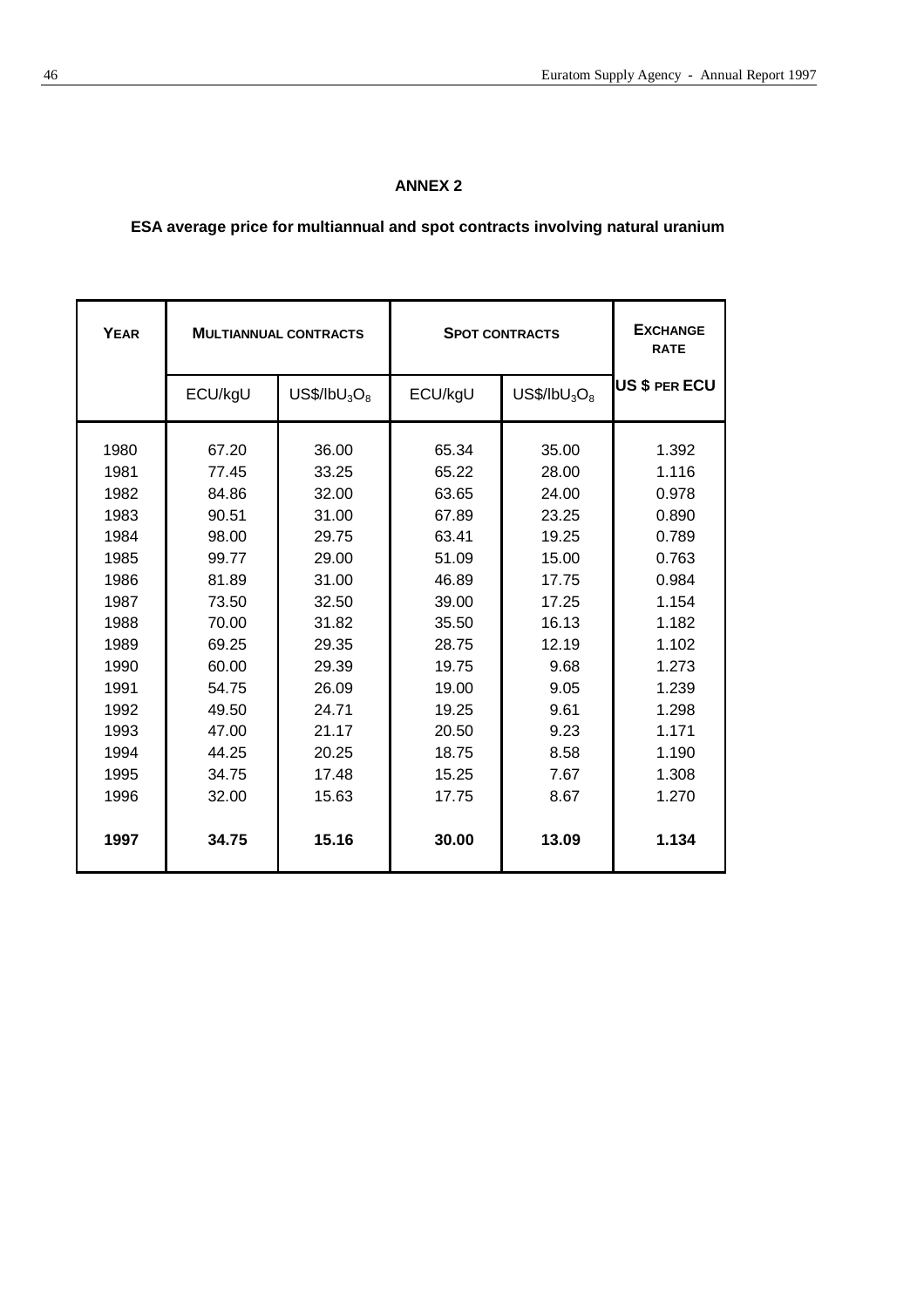# ANNEX 2

## ESA average price for multiannual and spot contracts involving natural uranium

| YEAR | MULTIANNUAL CONTRACTS | | SPOT CONTRACTS | | EXCHANGE RATE |
|---|---|---|---|---|---|
| | ECU/kgU | US$/lb$U_3O_8$ | ECU/kgU | US$/lb$U_3O_8$ | US $ PER ECU |
| 1980 | 67.20 | 36.00 | 65.34 | 35.00 | 1.392 |
| 1981 | 77.45 | 33.25 | 65.22 | 28.00 | 1.116 |
| 1982 | 84.86 | 32.00 | 63.65 | 24.00 | 0.978 |
| 1983 | 90.51 | 31.00 | 67.89 | 23.25 | 0.890 |
| 1984 | 98.00 | 29.75 | 63.41 | 19.25 | 0.789 |
| 1985 | 99.77 | 29.00 | 51.09 | 15.00 | 0.763 |
| 1986 | 81.89 | 31.00 | 46.89 | 17.75 | 0.984 |
| 1987 | 73.50 | 32.50 | 39.00 | 17.25 | 1.154 |
| 1988 | 70.00 | 31.82 | 35.50 | 16.13 | 1.182 |
| 1989 | 69.25 | 29.35 | 28.75 | 12.19 | 1.102 |
| 1990 | 60.00 | 29.39 | 19.75 | 9.68 | 1.273 |
| 1991 | 54.75 | 26.09 | 19.00 | 9.05 | 1.239 |
| 1992 | 49.50 | 24.71 | 19.25 | 9.61 | 1.298 |
| 1993 | 47.00 | 21.17 | 20.50 | 9.23 | 1.171 |
| 1994 | 44.25 | 20.25 | 18.75 | 8.58 | 1.190 |
| 1995 | 34.75 | 17.48 | 15.25 | 7.67 | 1.308 |
| 1996 | 32.00 | 15.63 | 17.75 | 8.67 | 1.270 |
| **1997** | **34.75** | **15.16** | **30.00** | **13.09** | **1.134** |